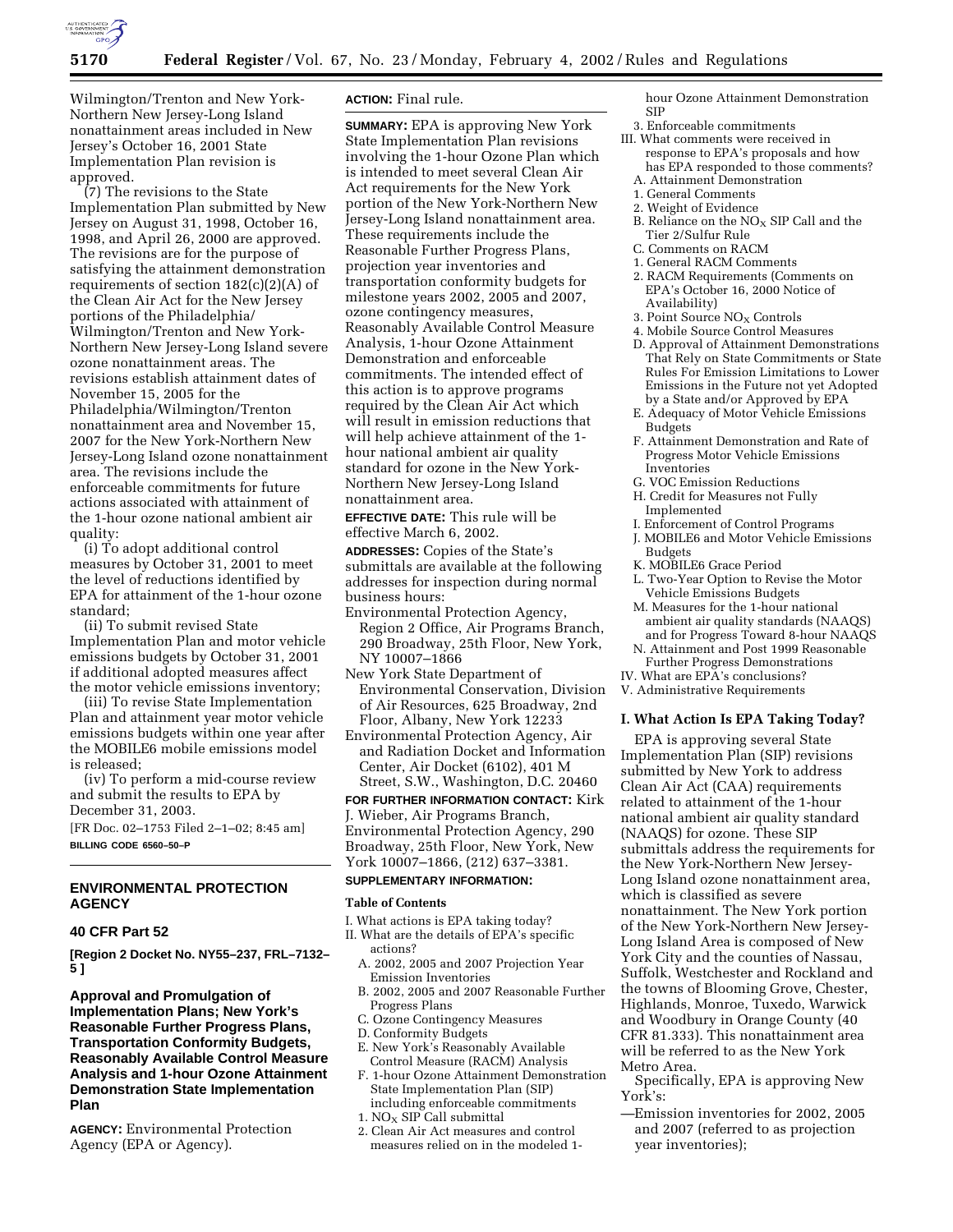Wilmington/Trenton and New York-Northern New Jersey-Long Island nonattainment areas included in New Jersey's October 16, 2001 State Implementation Plan revision is approved.

(7) The revisions to the State Implementation Plan submitted by New Jersey on August 31, 1998, October 16, 1998, and April 26, 2000 are approved. The revisions are for the purpose of satisfying the attainment demonstration requirements of section 182(c)(2)(A) of the Clean Air Act for the New Jersey portions of the Philadelphia/Wilmington/Trenton and New York-Northern New Jersey-Long Island severe ozone nonattainment areas. The revisions establish attainment dates of November 15, 2005 for the Philadelphia/Wilmington/Trenton nonattainment area and November 15, 2007 for the New York-Northern New Jersey-Long Island ozone nonattainment area. The revisions include the enforceable commitments for future actions associated with attainment of the 1-hour ozone national ambient air quality:

(i) To adopt additional control measures by October 31, 2001 to meet the level of reductions identified by EPA for attainment of the 1-hour ozone standard;

(ii) To submit revised State Implementation Plan and motor vehicle emissions budgets by October 31, 2001 if additional adopted measures affect the motor vehicle emissions inventory;

(iii) To revise State Implementation Plan and attainment year motor vehicle emissions budgets within one year after the MOBILE6 mobile emissions model is released;

(iv) To perform a mid-course review and submit the results to EPA by December 31, 2003.

[FR Doc. 02–1753 Filed 2–1–02; 8:45 am]

**BILLING CODE 6560–50–P**

---

## ENVIRONMENTAL PROTECTION AGENCY

### 40 CFR Part 52

**[Region 2 Docket No. NY55–237, FRL–7132–5 ]**

### Approval and Promulgation of Implementation Plans; New York's Reasonable Further Progress Plans, Transportation Conformity Budgets, Reasonably Available Control Measure Analysis and 1-hour Ozone Attainment Demonstration State Implementation Plan

**AGENCY:** Environmental Protection Agency (EPA or Agency).

**ACTION:** Final rule.

**SUMMARY:** EPA is approving New York State Implementation Plan revisions involving the 1-hour Ozone Plan which is intended to meet several Clean Air Act requirements for the New York portion of the New York-Northern New Jersey-Long Island nonattainment area. These requirements include the Reasonable Further Progress Plans, projection year inventories and transportation conformity budgets for milestone years 2002, 2005 and 2007, ozone contingency measures, Reasonably Available Control Measure Analysis, 1-hour Ozone Attainment Demonstration and enforceable commitments. The intended effect of this action is to approve programs required by the Clean Air Act which will result in emission reductions that will help achieve attainment of the 1-hour national ambient air quality standard for ozone in the New York-Northern New Jersey-Long Island nonattainment area.

**EFFECTIVE DATE:** This rule will be effective March 6, 2002.

**ADDRESSES:** Copies of the State's submittals are available at the following addresses for inspection during normal business hours:

Environmental Protection Agency, Region 2 Office, Air Programs Branch, 290 Broadway, 25th Floor, New York, NY 10007–1866

New York State Department of Environmental Conservation, Division of Air Resources, 625 Broadway, 2nd Floor, Albany, New York 12233

Environmental Protection Agency, Air and Radiation Docket and Information Center, Air Docket (6102), 401 M Street, S.W., Washington, D.C. 20460

**FOR FURTHER INFORMATION CONTACT:** Kirk J. Wieber, Air Programs Branch, Environmental Protection Agency, 290 Broadway, 25th Floor, New York, New York 10007–1866, (212) 637–3381.

**SUPPLEMENTARY INFORMATION:**

**Table of Contents**

I. What actions is EPA taking today?
II. What are the details of EPA's specific actions?
  A. 2002, 2005 and 2007 Projection Year Emission Inventories
  B. 2002, 2005 and 2007 Reasonable Further Progress Plans
  C. Ozone Contingency Measures
  D. Conformity Budgets
  E. New York's Reasonably Available Control Measure (RACM) Analysis
  F. 1-hour Ozone Attainment Demonstration State Implementation Plan (SIP) including enforceable commitments
    1. $NO_X$ SIP Call submittal
    2. Clean Air Act measures and control measures relied on in the modeled 1-hour Ozone Attainment Demonstration SIP
    3. Enforceable commitments
III. What comments were received in response to EPA's proposals and how has EPA responded to those comments?
  A. Attainment Demonstration
    1. General Comments
    2. Weight of Evidence
  B. Reliance on the $NO_X$ SIP Call and the Tier 2/Sulfur Rule
  C. Comments on RACM
    1. General RACM Comments
    2. RACM Requirements (Comments on EPA's October 16, 2000 Notice of Availability)
    3. Point Source $NO_X$ Controls
    4. Mobile Source Control Measures
  D. Approval of Attainment Demonstrations That Rely on State Commitments or State Rules For Emission Limitations to Lower Emissions in the Future not yet Adopted by a State and/or Approved by EPA
  E. Adequacy of Motor Vehicle Emissions Budgets
  F. Attainment Demonstration and Rate of Progress Motor Vehicle Emissions Inventories
  G. VOC Emission Reductions
  H. Credit for Measures not Fully Implemented
  I. Enforcement of Control Programs
  J. MOBILE6 and Motor Vehicle Emissions Budgets
  K. MOBILE6 Grace Period
  L. Two-Year Option to Revise the Motor Vehicle Emissions Budgets
  M. Measures for the 1-hour national ambient air quality standards (NAAQS) and for Progress Toward 8-hour NAAQS
  N. Attainment and Post 1999 Reasonable Further Progress Demonstrations
IV. What are EPA's conclusions?
V. Administrative Requirements

## I. What Action Is EPA Taking Today?

EPA is approving several State Implementation Plan (SIP) revisions submitted by New York to address Clean Air Act (CAA) requirements related to attainment of the 1-hour national ambient air quality standard (NAAQS) for ozone. These SIP submittals address the requirements for the New York-Northern New Jersey-Long Island ozone nonattainment area, which is classified as severe nonattainment. The New York portion of the New York-Northern New Jersey-Long Island Area is composed of New York City and the counties of Nassau, Suffolk, Westchester and Rockland and the towns of Blooming Grove, Chester, Highlands, Monroe, Tuxedo, Warwick and Woodbury in Orange County (40 CFR 81.333). This nonattainment area will be referred to as the New York Metro Area.

Specifically, EPA is approving New York's:

—Emission inventories for 2002, 2005 and 2007 (referred to as projection year inventories);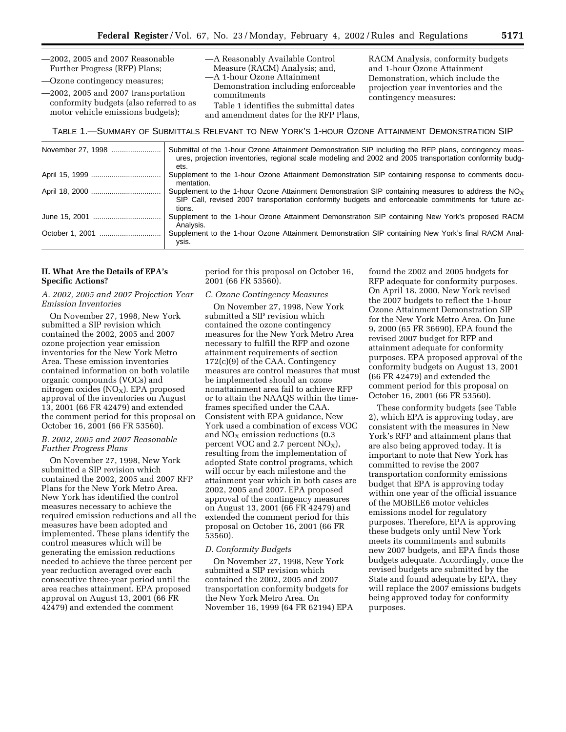—2002, 2005 and 2007 Reasonable Further Progress (RFP) Plans;

—Ozone contingency measures;

—2002, 2005 and 2007 transportation conformity budgets (also referred to as motor vehicle emissions budgets);

—A Reasonably Available Control Measure (RACM) Analysis; and,

—A 1-hour Ozone Attainment Demonstration including enforceable commitments

Table 1 identifies the submittal dates and amendment dates for the RFP Plans, RACM Analysis, conformity budgets and 1-hour Ozone Attainment Demonstration, which include the projection year inventories and the contingency measures:

TABLE 1.—SUMMARY OF SUBMITTALS RELEVANT TO NEW YORK'S 1-HOUR OZONE ATTAINMENT DEMONSTRATION SIP

| | |
|---|---|
| November 27, 1998 | Submittal of the 1-hour Ozone Attainment Demonstration SIP including the RFP plans, contingency measures, projection inventories, regional scale modeling and 2002 and 2005 transportation conformity budgets. |
| April 15, 1999 | Supplement to the 1-hour Ozone Attainment Demonstration SIP containing response to comments documentation. |
| April 18, 2000 | Supplement to the 1-hour Ozone Attainment Demonstration SIP containing measures to address the $NO_X$ SIP Call, revised 2007 transportation conformity budgets and enforceable commitments for future actions. |
| June 15, 2001 | Supplement to the 1-hour Ozone Attainment Demonstration SIP containing New York's proposed RACM Analysis. |
| October 1, 2001 | Supplement to the 1-hour Ozone Attainment Demonstration SIP containing New York's final RACM Analysis. |

## II. What Are the Details of EPA's Specific Actions?

### *A. 2002, 2005 and 2007 Projection Year Emission Inventories*

On November 27, 1998, New York submitted a SIP revision which contained the 2002, 2005 and 2007 ozone projection year emission inventories for the New York Metro Area. These emission inventories contained information on both volatile organic compounds (VOCs) and nitrogen oxides ($NO_X$). EPA proposed approval of the inventories on August 13, 2001 (66 FR 42479) and extended the comment period for this proposal on October 16, 2001 (66 FR 53560).

### *B. 2002, 2005 and 2007 Reasonable Further Progress Plans*

On November 27, 1998, New York submitted a SIP revision which contained the 2002, 2005 and 2007 RFP Plans for the New York Metro Area. New York has identified the control measures necessary to achieve the required emission reductions and all the measures have been adopted and implemented. These plans identify the control measures which will be generating the emission reductions needed to achieve the three percent per year reduction averaged over each consecutive three-year period until the area reaches attainment. EPA proposed approval on August 13, 2001 (66 FR 42479) and extended the comment period for this proposal on October 16, 2001 (66 FR 53560).

### *C. Ozone Contingency Measures*

On November 27, 1998, New York submitted a SIP revision which contained the ozone contingency measures for the New York Metro Area necessary to fulfill the RFP and ozone attainment requirements of section 172(c)(9) of the CAA. Contingency measures are control measures that must be implemented should an ozone nonattainment area fail to achieve RFP or to attain the NAAQS within the time-frames specified under the CAA. Consistent with EPA guidance, New York used a combination of excess VOC and $NO_X$ emission reductions (0.3 percent VOC and 2.7 percent $NO_X$), resulting from the implementation of adopted State control programs, which will occur by each milestone and the attainment year which in both cases are 2002, 2005 and 2007. EPA proposed approval of the contingency measures on August 13, 2001 (66 FR 42479) and extended the comment period for this proposal on October 16, 2001 (66 FR 53560).

### *D. Conformity Budgets*

On November 27, 1998, New York submitted a SIP revision which contained the 2002, 2005 and 2007 transportation conformity budgets for the New York Metro Area. On November 16, 1999 (64 FR 62194) EPA found the 2002 and 2005 budgets for RFP adequate for conformity purposes. On April 18, 2000, New York revised the 2007 budgets to reflect the 1-hour Ozone Attainment Demonstration SIP for the New York Metro Area. On June 9, 2000 (65 FR 36690), EPA found the revised 2007 budget for RFP and attainment adequate for conformity purposes. EPA proposed approval of the conformity budgets on August 13, 2001 (66 FR 42479) and extended the comment period for this proposal on October 16, 2001 (66 FR 53560).

These conformity budgets (see Table 2), which EPA is approving today, are consistent with the measures in New York's RFP and attainment plans that are also being approved today. It is important to note that New York has committed to revise the 2007 transportation conformity emissions budget that EPA is approving today within one year of the official issuance of the MOBILE6 motor vehicles emissions model for regulatory purposes. Therefore, EPA is approving these budgets only until New York meets its commitments and submits new 2007 budgets, and EPA finds those budgets adequate. Accordingly, once the revised budgets are submitted by the State and found adequate by EPA, they will replace the 2007 emissions budgets being approved today for conformity purposes.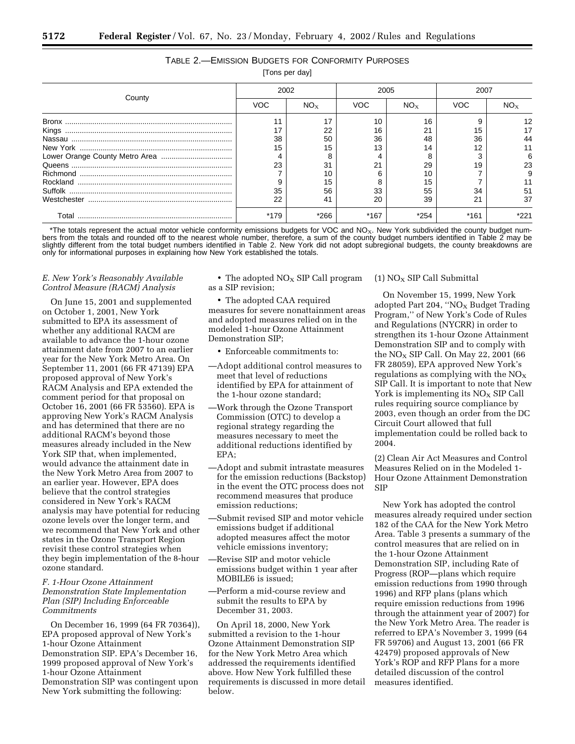TABLE 2.—EMISSION BUDGETS FOR CONFORMITY PURPOSES

[Tons per day]

| County | 2002 | | 2005 | | 2007 | |
|---|---|---|---|---|---|---|
| | VOC | $NO_X$ | VOC | $NO_X$ | VOC | $NO_X$ |
| Bronx | 11 | 17 | 10 | 16 | 9 | 12 |
| Kings | 17 | 22 | 16 | 21 | 15 | 17 |
| Nassau | 38 | 50 | 36 | 48 | 36 | 44 |
| New York | 15 | 15 | 13 | 14 | 12 | 11 |
| Lower Orange County Metro Area | 4 | 8 | 4 | 8 | 3 | 6 |
| Queens | 23 | 31 | 21 | 29 | 19 | 23 |
| Richmond | 7 | 10 | 6 | 10 | 7 | 9 |
| Rockland | 9 | 15 | 8 | 15 | 7 | 11 |
| Suffolk | 35 | 56 | 33 | 55 | 34 | 51 |
| Westchester | 22 | 41 | 20 | 39 | 21 | 37 |
| Total | *179 | *266 | *167 | *254 | *161 | *221 |

*The totals represent the actual motor vehicle conformity emissions budgets for VOC and $NO_X$. New York subdivided the county budget numbers from the totals and rounded off to the nearest whole number, therefore, a sum of the county budget numbers identified in Table 2 may be slightly different from the total budget numbers identified in Table 2. New York did not adopt subregional budgets, the county breakdowns are only for informational purposes in explaining how New York established the totals.

### *E. New York's Reasonably Available Control Measure (RACM) Analysis*

On June 15, 2001 and supplemented on October 1, 2001, New York submitted to EPA its assessment of whether any additional RACM are available to advance the 1-hour ozone attainment date from 2007 to an earlier year for the New York Metro Area. On September 11, 2001 (66 FR 47139) EPA proposed approval of New York's RACM Analysis and EPA extended the comment period for that proposal on October 16, 2001 (66 FR 53560). EPA is approving New York's RACM Analysis and has determined that there are no additional RACM's beyond those measures already included in the New York SIP that, when implemented, would advance the attainment date in the New York Metro Area from 2007 to an earlier year. However, EPA does believe that the control strategies considered in New York's RACM analysis may have potential for reducing ozone levels over the longer term, and we recommend that New York and other states in the Ozone Transport Region revisit these control strategies when they begin implementation of the 8-hour ozone standard.

### *F. 1-Hour Ozone Attainment Demonstration State Implementation Plan (SIP) Including Enforceable Commitments*

On December 16, 1999 (64 FR 70364)), EPA proposed approval of New York's 1-hour Ozone Attainment Demonstration SIP. EPA's December 16, 1999 proposed approval of New York's 1-hour Ozone Attainment Demonstration SIP was contingent upon New York submitting the following:

- The adopted $NO_X$ SIP Call program as a SIP revision;
- The adopted CAA required measures for severe nonattainment areas and adopted measures relied on in the modeled 1-hour Ozone Attainment Demonstration SIP;
- Enforceable commitments to:

—Adopt additional control measures to meet that level of reductions identified by EPA for attainment of the 1-hour ozone standard;

—Work through the Ozone Transport Commission (OTC) to develop a regional strategy regarding the measures necessary to meet the additional reductions identified by EPA;

—Adopt and submit intrastate measures for the emission reductions (Backstop) in the event the OTC process does not recommend measures that produce emission reductions;

—Submit revised SIP and motor vehicle emissions budget if additional adopted measures affect the motor vehicle emissions inventory;

—Revise SIP and motor vehicle emissions budget within 1 year after MOBILE6 is issued;

—Perform a mid-course review and submit the results to EPA by December 31, 2003.

On April 18, 2000, New York submitted a revision to the 1-hour Ozone Attainment Demonstration SIP for the New York Metro Area which addressed the requirements identified above. How New York fulfilled these requirements is discussed in more detail below.

(1) $NO_X$ SIP Call Submittal

On November 15, 1999, New York adopted Part 204, "$NO_X$ Budget Trading Program," of New York's Code of Rules and Regulations (NYCRR) in order to strengthen its 1-hour Ozone Attainment Demonstration SIP and to comply with the $NO_X$ SIP Call. On May 22, 2001 (66 FR 28059), EPA approved New York's regulations as complying with the $NO_X$ SIP Call. It is important to note that New York is implementing its $NO_X$ SIP Call rules requiring source compliance by 2003, even though an order from the DC Circuit Court allowed that full implementation could be rolled back to 2004.

(2) Clean Air Act Measures and Control Measures Relied on in the Modeled 1-Hour Ozone Attainment Demonstration SIP

New York has adopted the control measures already required under section 182 of the CAA for the New York Metro Area. Table 3 presents a summary of the control measures that are relied on in the 1-hour Ozone Attainment Demonstration SIP, including Rate of Progress (ROP—plans which require emission reductions from 1990 through 1996) and RFP plans (plans which require emission reductions from 1996 through the attainment year of 2007) for the New York Metro Area. The reader is referred to EPA's November 3, 1999 (64 FR 59706) and August 13, 2001 (66 FR 42479) proposed approvals of New York's ROP and RFP Plans for a more detailed discussion of the control measures identified.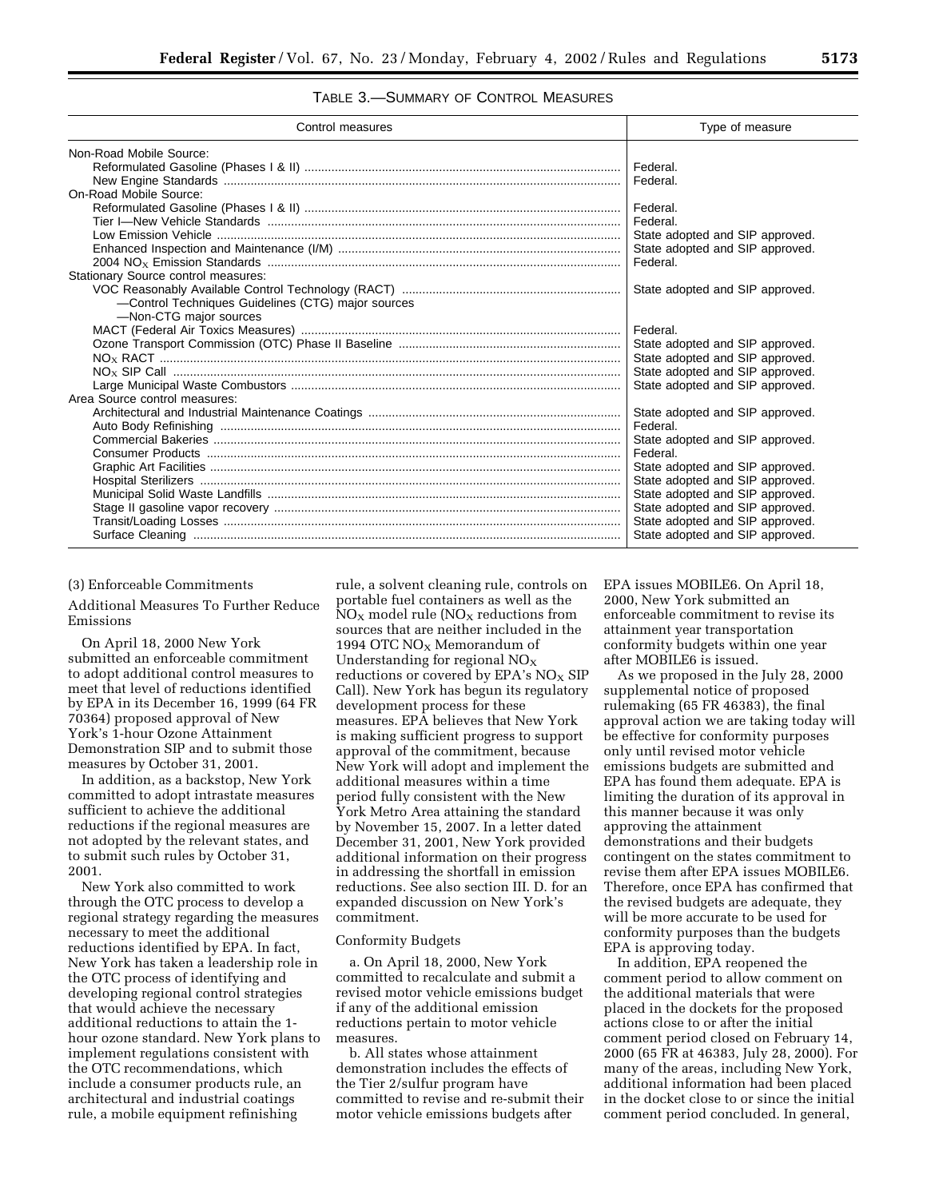TABLE 3.—SUMMARY OF CONTROL MEASURES

| Control measures | Type of measure |
| --- | --- |
| Non-Road Mobile Source: | |
| Reformulated Gasoline (Phases I & II) | Federal. |
| New Engine Standards | Federal. |
| On-Road Mobile Source: | |
| Reformulated Gasoline (Phases I & II) | Federal. |
| Tier I—New Vehicle Standards | Federal. |
| Low Emission Vehicle | State adopted and SIP approved. |
| Enhanced Inspection and Maintenance (I/M) | State adopted and SIP approved. |
| 2004 $NO_X$ Emission Standards | Federal. |
| Stationary Source control measures: | |
| VOC Reasonably Available Control Technology (RACT) | State adopted and SIP approved. |
| —Control Techniques Guidelines (CTG) major sources | |
| —Non-CTG major sources | |
| MACT (Federal Air Toxics Measures) | Federal. |
| Ozone Transport Commission (OTC) Phase II Baseline | State adopted and SIP approved. |
| $NO_X$ RACT | State adopted and SIP approved. |
| $NO_X$ SIP Call | State adopted and SIP approved. |
| Large Municipal Waste Combustors | State adopted and SIP approved. |
| Area Source control measures: | |
| Architectural and Industrial Maintenance Coatings | State adopted and SIP approved. |
| Auto Body Refinishing | Federal. |
| Commercial Bakeries | State adopted and SIP approved. |
| Consumer Products | Federal. |
| Graphic Art Facilities | State adopted and SIP approved. |
| Hospital Sterilizers | State adopted and SIP approved. |
| Municipal Solid Waste Landfills | State adopted and SIP approved. |
| Stage II gasoline vapor recovery | State adopted and SIP approved. |
| Transit/Loading Losses | State adopted and SIP approved. |
| Surface Cleaning | State adopted and SIP approved. |

(3) Enforceable Commitments

Additional Measures To Further Reduce Emissions

On April 18, 2000 New York submitted an enforceable commitment to adopt additional control measures to meet that level of reductions identified by EPA in its December 16, 1999 (64 FR 70364) proposed approval of New York's 1-hour Ozone Attainment Demonstration SIP and to submit those measures by October 31, 2001.

In addition, as a backstop, New York committed to adopt intrastate measures sufficient to achieve the additional reductions if the regional measures are not adopted by the relevant states, and to submit such rules by October 31, 2001.

New York also committed to work through the OTC process to develop a regional strategy regarding the measures necessary to meet the additional reductions identified by EPA. In fact, New York has taken a leadership role in the OTC process of identifying and developing regional control strategies that would achieve the necessary additional reductions to attain the 1-hour ozone standard. New York plans to implement regulations consistent with the OTC recommendations, which include a consumer products rule, an architectural and industrial coatings rule, a mobile equipment refinishing rule, a solvent cleaning rule, controls on portable fuel containers as well as the $NO_X$ model rule ($NO_X$ reductions from sources that are neither included in the 1994 OTC $NO_X$ Memorandum of Understanding for regional $NO_X$ reductions or covered by EPA's $NO_X$ SIP Call). New York has begun its regulatory development process for these measures. EPA believes that New York is making sufficient progress to support approval of the commitment, because New York will adopt and implement the additional measures within a time period fully consistent with the New York Metro Area attaining the standard by November 15, 2007. In a letter dated December 31, 2001, New York provided additional information on their progress in addressing the shortfall in emission reductions. See also section III. D. for an expanded discussion on New York's commitment.

Conformity Budgets

a. On April 18, 2000, New York committed to recalculate and submit a revised motor vehicle emissions budget if any of the additional emission reductions pertain to motor vehicle measures.

b. All states whose attainment demonstration includes the effects of the Tier 2/sulfur program have committed to revise and re-submit their motor vehicle emissions budgets after EPA issues MOBILE6. On April 18, 2000, New York submitted an enforceable commitment to revise its attainment year transportation conformity budgets within one year after MOBILE6 is issued.

As we proposed in the July 28, 2000 supplemental notice of proposed rulemaking (65 FR 46383), the final approval action we are taking today will be effective for conformity purposes only until revised motor vehicle emissions budgets are submitted and EPA has found them adequate. EPA is limiting the duration of its approval in this manner because it was only approving the attainment demonstrations and their budgets contingent on the states commitment to revise them after EPA issues MOBILE6. Therefore, once EPA has confirmed that the revised budgets are adequate, they will be more accurate to be used for conformity purposes than the budgets EPA is approving today.

In addition, EPA reopened the comment period to allow comment on the additional materials that were placed in the dockets for the proposed actions close to or after the initial comment period closed on February 14, 2000 (65 FR at 46383, July 28, 2000). For many of the areas, including New York, additional information had been placed in the docket close to or since the initial comment period concluded. In general,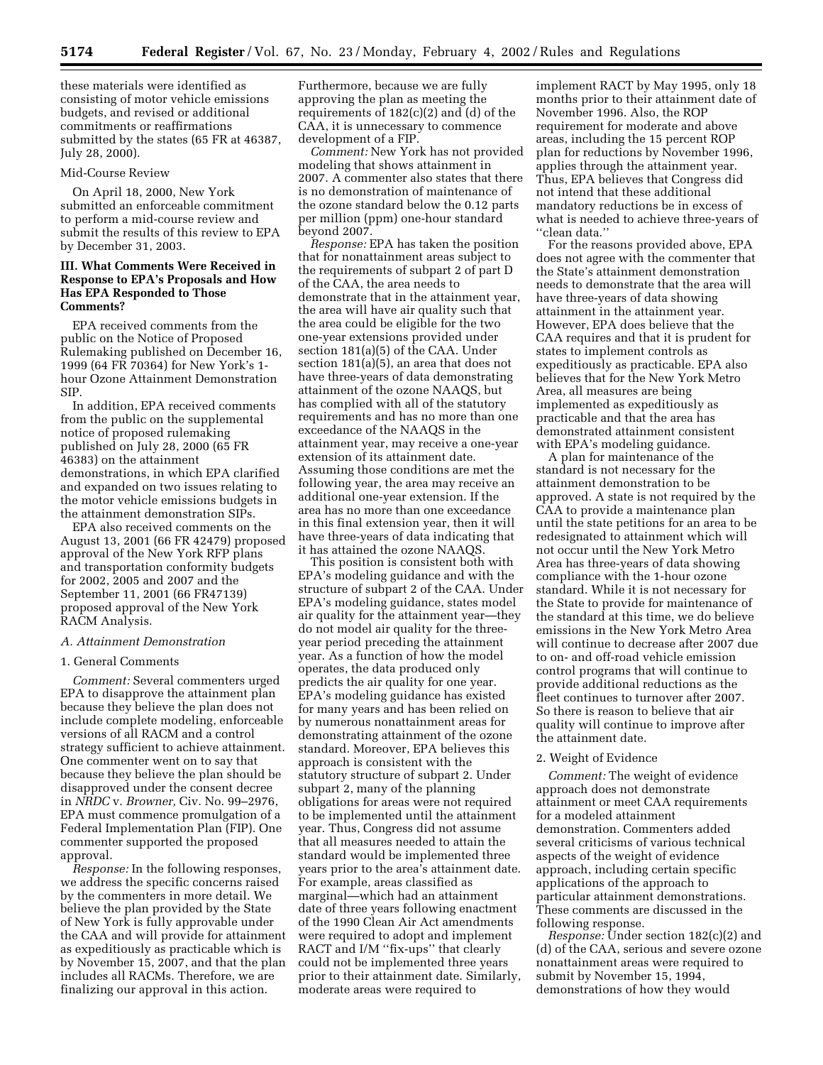these materials were identified as consisting of motor vehicle emissions budgets, and revised or additional commitments or reaffirmations submitted by the states (65 FR at 46387, July 28, 2000).

Mid-Course Review

On April 18, 2000, New York submitted an enforceable commitment to perform a mid-course review and submit the results of this review to EPA by December 31, 2003.

### III. What Comments Were Received in Response to EPA's Proposals and How Has EPA Responded to Those Comments?

EPA received comments from the public on the Notice of Proposed Rulemaking published on December 16, 1999 (64 FR 70364) for New York's 1-hour Ozone Attainment Demonstration SIP.

In addition, EPA received comments from the public on the supplemental notice of proposed rulemaking published on July 28, 2000 (65 FR 46383) on the attainment demonstrations, in which EPA clarified and expanded on two issues relating to the motor vehicle emissions budgets in the attainment demonstration SIPs.

EPA also received comments on the August 13, 2001 (66 FR 42479) proposed approval of the New York RFP plans and transportation conformity budgets for 2002, 2005 and 2007 and the September 11, 2001 (66 FR47139) proposed approval of the New York RACM Analysis.

*A. Attainment Demonstration*

1. General Comments

*Comment:* Several commenters urged EPA to disapprove the attainment plan because they believe the plan does not include complete modeling, enforceable versions of all RACM and a control strategy sufficient to achieve attainment. One commenter went on to say that because they believe the plan should be disapproved under the consent decree in *NRDC* v. *Browner,* Civ. No. 99–2976, EPA must commence promulgation of a Federal Implementation Plan (FIP). One commenter supported the proposed approval.

*Response:* In the following responses, we address the specific concerns raised by the commenters in more detail. We believe the plan provided by the State of New York is fully approvable under the CAA and will provide for attainment as expeditiously as practicable which is by November 15, 2007, and that the plan includes all RACMs. Therefore, we are finalizing our approval in this action. Furthermore, because we are fully approving the plan as meeting the requirements of 182(c)(2) and (d) of the CAA, it is unnecessary to commence development of a FIP.

*Comment:* New York has not provided modeling that shows attainment in 2007. A commenter also states that there is no demonstration of maintenance of the ozone standard below the 0.12 parts per million (ppm) one-hour standard beyond 2007.

*Response:* EPA has taken the position that for nonattainment areas subject to the requirements of subpart 2 of part D of the CAA, the area needs to demonstrate that in the attainment year, the area will have air quality such that the area could be eligible for the two one-year extensions provided under section 181(a)(5) of the CAA. Under section 181(a)(5), an area that does not have three-years of data demonstrating attainment of the ozone NAAQS, but has complied with all of the statutory requirements and has no more than one exceedance of the NAAQS in the attainment year, may receive a one-year extension of its attainment date. Assuming those conditions are met the following year, the area may receive an additional one-year extension. If the area has no more than one exceedance in this final extension year, then it will have three-years of data indicating that it has attained the ozone NAAQS.

This position is consistent both with EPA's modeling guidance and with the structure of subpart 2 of the CAA. Under EPA's modeling guidance, states model air quality for the attainment year—they do not model air quality for the three-year period preceding the attainment year. As a function of how the model operates, the data produced only predicts the air quality for one year. EPA's modeling guidance has existed for many years and has been relied on by numerous nonattainment areas for demonstrating attainment of the ozone standard. Moreover, EPA believes this approach is consistent with the statutory structure of subpart 2. Under subpart 2, many of the planning obligations for areas were not required to be implemented until the attainment year. Thus, Congress did not assume that all measures needed to attain the standard would be implemented three years prior to the area's attainment date. For example, areas classified as marginal—which had an attainment date of three years following enactment of the 1990 Clean Air Act amendments were required to adopt and implement RACT and I/M ''fix-ups'' that clearly could not be implemented three years prior to their attainment date. Similarly, moderate areas were required to implement RACT by May 1995, only 18 months prior to their attainment date of November 1996. Also, the ROP requirement for moderate and above areas, including the 15 percent ROP plan for reductions by November 1996, applies through the attainment year. Thus, EPA believes that Congress did not intend that these additional mandatory reductions be in excess of what is needed to achieve three-years of ''clean data.''

For the reasons provided above, EPA does not agree with the commenter that the State's attainment demonstration needs to demonstrate that the area will have three-years of data showing attainment in the attainment year. However, EPA does believe that the CAA requires and that it is prudent for states to implement controls as expeditiously as practicable. EPA also believes that for the New York Metro Area, all measures are being implemented as expeditiously as practicable and that the area has demonstrated attainment consistent with EPA's modeling guidance.

A plan for maintenance of the standard is not necessary for the attainment demonstration to be approved. A state is not required by the CAA to provide a maintenance plan until the state petitions for an area to be redesignated to attainment which will not occur until the New York Metro Area has three-years of data showing compliance with the 1-hour ozone standard. While it is not necessary for the State to provide for maintenance of the standard at this time, we do believe emissions in the New York Metro Area will continue to decrease after 2007 due to on- and off-road vehicle emission control programs that will continue to provide additional reductions as the fleet continues to turnover after 2007. So there is reason to believe that air quality will continue to improve after the attainment date.

2. Weight of Evidence

*Comment:* The weight of evidence approach does not demonstrate attainment or meet CAA requirements for a modeled attainment demonstration. Commenters added several criticisms of various technical aspects of the weight of evidence approach, including certain specific applications of the approach to particular attainment demonstrations. These comments are discussed in the following response.

*Response:* Under section 182(c)(2) and (d) of the CAA, serious and severe ozone nonattainment areas were required to submit by November 15, 1994, demonstrations of how they would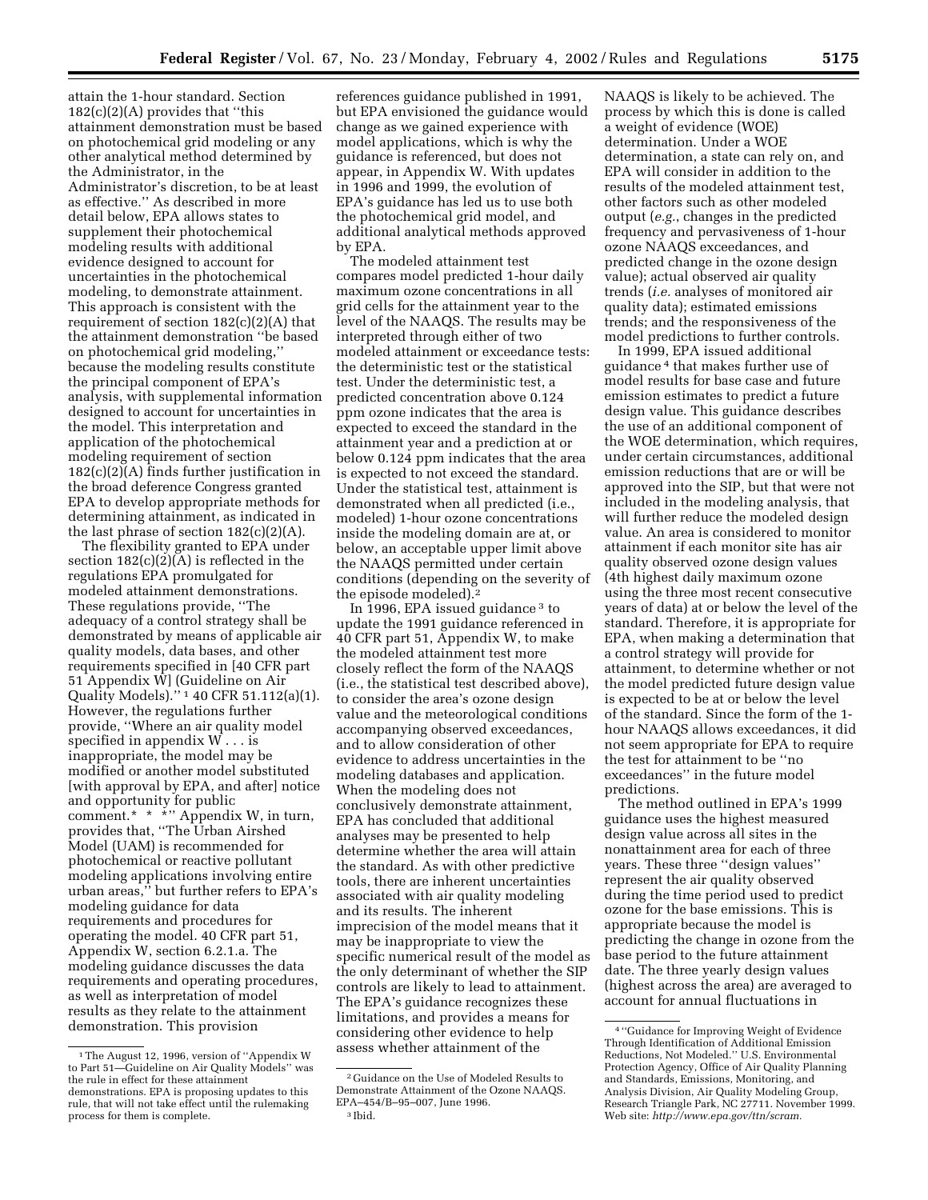attain the 1-hour standard. Section 182(c)(2)(A) provides that ''this attainment demonstration must be based on photochemical grid modeling or any other analytical method determined by the Administrator, in the Administrator's discretion, to be at least as effective.'' As described in more detail below, EPA allows states to supplement their photochemical modeling results with additional evidence designed to account for uncertainties in the photochemical modeling, to demonstrate attainment. This approach is consistent with the requirement of section 182(c)(2)(A) that the attainment demonstration ''be based on photochemical grid modeling,'' because the modeling results constitute the principal component of EPA's analysis, with supplemental information designed to account for uncertainties in the model. This interpretation and application of the photochemical modeling requirement of section 182(c)(2)(A) finds further justification in the broad deference Congress granted EPA to develop appropriate methods for determining attainment, as indicated in the last phrase of section 182(c)(2)(A).

The flexibility granted to EPA under section 182(c)(2)(A) is reflected in the regulations EPA promulgated for modeled attainment demonstrations. These regulations provide, ''The adequacy of a control strategy shall be demonstrated by means of applicable air quality models, data bases, and other requirements specified in [40 CFR part 51 Appendix W] (Guideline on Air Quality Models).'' [1] 40 CFR 51.112(a)(1). However, the regulations further provide, ''Where an air quality model specified in appendix W . . . is inappropriate, the model may be modified or another model substituted [with approval by EPA, and after] notice and opportunity for public comment.* * *'' Appendix W, in turn, provides that, ''The Urban Airshed Model (UAM) is recommended for photochemical or reactive pollutant modeling applications involving entire urban areas,'' but further refers to EPA's modeling guidance for data requirements and procedures for operating the model. 40 CFR part 51, Appendix W, section 6.2.1.a. The modeling guidance discusses the data requirements and operating procedures, as well as interpretation of model results as they relate to the attainment demonstration. This provision references guidance published in 1991, but EPA envisioned the guidance would change as we gained experience with model applications, which is why the guidance is referenced, but does not appear, in Appendix W. With updates in 1996 and 1999, the evolution of EPA's guidance has led us to use both the photochemical grid model, and additional analytical methods approved by EPA.

The modeled attainment test compares model predicted 1-hour daily maximum ozone concentrations in all grid cells for the attainment year to the level of the NAAQS. The results may be interpreted through either of two modeled attainment or exceedance tests: the deterministic test or the statistical test. Under the deterministic test, a predicted concentration above 0.124 ppm ozone indicates that the area is expected to exceed the standard in the attainment year and a prediction at or below 0.124 ppm indicates that the area is expected to not exceed the standard. Under the statistical test, attainment is demonstrated when all predicted (i.e., modeled) 1-hour ozone concentrations inside the modeling domain are at, or below, an acceptable upper limit above the NAAQS permitted under certain conditions (depending on the severity of the episode modeled).[2]

In 1996, EPA issued guidance [3] to update the 1991 guidance referenced in 40 CFR part 51, Appendix W, to make the modeled attainment test more closely reflect the form of the NAAQS (i.e., the statistical test described above), to consider the area's ozone design value and the meteorological conditions accompanying observed exceedances, and to allow consideration of other evidence to address uncertainties in the modeling databases and application. When the modeling does not conclusively demonstrate attainment, EPA has concluded that additional analyses may be presented to help determine whether the area will attain the standard. As with other predictive tools, there are inherent uncertainties associated with air quality modeling and its results. The inherent imprecision of the model means that it may be inappropriate to view the specific numerical result of the model as the only determinant of whether the SIP controls are likely to lead to attainment. The EPA's guidance recognizes these limitations, and provides a means for considering other evidence to help assess whether attainment of the NAAQS is likely to be achieved. The process by which this is done is called a weight of evidence (WOE) determination. Under a WOE determination, a state can rely on, and EPA will consider in addition to the results of the modeled attainment test, other factors such as other modeled output (*e.g.*, changes in the predicted frequency and pervasiveness of 1-hour ozone NAAQS exceedances, and predicted change in the ozone design value); actual observed air quality trends (*i.e.* analyses of monitored air quality data); estimated emissions trends; and the responsiveness of the model predictions to further controls.

In 1999, EPA issued additional guidance [4] that makes further use of model results for base case and future emission estimates to predict a future design value. This guidance describes the use of an additional component of the WOE determination, which requires, under certain circumstances, additional emission reductions that are or will be approved into the SIP, but that were not included in the modeling analysis, that will further reduce the modeled design value. An area is considered to monitor attainment if each monitor site has air quality observed ozone design values (4th highest daily maximum ozone using the three most recent consecutive years of data) at or below the level of the standard. Therefore, it is appropriate for EPA, when making a determination that a control strategy will provide for attainment, to determine whether or not the model predicted future design value is expected to be at or below the level of the standard. Since the form of the 1-hour NAAQS allows exceedances, it did not seem appropriate for EPA to require the test for attainment to be ''no exceedances'' in the future model predictions.

The method outlined in EPA's 1999 guidance uses the highest measured design value across all sites in the nonattainment area for each of three years. These three ''design values'' represent the air quality observed during the time period used to predict ozone for the base emissions. This is appropriate because the model is predicting the change in ozone from the base period to the future attainment date. The three yearly design values (highest across the area) are averaged to account for annual fluctuations in

---

[1] The August 12, 1996, version of ''Appendix W to Part 51—Guideline on Air Quality Models'' was the rule in effect for these attainment demonstrations. EPA is proposing updates to this rule, that will not take effect until the rulemaking process for them is complete.

[2] Guidance on the Use of Modeled Results to Demonstrate Attainment of the Ozone NAAQS. EPA–454/B–95–007, June 1996.

[3] Ibid.

[4] ''Guidance for Improving Weight of Evidence Through Identification of Additional Emission Reductions, Not Modeled.'' U.S. Environmental Protection Agency, Office of Air Quality Planning and Standards, Emissions, Monitoring, and Analysis Division, Air Quality Modeling Group, Research Triangle Park, NC 27711. November 1999. Web site: *http://www.epa.gov/ttn/scram.*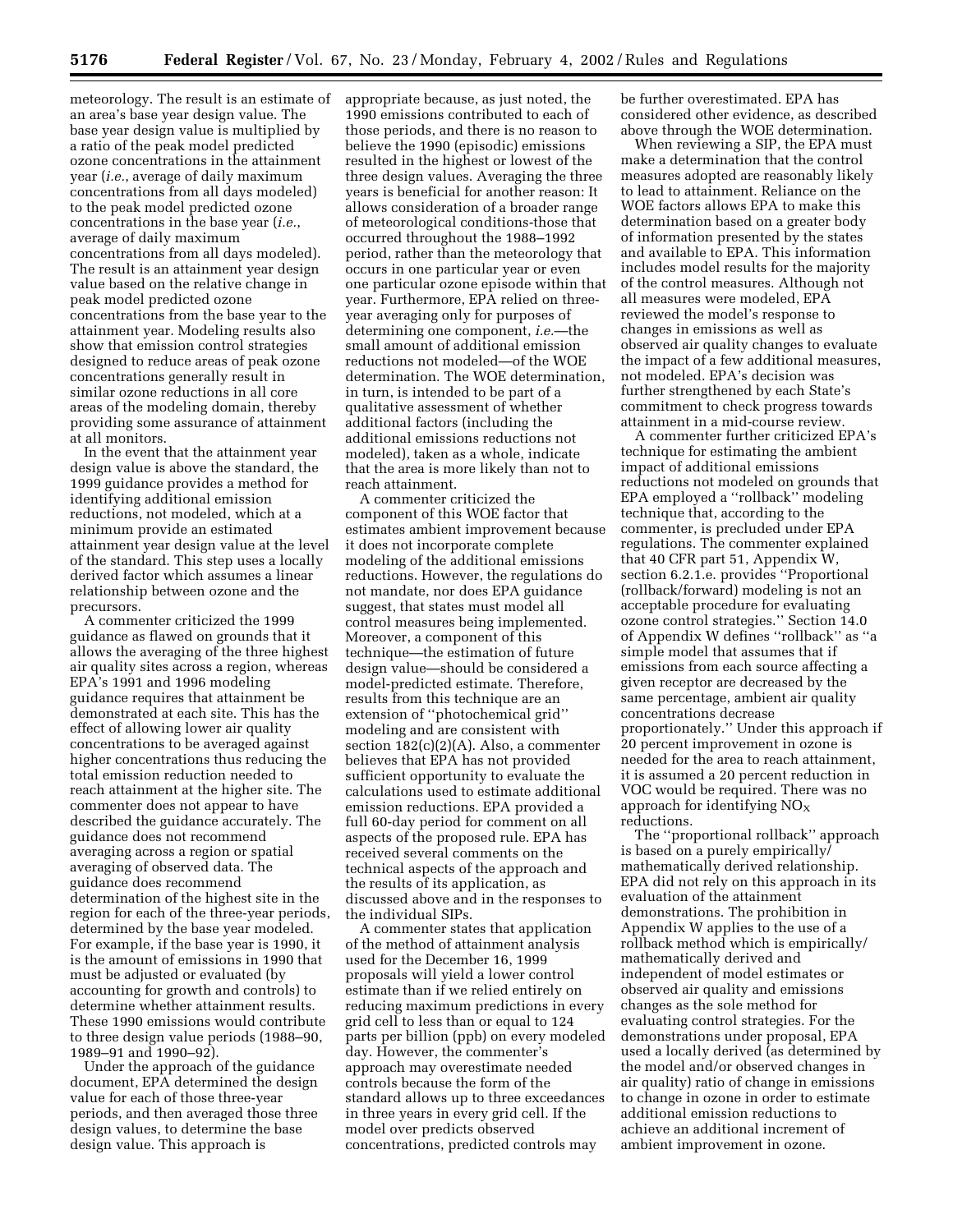meteorology. The result is an estimate of an area's base year design value. The base year design value is multiplied by a ratio of the peak model predicted ozone concentrations in the attainment year (*i.e.*, average of daily maximum concentrations from all days modeled) to the peak model predicted ozone concentrations in the base year (*i.e.*, average of daily maximum concentrations from all days modeled). The result is an attainment year design value based on the relative change in peak model predicted ozone concentrations from the base year to the attainment year. Modeling results also show that emission control strategies designed to reduce areas of peak ozone concentrations generally result in similar ozone reductions in all core areas of the modeling domain, thereby providing some assurance of attainment at all monitors.

In the event that the attainment year design value is above the standard, the 1999 guidance provides a method for identifying additional emission reductions, not modeled, which at a minimum provide an estimated attainment year design value at the level of the standard. This step uses a locally derived factor which assumes a linear relationship between ozone and the precursors.

A commenter criticized the 1999 guidance as flawed on grounds that it allows the averaging of the three highest air quality sites across a region, whereas EPA's 1991 and 1996 modeling guidance requires that attainment be demonstrated at each site. This has the effect of allowing lower air quality concentrations to be averaged against higher concentrations thus reducing the total emission reduction needed to reach attainment at the higher site. The commenter does not appear to have described the guidance accurately. The guidance does not recommend averaging across a region or spatial averaging of observed data. The guidance does recommend determination of the highest site in the region for each of the three-year periods, determined by the base year modeled. For example, if the base year is 1990, it is the amount of emissions in 1990 that must be adjusted or evaluated (by accounting for growth and controls) to determine whether attainment results. These 1990 emissions would contribute to three design value periods (1988–90, 1989–91 and 1990–92).

Under the approach of the guidance document, EPA determined the design value for each of those three-year periods, and then averaged those three design values, to determine the base design value. This approach is appropriate because, as just noted, the 1990 emissions contributed to each of those periods, and there is no reason to believe the 1990 (episodic) emissions resulted in the highest or lowest of the three design values. Averaging the three years is beneficial for another reason: It allows consideration of a broader range of meteorological conditions-those that occurred throughout the 1988–1992 period, rather than the meteorology that occurs in one particular year or even one particular ozone episode within that year. Furthermore, EPA relied on three-year averaging only for purposes of determining one component, *i.e.*—the small amount of additional emission reductions not modeled—of the WOE determination. The WOE determination, in turn, is intended to be part of a qualitative assessment of whether additional factors (including the additional emissions reductions not modeled), taken as a whole, indicate that the area is more likely than not to reach attainment.

A commenter criticized the component of this WOE factor that estimates ambient improvement because it does not incorporate complete modeling of the additional emissions reductions. However, the regulations do not mandate, nor does EPA guidance suggest, that states must model all control measures being implemented. Moreover, a component of this technique—the estimation of future design value—should be considered a model-predicted estimate. Therefore, results from this technique are an extension of ''photochemical grid'' modeling and are consistent with section 182(c)(2)(A). Also, a commenter believes that EPA has not provided sufficient opportunity to evaluate the calculations used to estimate additional emission reductions. EPA provided a full 60-day period for comment on all aspects of the proposed rule. EPA has received several comments on the technical aspects of the approach and the results of its application, as discussed above and in the responses to the individual SIPs.

A commenter states that application of the method of attainment analysis used for the December 16, 1999 proposals will yield a lower control estimate than if we relied entirely on reducing maximum predictions in every grid cell to less than or equal to 124 parts per billion (ppb) on every modeled day. However, the commenter's approach may overestimate needed controls because the form of the standard allows up to three exceedances in three years in every grid cell. If the model over predicts observed concentrations, predicted controls may be further overestimated. EPA has considered other evidence, as described above through the WOE determination.

When reviewing a SIP, the EPA must make a determination that the control measures adopted are reasonably likely to lead to attainment. Reliance on the WOE factors allows EPA to make this determination based on a greater body of information presented by the states and available to EPA. This information includes model results for the majority of the control measures. Although not all measures were modeled, EPA reviewed the model's response to changes in emissions as well as observed air quality changes to evaluate the impact of a few additional measures, not modeled. EPA's decision was further strengthened by each State's commitment to check progress towards attainment in a mid-course review.

A commenter further criticized EPA's technique for estimating the ambient impact of additional emissions reductions not modeled on grounds that EPA employed a ''rollback'' modeling technique that, according to the commenter, is precluded under EPA regulations. The commenter explained that 40 CFR part 51, Appendix W, section 6.2.1.e. provides ''Proportional (rollback/forward) modeling is not an acceptable procedure for evaluating ozone control strategies.'' Section 14.0 of Appendix W defines ''rollback'' as ''a simple model that assumes that if emissions from each source affecting a given receptor are decreased by the same percentage, ambient air quality concentrations decrease proportionately.'' Under this approach if 20 percent improvement in ozone is needed for the area to reach attainment, it is assumed a 20 percent reduction in VOC would be required. There was no approach for identifying $NO_X$ reductions.

The ''proportional rollback'' approach is based on a purely empirically/mathematically derived relationship. EPA did not rely on this approach in its evaluation of the attainment demonstrations. The prohibition in Appendix W applies to the use of a rollback method which is empirically/mathematically derived and independent of model estimates or observed air quality and emissions changes as the sole method for evaluating control strategies. For the demonstrations under proposal, EPA used a locally derived (as determined by the model and/or observed changes in air quality) ratio of change in emissions to change in ozone in order to estimate additional emission reductions to achieve an additional increment of ambient improvement in ozone.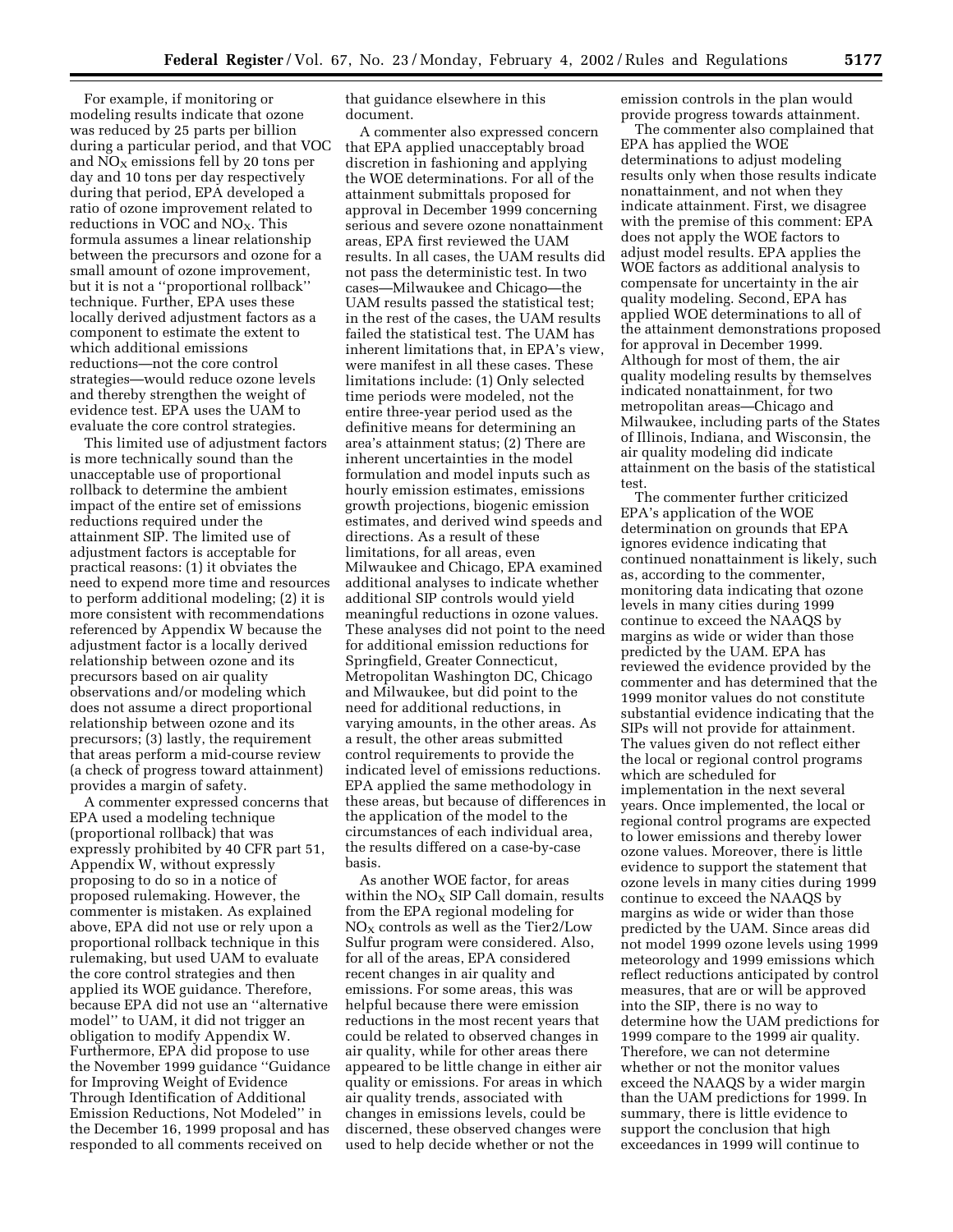For example, if monitoring or modeling results indicate that ozone was reduced by 25 parts per billion during a particular period, and that VOC and $NO_X$ emissions fell by 20 tons per day and 10 tons per day respectively during that period, EPA developed a ratio of ozone improvement related to reductions in VOC and $NO_X$. This formula assumes a linear relationship between the precursors and ozone for a small amount of ozone improvement, but it is not a "proportional rollback" technique. Further, EPA uses these locally derived adjustment factors as a component to estimate the extent to which additional emissions reductions—not the core control strategies—would reduce ozone levels and thereby strengthen the weight of evidence test. EPA uses the UAM to evaluate the core control strategies.

This limited use of adjustment factors is more technically sound than the unacceptable use of proportional rollback to determine the ambient impact of the entire set of emissions reductions required under the attainment SIP. The limited use of adjustment factors is acceptable for practical reasons: (1) it obviates the need to expend more time and resources to perform additional modeling; (2) it is more consistent with recommendations referenced by Appendix W because the adjustment factor is a locally derived relationship between ozone and its precursors based on air quality observations and/or modeling which does not assume a direct proportional relationship between ozone and its precursors; (3) lastly, the requirement that areas perform a mid-course review (a check of progress toward attainment) provides a margin of safety.

A commenter expressed concerns that EPA used a modeling technique (proportional rollback) that was expressly prohibited by 40 CFR part 51, Appendix W, without expressly proposing to do so in a notice of proposed rulemaking. However, the commenter is mistaken. As explained above, EPA did not use or rely upon a proportional rollback technique in this rulemaking, but used UAM to evaluate the core control strategies and then applied its WOE guidance. Therefore, because EPA did not use an "alternative model" to UAM, it did not trigger an obligation to modify Appendix W. Furthermore, EPA did propose to use the November 1999 guidance "Guidance for Improving Weight of Evidence Through Identification of Additional Emission Reductions, Not Modeled" in the December 16, 1999 proposal and has responded to all comments received on that guidance elsewhere in this document.

A commenter also expressed concern that EPA applied unacceptably broad discretion in fashioning and applying the WOE determinations. For all of the attainment submittals proposed for approval in December 1999 concerning serious and severe ozone nonattainment areas, EPA first reviewed the UAM results. In all cases, the UAM results did not pass the deterministic test. In two cases—Milwaukee and Chicago—the UAM results passed the statistical test; in the rest of the cases, the UAM results failed the statistical test. The UAM has inherent limitations that, in EPA's view, were manifest in all these cases. These limitations include: (1) Only selected time periods were modeled, not the entire three-year period used as the definitive means for determining an area's attainment status; (2) There are inherent uncertainties in the model formulation and model inputs such as hourly emission estimates, emissions growth projections, biogenic emission estimates, and derived wind speeds and directions. As a result of these limitations, for all areas, even Milwaukee and Chicago, EPA examined additional analyses to indicate whether additional SIP controls would yield meaningful reductions in ozone values. These analyses did not point to the need for additional emission reductions for Springfield, Greater Connecticut, Metropolitan Washington DC, Chicago and Milwaukee, but did point to the need for additional reductions, in varying amounts, in the other areas. As a result, the other areas submitted control requirements to provide the indicated level of emissions reductions. EPA applied the same methodology in these areas, but because of differences in the application of the model to the circumstances of each individual area, the results differed on a case-by-case basis.

As another WOE factor, for areas within the $NO_X$ SIP Call domain, results from the EPA regional modeling for $NO_X$ controls as well as the Tier2/Low Sulfur program were considered. Also, for all of the areas, EPA considered recent changes in air quality and emissions. For some areas, this was helpful because there were emission reductions in the most recent years that could be related to observed changes in air quality, while for other areas there appeared to be little change in either air quality or emissions. For areas in which air quality trends, associated with changes in emissions levels, could be discerned, these observed changes were used to help decide whether or not the emission controls in the plan would provide progress towards attainment.

The commenter also complained that EPA has applied the WOE determinations to adjust modeling results only when those results indicate nonattainment, and not when they indicate attainment. First, we disagree with the premise of this comment: EPA does not apply the WOE factors to adjust model results. EPA applies the WOE factors as additional analysis to compensate for uncertainty in the air quality modeling. Second, EPA has applied WOE determinations to all of the attainment demonstrations proposed for approval in December 1999. Although for most of them, the air quality modeling results by themselves indicated nonattainment, for two metropolitan areas—Chicago and Milwaukee, including parts of the States of Illinois, Indiana, and Wisconsin, the air quality modeling did indicate attainment on the basis of the statistical test.

The commenter further criticized EPA's application of the WOE determination on grounds that EPA ignores evidence indicating that continued nonattainment is likely, such as, according to the commenter, monitoring data indicating that ozone levels in many cities during 1999 continue to exceed the NAAQS by margins as wide or wider than those predicted by the UAM. EPA has reviewed the evidence provided by the commenter and has determined that the 1999 monitor values do not constitute substantial evidence indicating that the SIPs will not provide for attainment. The values given do not reflect either the local or regional control programs which are scheduled for implementation in the next several years. Once implemented, the local or regional control programs are expected to lower emissions and thereby lower ozone values. Moreover, there is little evidence to support the statement that ozone levels in many cities during 1999 continue to exceed the NAAQS by margins as wide or wider than those predicted by the UAM. Since areas did not model 1999 ozone levels using 1999 meteorology and 1999 emissions which reflect reductions anticipated by control measures, that are or will be approved into the SIP, there is no way to determine how the UAM predictions for 1999 compare to the 1999 air quality. Therefore, we can not determine whether or not the monitor values exceed the NAAQS by a wider margin than the UAM predictions for 1999. In summary, there is little evidence to support the conclusion that high exceedances in 1999 will continue to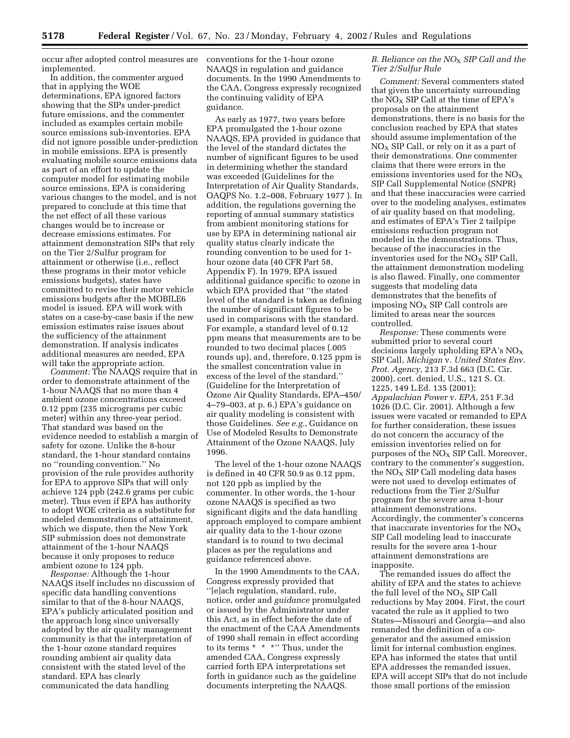occur after adopted control measures are implemented.

In addition, the commenter argued that in applying the WOE determinations, EPA ignored factors showing that the SIPs under-predict future emissions, and the commenter included as examples certain mobile source emissions sub-inventories. EPA did not ignore possible under-prediction in mobile emissions. EPA is presently evaluating mobile source emissions data as part of an effort to update the computer model for estimating mobile source emissions. EPA is considering various changes to the model, and is not prepared to conclude at this time that the net effect of all these various changes would be to increase or decrease emissions estimates. For attainment demonstration SIPs that rely on the Tier 2/Sulfur program for attainment or otherwise (i.e., reflect these programs in their motor vehicle emissions budgets), states have committed to revise their motor vehicle emissions budgets after the MOBILE6 model is issued. EPA will work with states on a case-by-case basis if the new emission estimates raise issues about the sufficiency of the attainment demonstration. If analysis indicates additional measures are needed, EPA will take the appropriate action.

*Comment:* The NAAQS require that in order to demonstrate attainment of the 1-hour NAAQS that no more than 4 ambient ozone concentrations exceed 0.12 ppm (235 micrograms per cubic meter) within any three-year period. That standard was based on the evidence needed to establish a margin of safety for ozone. Unlike the 8-hour standard, the 1-hour standard contains no ''rounding convention.'' No provision of the rule provides authority for EPA to approve SIPs that will only achieve 124 ppb (242.6 grams per cubic meter). Thus even if EPA has authority to adopt WOE criteria as a substitute for modeled demonstrations of attainment, which we dispute, then the New York SIP submission does not demonstrate attainment of the 1-hour NAAQS because it only proposes to reduce ambient ozone to 124 ppb.

*Response:* Although the 1-hour NAAQS itself includes no discussion of specific data handling conventions similar to that of the 8-hour NAAQS, EPA's publicly articulated position and the approach long since universally adopted by the air quality management community is that the interpretation of the 1-hour ozone standard requires rounding ambient air quality data consistent with the stated level of the standard. EPA has clearly communicated the data handling conventions for the 1-hour ozone NAAQS in regulation and guidance documents. In the 1990 Amendments to the CAA, Congress expressly recognized the continuing validity of EPA guidance.

As early as 1977, two years before EPA promulgated the 1-hour ozone NAAQS, EPA provided in guidance that the level of the standard dictates the number of significant figures to be used in determining whether the standard was exceeded (Guidelines for the Interpretation of Air Quality Standards, OAQPS No. 1.2–008, February 1977 ). In addition, the regulations governing the reporting of annual summary statistics from ambient monitoring stations for use by EPA in determining national air quality status clearly indicate the rounding convention to be used for 1-hour ozone data (40 CFR Part 58, Appendix F). In 1979, EPA issued additional guidance specific to ozone in which EPA provided that ''the stated level of the standard is taken as defining the number of significant figures to be used in comparisons with the standard. For example, a standard level of 0.12 ppm means that measurements are to be rounded to two decimal places (.005 rounds up), and, therefore, 0.125 ppm is the smallest concentration value in excess of the level of the standard.'' (Guideline for the Interpretation of Ozone Air Quality Standards, EPA–450/4–79–003, at p. 6.) EPA's guidance on air quality modeling is consistent with those Guidelines. *See e.g.*, Guidance on Use of Modeled Results to Demonstrate Attainment of the Ozone NAAQS, July 1996.

The level of the 1-hour ozone NAAQS is defined in 40 CFR 50.9 as 0.12 ppm, not 120 ppb as implied by the commenter. In other words, the 1-hour ozone NAAQS is specified as two significant digits and the data handling approach employed to compare ambient air quality data to the 1-hour ozone standard is to round to two decimal places as per the regulations and guidance referenced above.

In the 1990 Amendments to the CAA, Congress expressly provided that ''[e]ach regulation, standard, rule, notice, order and *guidance* promulgated or issued by the Administrator under this Act, as in effect before the date of the enactment of the CAA Amendments of 1990 shall remain in effect according to its terms * * *'' Thus, under the amended CAA, Congress expressly carried forth EPA interpretations set forth in guidance such as the guideline documents interpreting the NAAQS.

### *B. Reliance on the $NO_X$ SIP Call and the Tier 2/Sulfur Rule*

*Comment:* Several commenters stated that given the uncertainty surrounding the $NO_X$ SIP Call at the time of EPA's proposals on the attainment demonstrations, there is no basis for the conclusion reached by EPA that states should assume implementation of the $NO_X$ SIP Call, or rely on it as a part of their demonstrations. One commenter claims that there were errors in the emissions inventories used for the $NO_X$ SIP Call Supplemental Notice (SNPR) and that these inaccuracies were carried over to the modeling analyses, estimates of air quality based on that modeling, and estimates of EPA's Tier 2 tailpipe emissions reduction program not modeled in the demonstrations. Thus, because of the inaccuracies in the inventories used for the $NO_X$ SIP Call, the attainment demonstration modeling is also flawed. Finally, one commenter suggests that modeling data demonstrates that the benefits of imposing $NO_X$ SIP Call controls are limited to areas near the sources controlled.

*Response:* These comments were submitted prior to several court decisions largely upholding EPA's $NO_X$ SIP Call, *Michigan* v. *United States Env. Prot. Agency*, 213 F.3d 663 (D.C. Cir. 2000), cert. denied, U.S., 121 S. Ct. 1225, 149 L.Ed. 135 (2001); *Appalachian Power* v. *EPA*, 251 F.3d 1026 (D.C. Cir. 2001). Although a few issues were vacated or remanded to EPA for further consideration, these issues do not concern the accuracy of the emission inventories relied on for purposes of the $NO_X$ SIP Call. Moreover, contrary to the commenter's suggestion, the $NO_X$ SIP Call modeling data bases were not used to develop estimates of reductions from the Tier 2/Sulfur program for the severe area 1-hour attainment demonstrations. Accordingly, the commenter's concerns that inaccurate inventories for the $NO_X$ SIP Call modeling lead to inaccurate results for the severe area 1-hour attainment demonstrations are inapposite.

The remanded issues do affect the ability of EPA and the states to achieve the full level of the $NO_X$ SIP Call reductions by May 2004. First, the court vacated the rule as it applied to two States—Missouri and Georgia—and also remanded the definition of a co-generator and the assumed emission limit for internal combustion engines. EPA has informed the states that until EPA addresses the remanded issues, EPA will accept SIPs that do not include those small portions of the emission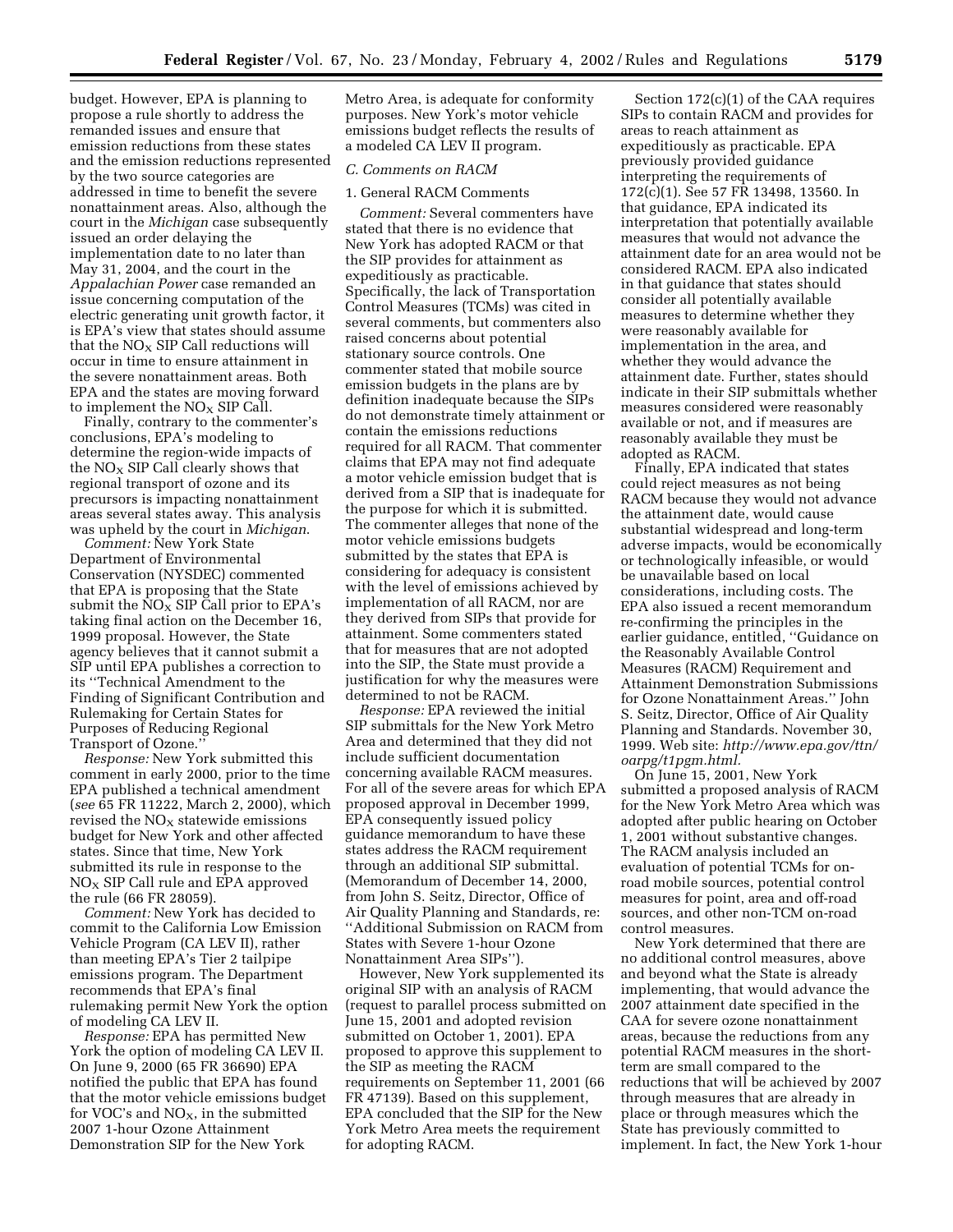budget. However, EPA is planning to propose a rule shortly to address the remanded issues and ensure that emission reductions from these states and the emission reductions represented by the two source categories are addressed in time to benefit the severe nonattainment areas. Also, although the court in the *Michigan* case subsequently issued an order delaying the implementation date to no later than May 31, 2004, and the court in the *Appalachian Power* case remanded an issue concerning computation of the electric generating unit growth factor, it is EPA's view that states should assume that the $NO_X$ SIP Call reductions will occur in time to ensure attainment in the severe nonattainment areas. Both EPA and the states are moving forward to implement the $NO_X$ SIP Call.

Finally, contrary to the commenter's conclusions, EPA's modeling to determine the region-wide impacts of the $NO_X$ SIP Call clearly shows that regional transport of ozone and its precursors is impacting nonattainment areas several states away. This analysis was upheld by the court in *Michigan*.

*Comment:* New York State Department of Environmental Conservation (NYSDEC) commented that EPA is proposing that the State submit the $NO_X$ SIP Call prior to EPA's taking final action on the December 16, 1999 proposal. However, the State agency believes that it cannot submit a SIP until EPA publishes a correction to its ''Technical Amendment to the Finding of Significant Contribution and Rulemaking for Certain States for Purposes of Reducing Regional Transport of Ozone.''

*Response:* New York submitted this comment in early 2000, prior to the time EPA published a technical amendment (*see* 65 FR 11222, March 2, 2000), which revised the $NO_X$ statewide emissions budget for New York and other affected states. Since that time, New York submitted its rule in response to the $NO_X$ SIP Call rule and EPA approved the rule (66 FR 28059).

*Comment:* New York has decided to commit to the California Low Emission Vehicle Program (CA LEV II), rather than meeting EPA's Tier 2 tailpipe emissions program. The Department recommends that EPA's final rulemaking permit New York the option of modeling CA LEV II.

*Response:* EPA has permitted New York the option of modeling CA LEV II. On June 9, 2000 (65 FR 36690) EPA notified the public that EPA has found that the motor vehicle emissions budget for VOC's and $NO_X$, in the submitted 2007 1-hour Ozone Attainment Demonstration SIP for the New York Metro Area, is adequate for conformity purposes. New York's motor vehicle emissions budget reflects the results of a modeled CA LEV II program.

### *C. Comments on RACM*

#### 1. General RACM Comments

*Comment:* Several commenters have stated that there is no evidence that New York has adopted RACM or that the SIP provides for attainment as expeditiously as practicable. Specifically, the lack of Transportation Control Measures (TCMs) was cited in several comments, but commenters also raised concerns about potential stationary source controls. One commenter stated that mobile source emission budgets in the plans are by definition inadequate because the SIPs do not demonstrate timely attainment or contain the emissions reductions required for all RACM. That commenter claims that EPA may not find adequate a motor vehicle emission budget that is derived from a SIP that is inadequate for the purpose for which it is submitted. The commenter alleges that none of the motor vehicle emissions budgets submitted by the states that EPA is considering for adequacy is consistent with the level of emissions achieved by implementation of all RACM, nor are they derived from SIPs that provide for attainment. Some commenters stated that for measures that are not adopted into the SIP, the State must provide a justification for why the measures were determined to not be RACM.

*Response:* EPA reviewed the initial SIP submittals for the New York Metro Area and determined that they did not include sufficient documentation concerning available RACM measures. For all of the severe areas for which EPA proposed approval in December 1999, EPA consequently issued policy guidance memorandum to have these states address the RACM requirement through an additional SIP submittal. (Memorandum of December 14, 2000, from John S. Seitz, Director, Office of Air Quality Planning and Standards, re: ''Additional Submission on RACM from States with Severe 1-hour Ozone Nonattainment Area SIPs'').

However, New York supplemented its original SIP with an analysis of RACM (request to parallel process submitted on June 15, 2001 and adopted revision submitted on October 1, 2001). EPA proposed to approve this supplement to the SIP as meeting the RACM requirements on September 11, 2001 (66 FR 47139). Based on this supplement, EPA concluded that the SIP for the New York Metro Area meets the requirement for adopting RACM.

Section 172(c)(1) of the CAA requires SIPs to contain RACM and provides for areas to reach attainment as expeditiously as practicable. EPA previously provided guidance interpreting the requirements of 172(c)(1). See 57 FR 13498, 13560. In that guidance, EPA indicated its interpretation that potentially available measures that would not advance the attainment date for an area would not be considered RACM. EPA also indicated in that guidance that states should consider all potentially available measures to determine whether they were reasonably available for implementation in the area, and whether they would advance the attainment date. Further, states should indicate in their SIP submittals whether measures considered were reasonably available or not, and if measures are reasonably available they must be adopted as RACM.

Finally, EPA indicated that states could reject measures as not being RACM because they would not advance the attainment date, would cause substantial widespread and long-term adverse impacts, would be economically or technologically infeasible, or would be unavailable based on local considerations, including costs. The EPA also issued a recent memorandum re-confirming the principles in the earlier guidance, entitled, ''Guidance on the Reasonably Available Control Measures (RACM) Requirement and Attainment Demonstration Submissions for Ozone Nonattainment Areas.'' John S. Seitz, Director, Office of Air Quality Planning and Standards. November 30, 1999. Web site: *http://www.epa.gov/ttn/oarpg/t1pgm.html.*

On June 15, 2001, New York submitted a proposed analysis of RACM for the New York Metro Area which was adopted after public hearing on October 1, 2001 without substantive changes. The RACM analysis included an evaluation of potential TCMs for on-road mobile sources, potential control measures for point, area and off-road sources, and other non-TCM on-road control measures.

New York determined that there are no additional control measures, above and beyond what the State is already implementing, that would advance the 2007 attainment date specified in the CAA for severe ozone nonattainment areas, because the reductions from any potential RACM measures in the short-term are small compared to the reductions that will be achieved by 2007 through measures that are already in place or through measures which the State has previously committed to implement. In fact, the New York 1-hour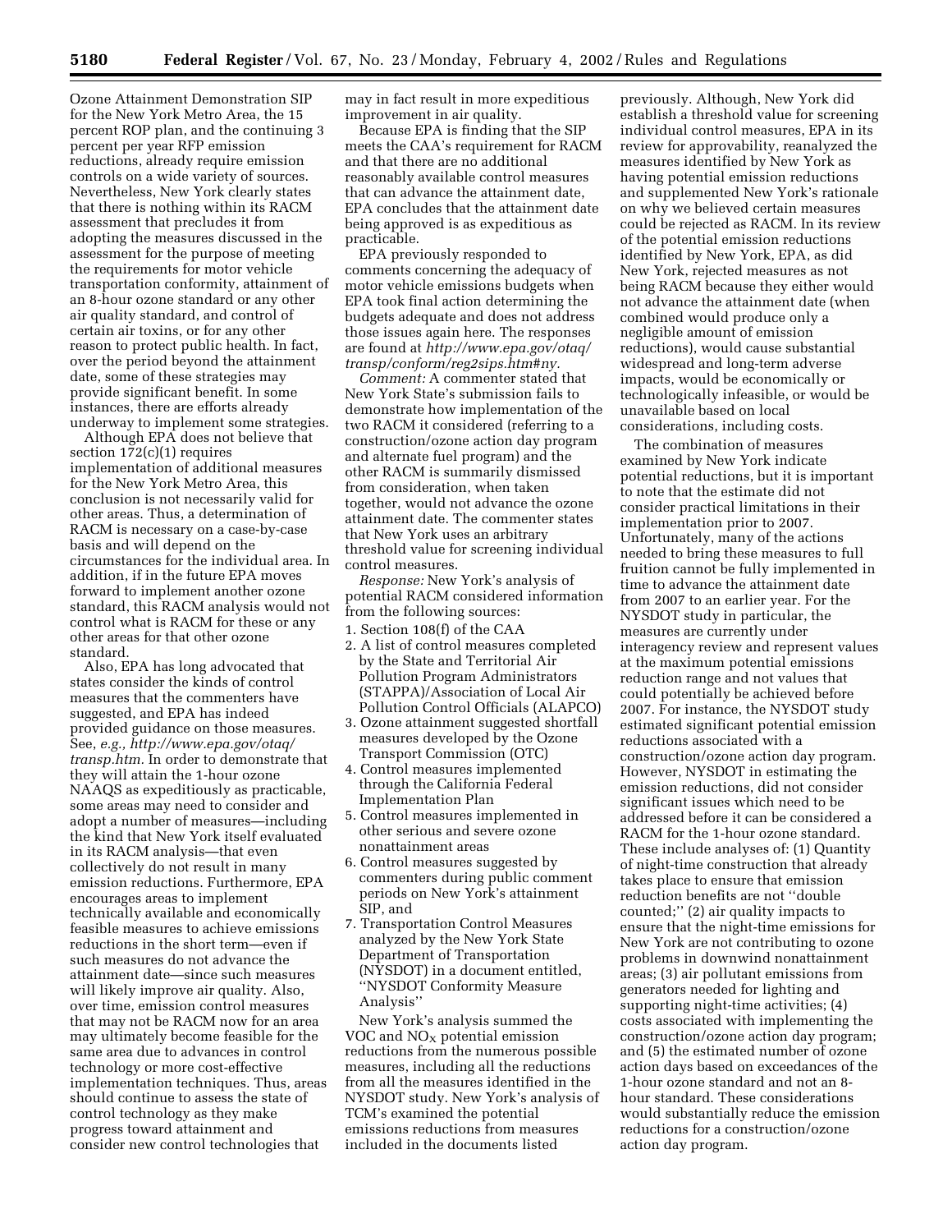Ozone Attainment Demonstration SIP for the New York Metro Area, the 15 percent ROP plan, and the continuing 3 percent per year RFP emission reductions, already require emission controls on a wide variety of sources. Nevertheless, New York clearly states that there is nothing within its RACM assessment that precludes it from adopting the measures discussed in the assessment for the purpose of meeting the requirements for motor vehicle transportation conformity, attainment of an 8-hour ozone standard or any other air quality standard, and control of certain air toxins, or for any other reason to protect public health. In fact, over the period beyond the attainment date, some of these strategies may provide significant benefit. In some instances, there are efforts already underway to implement some strategies.

Although EPA does not believe that section 172(c)(1) requires implementation of additional measures for the New York Metro Area, this conclusion is not necessarily valid for other areas. Thus, a determination of RACM is necessary on a case-by-case basis and will depend on the circumstances for the individual area. In addition, if in the future EPA moves forward to implement another ozone standard, this RACM analysis would not control what is RACM for these or any other areas for that other ozone standard.

Also, EPA has long advocated that states consider the kinds of control measures that the commenters have suggested, and EPA has indeed provided guidance on those measures. See, *e.g., http://www.epa.gov/otaq/transp.htm.* In order to demonstrate that they will attain the 1-hour ozone NAAQS as expeditiously as practicable, some areas may need to consider and adopt a number of measures—including the kind that New York itself evaluated in its RACM analysis—that even collectively do not result in many emission reductions. Furthermore, EPA encourages areas to implement technically available and economically feasible measures to achieve emissions reductions in the short term—even if such measures do not advance the attainment date—since such measures will likely improve air quality. Also, over time, emission control measures that may not be RACM now for an area may ultimately become feasible for the same area due to advances in control technology or more cost-effective implementation techniques. Thus, areas should continue to assess the state of control technology as they make progress toward attainment and consider new control technologies that may in fact result in more expeditious improvement in air quality.

Because EPA is finding that the SIP meets the CAA's requirement for RACM and that there are no additional reasonably available control measures that can advance the attainment date, EPA concludes that the attainment date being approved is as expeditious as practicable.

EPA previously responded to comments concerning the adequacy of motor vehicle emissions budgets when EPA took final action determining the budgets adequate and does not address those issues again here. The responses are found at *http://www.epa.gov/otaq/transp/conform/reg2sips.htm#ny.*

*Comment:* A commenter stated that New York State's submission fails to demonstrate how implementation of the two RACM it considered (referring to a construction/ozone action day program and alternate fuel program) and the other RACM is summarily dismissed from consideration, when taken together, would not advance the ozone attainment date. The commenter states that New York uses an arbitrary threshold value for screening individual control measures.

*Response:* New York's analysis of potential RACM considered information from the following sources:

1. Section 108(f) of the CAA
2. A list of control measures completed by the State and Territorial Air Pollution Program Administrators (STAPPA)/Association of Local Air Pollution Control Officials (ALAPCO)
3. Ozone attainment suggested shortfall measures developed by the Ozone Transport Commission (OTC)
4. Control measures implemented through the California Federal Implementation Plan
5. Control measures implemented in other serious and severe ozone nonattainment areas
6. Control measures suggested by commenters during public comment periods on New York's attainment SIP, and
7. Transportation Control Measures analyzed by the New York State Department of Transportation (NYSDOT) in a document entitled, ''NYSDOT Conformity Measure Analysis''

New York's analysis summed the VOC and $NO_X$ potential emission reductions from the numerous possible measures, including all the reductions from all the measures identified in the NYSDOT study. New York's analysis of TCM's examined the potential emissions reductions from measures included in the documents listed previously. Although, New York did establish a threshold value for screening individual control measures, EPA in its review for approvability, reanalyzed the measures identified by New York as having potential emission reductions and supplemented New York's rationale on why we believed certain measures could be rejected as RACM. In its review of the potential emission reductions identified by New York, EPA, as did New York, rejected measures as not being RACM because they either would not advance the attainment date (when combined would produce only a negligible amount of emission reductions), would cause substantial widespread and long-term adverse impacts, would be economically or technologically infeasible, or would be unavailable based on local considerations, including costs.

The combination of measures examined by New York indicate potential reductions, but it is important to note that the estimate did not consider practical limitations in their implementation prior to 2007. Unfortunately, many of the actions needed to bring these measures to full fruition cannot be fully implemented in time to advance the attainment date from 2007 to an earlier year. For the NYSDOT study in particular, the measures are currently under interagency review and represent values at the maximum potential emissions reduction range and not values that could potentially be achieved before 2007. For instance, the NYSDOT study estimated significant potential emission reductions associated with a construction/ozone action day program. However, NYSDOT in estimating the emission reductions, did not consider significant issues which need to be addressed before it can be considered a RACM for the 1-hour ozone standard. These include analyses of: (1) Quantity of night-time construction that already takes place to ensure that emission reduction benefits are not ''double counted;'' (2) air quality impacts to ensure that the night-time emissions for New York are not contributing to ozone problems in downwind nonattainment areas; (3) air pollutant emissions from generators needed for lighting and supporting night-time activities; (4) costs associated with implementing the construction/ozone action day program; and (5) the estimated number of ozone action days based on exceedances of the 1-hour ozone standard and not an 8-hour standard. These considerations would substantially reduce the emission reductions for a construction/ozone action day program.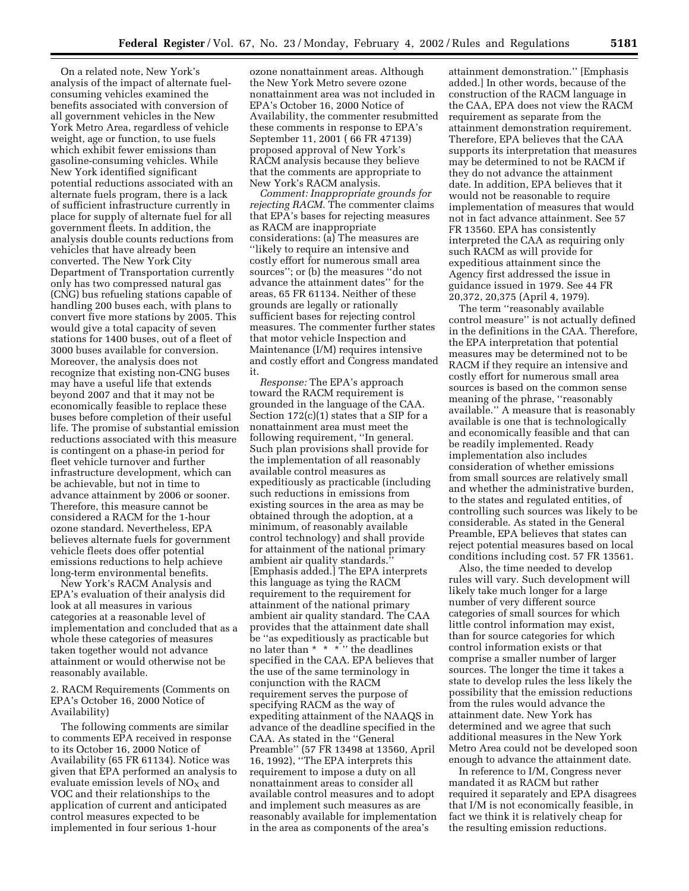On a related note, New York's analysis of the impact of alternate fuel-consuming vehicles examined the benefits associated with conversion of all government vehicles in the New York Metro Area, regardless of vehicle weight, age or function, to use fuels which exhibit fewer emissions than gasoline-consuming vehicles. While New York identified significant potential reductions associated with an alternate fuels program, there is a lack of sufficient infrastructure currently in place for supply of alternate fuel for all government fleets. In addition, the analysis double counts reductions from vehicles that have already been converted. The New York City Department of Transportation currently only has two compressed natural gas (CNG) bus refueling stations capable of handling 200 buses each, with plans to convert five more stations by 2005. This would give a total capacity of seven stations for 1400 buses, out of a fleet of 3000 buses available for conversion. Moreover, the analysis does not recognize that existing non-CNG buses may have a useful life that extends beyond 2007 and that it may not be economically feasible to replace these buses before completion of their useful life. The promise of substantial emission reductions associated with this measure is contingent on a phase-in period for fleet vehicle turnover and further infrastructure development, which can be achievable, but not in time to advance attainment by 2006 or sooner. Therefore, this measure cannot be considered a RACM for the 1-hour ozone standard. Nevertheless, EPA believes alternate fuels for government vehicle fleets does offer potential emissions reductions to help achieve long-term environmental benefits.

New York's RACM Analysis and EPA's evaluation of their analysis did look at all measures in various categories at a reasonable level of implementation and concluded that as a whole these categories of measures taken together would not advance attainment or would otherwise not be reasonably available.

2. RACM Requirements (Comments on EPA's October 16, 2000 Notice of Availability)

The following comments are similar to comments EPA received in response to its October 16, 2000 Notice of Availability (65 FR 61134). Notice was given that EPA performed an analysis to evaluate emission levels of $NO_X$ and VOC and their relationships to the application of current and anticipated control measures expected to be implemented in four serious 1-hour ozone nonattainment areas. Although the New York Metro severe ozone nonattainment area was not included in EPA's October 16, 2000 Notice of Availability, the commenter resubmitted these comments in response to EPA's September 11, 2001 ( 66 FR 47139) proposed approval of New York's RACM analysis because they believe that the comments are appropriate to New York's RACM analysis.

*Comment: Inappropriate grounds for rejecting RACM.* The commenter claims that EPA's bases for rejecting measures as RACM are inappropriate considerations: (a) The measures are ''likely to require an intensive and costly effort for numerous small area sources''; or (b) the measures ''do not advance the attainment dates'' for the areas, 65 FR 61134. Neither of these grounds are legally or rationally sufficient bases for rejecting control measures. The commenter further states that motor vehicle Inspection and Maintenance (I/M) requires intensive and costly effort and Congress mandated it.

*Response:* The EPA's approach toward the RACM requirement is grounded in the language of the CAA. Section 172(c)(1) states that a SIP for a nonattainment area must meet the following requirement, ''In general. Such plan provisions shall provide for the implementation of all reasonably available control measures as expeditiously as practicable (including such reductions in emissions from existing sources in the area as may be obtained through the adoption, at a minimum, of reasonably available control technology) and shall provide for attainment of the national primary ambient air quality standards.'' [Emphasis added.] The EPA interprets this language as tying the RACM requirement to the requirement for attainment of the national primary ambient air quality standard. The CAA provides that the attainment date shall be ''as expeditiously as practicable but no later than * * * '' the deadlines specified in the CAA. EPA believes that the use of the same terminology in conjunction with the RACM requirement serves the purpose of specifying RACM as the way of expediting attainment of the NAAQS in advance of the deadline specified in the CAA. As stated in the ''General Preamble'' (57 FR 13498 at 13560, April 16, 1992), ''The EPA interprets this requirement to impose a duty on all nonattainment areas to consider all available control measures and to adopt and implement such measures as are reasonably available for implementation in the area as components of the area's attainment demonstration.'' [Emphasis added.] In other words, because of the construction of the RACM language in the CAA, EPA does not view the RACM requirement as separate from the attainment demonstration requirement. Therefore, EPA believes that the CAA supports its interpretation that measures may be determined to not be RACM if they do not advance the attainment date. In addition, EPA believes that it would not be reasonable to require implementation of measures that would not in fact advance attainment. See 57 FR 13560. EPA has consistently interpreted the CAA as requiring only such RACM as will provide for expeditious attainment since the Agency first addressed the issue in guidance issued in 1979. See 44 FR 20,372, 20,375 (April 4, 1979).

The term ''reasonably available control measure'' is not actually defined in the definitions in the CAA. Therefore, the EPA interpretation that potential measures may be determined not to be RACM if they require an intensive and costly effort for numerous small area sources is based on the common sense meaning of the phrase, ''reasonably available.'' A measure that is reasonably available is one that is technologically and economically feasible and that can be readily implemented. Ready implementation also includes consideration of whether emissions from small sources are relatively small and whether the administrative burden, to the states and regulated entities, of controlling such sources was likely to be considerable. As stated in the General Preamble, EPA believes that states can reject potential measures based on local conditions including cost. 57 FR 13561.

Also, the time needed to develop rules will vary. Such development will likely take much longer for a large number of very different source categories of small sources for which little control information may exist, than for source categories for which control information exists or that comprise a smaller number of larger sources. The longer the time it takes a state to develop rules the less likely the possibility that the emission reductions from the rules would advance the attainment date. New York has determined and we agree that such additional measures in the New York Metro Area could not be developed soon enough to advance the attainment date.

In reference to I/M, Congress never mandated it as RACM but rather required it separately and EPA disagrees that I/M is not economically feasible, in fact we think it is relatively cheap for the resulting emission reductions.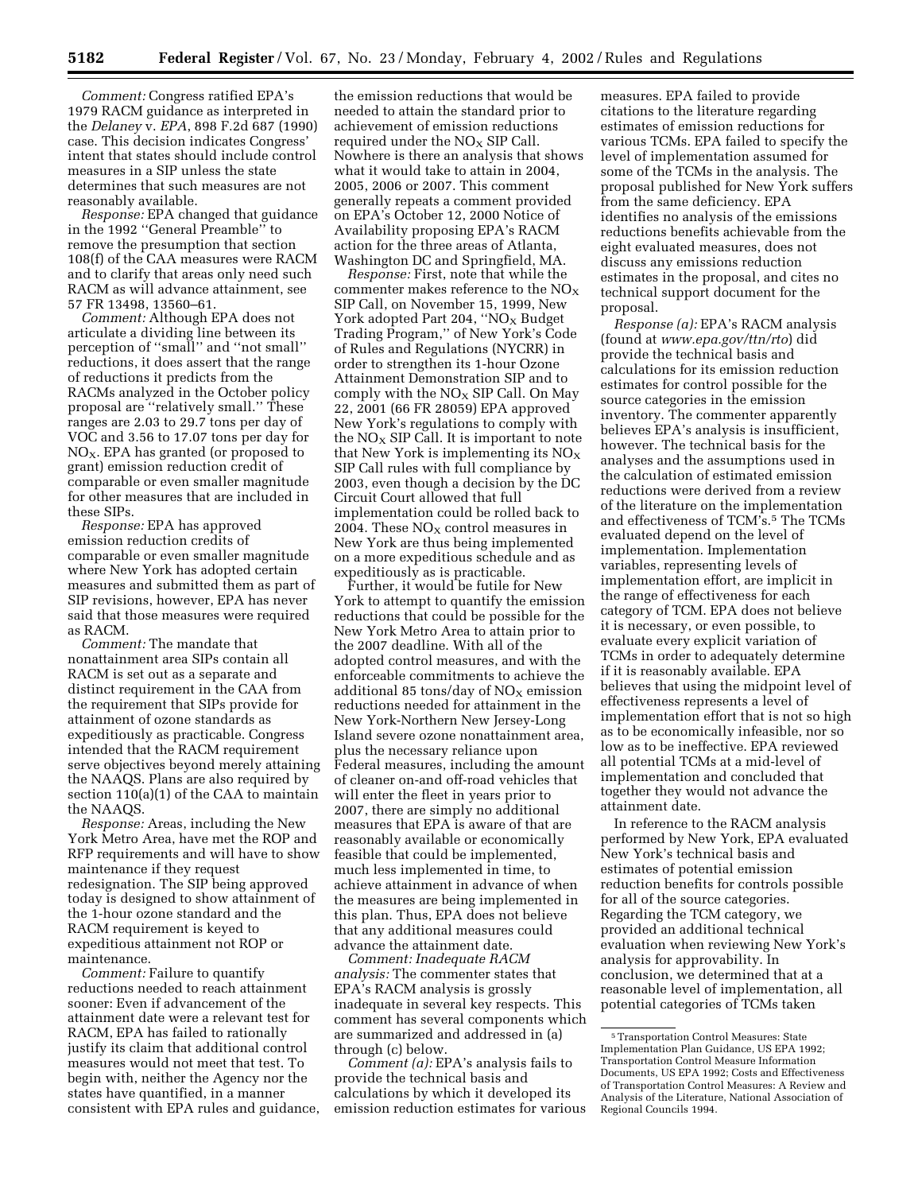*Comment:* Congress ratified EPA's 1979 RACM guidance as interpreted in the *Delaney* v. *EPA*, 898 F.2d 687 (1990) case. This decision indicates Congress' intent that states should include control measures in a SIP unless the state determines that such measures are not reasonably available.

*Response:* EPA changed that guidance in the 1992 ''General Preamble'' to remove the presumption that section 108(f) of the CAA measures were RACM and to clarify that areas only need such RACM as will advance attainment, see 57 FR 13498, 13560–61.

*Comment:* Although EPA does not articulate a dividing line between its perception of ''small'' and ''not small'' reductions, it does assert that the range of reductions it predicts from the RACMs analyzed in the October policy proposal are ''relatively small.'' These ranges are 2.03 to 29.7 tons per day of VOC and 3.56 to 17.07 tons per day for $NO_X$. EPA has granted (or proposed to grant) emission reduction credit of comparable or even smaller magnitude for other measures that are included in these SIPs.

*Response:* EPA has approved emission reduction credits of comparable or even smaller magnitude where New York has adopted certain measures and submitted them as part of SIP revisions, however, EPA has never said that those measures were required as RACM.

*Comment:* The mandate that nonattainment area SIPs contain all RACM is set out as a separate and distinct requirement in the CAA from the requirement that SIPs provide for attainment of ozone standards as expeditiously as practicable. Congress intended that the RACM requirement serve objectives beyond merely attaining the NAAQS. Plans are also required by section 110(a)(1) of the CAA to maintain the NAAQS.

*Response:* Areas, including the New York Metro Area, have met the ROP and RFP requirements and will have to show maintenance if they request redesignation. The SIP being approved today is designed to show attainment of the 1-hour ozone standard and the RACM requirement is keyed to expeditious attainment not ROP or maintenance.

*Comment:* Failure to quantify reductions needed to reach attainment sooner: Even if advancement of the attainment date were a relevant test for RACM, EPA has failed to rationally justify its claim that additional control measures would not meet that test. To begin with, neither the Agency nor the states have quantified, in a manner consistent with EPA rules and guidance, the emission reductions that would be needed to attain the standard prior to achievement of emission reductions required under the $NO_X$ SIP Call. Nowhere is there an analysis that shows what it would take to attain in 2004, 2005, 2006 or 2007. This comment generally repeats a comment provided on EPA's October 12, 2000 Notice of Availability proposing EPA's RACM action for the three areas of Atlanta, Washington DC and Springfield, MA.

*Response:* First, note that while the commenter makes reference to the $NO_X$ SIP Call, on November 15, 1999, New York adopted Part 204, ''$NO_X$ Budget Trading Program,'' of New York's Code of Rules and Regulations (NYCRR) in order to strengthen its 1-hour Ozone Attainment Demonstration SIP and to comply with the $NO_X$ SIP Call. On May 22, 2001 (66 FR 28059) EPA approved New York's regulations to comply with the $NO_X$ SIP Call. It is important to note that New York is implementing its $NO_X$ SIP Call rules with full compliance by 2003, even though a decision by the DC Circuit Court allowed that full implementation could be rolled back to 2004. These $NO_X$ control measures in New York are thus being implemented on a more expeditious schedule and as expeditiously as is practicable.

Further, it would be futile for New York to attempt to quantify the emission reductions that could be possible for the New York Metro Area to attain prior to the 2007 deadline. With all of the adopted control measures, and with the enforceable commitments to achieve the additional 85 tons/day of $NO_X$ emission reductions needed for attainment in the New York-Northern New Jersey-Long Island severe ozone nonattainment area, plus the necessary reliance upon Federal measures, including the amount of cleaner on-and off-road vehicles that will enter the fleet in years prior to 2007, there are simply no additional measures that EPA is aware of that are reasonably available or economically feasible that could be implemented, much less implemented in time, to achieve attainment in advance of when the measures are being implemented in this plan. Thus, EPA does not believe that any additional measures could advance the attainment date.

*Comment: Inadequate RACM analysis:* The commenter states that EPA's RACM analysis is grossly inadequate in several key respects. This comment has several components which are summarized and addressed in (a) through (c) below.

*Comment (a):* EPA's analysis fails to provide the technical basis and calculations by which it developed its emission reduction estimates for various measures. EPA failed to provide citations to the literature regarding estimates of emission reductions for various TCMs. EPA failed to specify the level of implementation assumed for some of the TCMs in the analysis. The proposal published for New York suffers from the same deficiency. EPA identifies no analysis of the emissions reductions benefits achievable from the eight evaluated measures, does not discuss any emissions reduction estimates in the proposal, and cites no technical support document for the proposal.

*Response (a):* EPA's RACM analysis (found at *www.epa.gov/ttn/rto*) did provide the technical basis and calculations for its emission reduction estimates for control possible for the source categories in the emission inventory. The commenter apparently believes EPA's analysis is insufficient, however. The technical basis for the analyses and the assumptions used in the calculation of estimated emission reductions were derived from a review of the literature on the implementation and effectiveness of TCM's.[5] The TCMs evaluated depend on the level of implementation. Implementation variables, representing levels of implementation effort, are implicit in the range of effectiveness for each category of TCM. EPA does not believe it is necessary, or even possible, to evaluate every explicit variation of TCMs in order to adequately determine if it is reasonably available. EPA believes that using the midpoint level of effectiveness represents a level of implementation effort that is not so high as to be economically infeasible, nor so low as to be ineffective. EPA reviewed all potential TCMs at a mid-level of implementation and concluded that together they would not advance the attainment date.

In reference to the RACM analysis performed by New York, EPA evaluated New York's technical basis and estimates of potential emission reduction benefits for controls possible for all of the source categories. Regarding the TCM category, we provided an additional technical evaluation when reviewing New York's analysis for approvability. In conclusion, we determined that at a reasonable level of implementation, all potential categories of TCMs taken

[5] Transportation Control Measures: State Implementation Plan Guidance, US EPA 1992; Transportation Control Measure Information Documents, US EPA 1992; Costs and Effectiveness of Transportation Control Measures: A Review and Analysis of the Literature, National Association of Regional Councils 1994.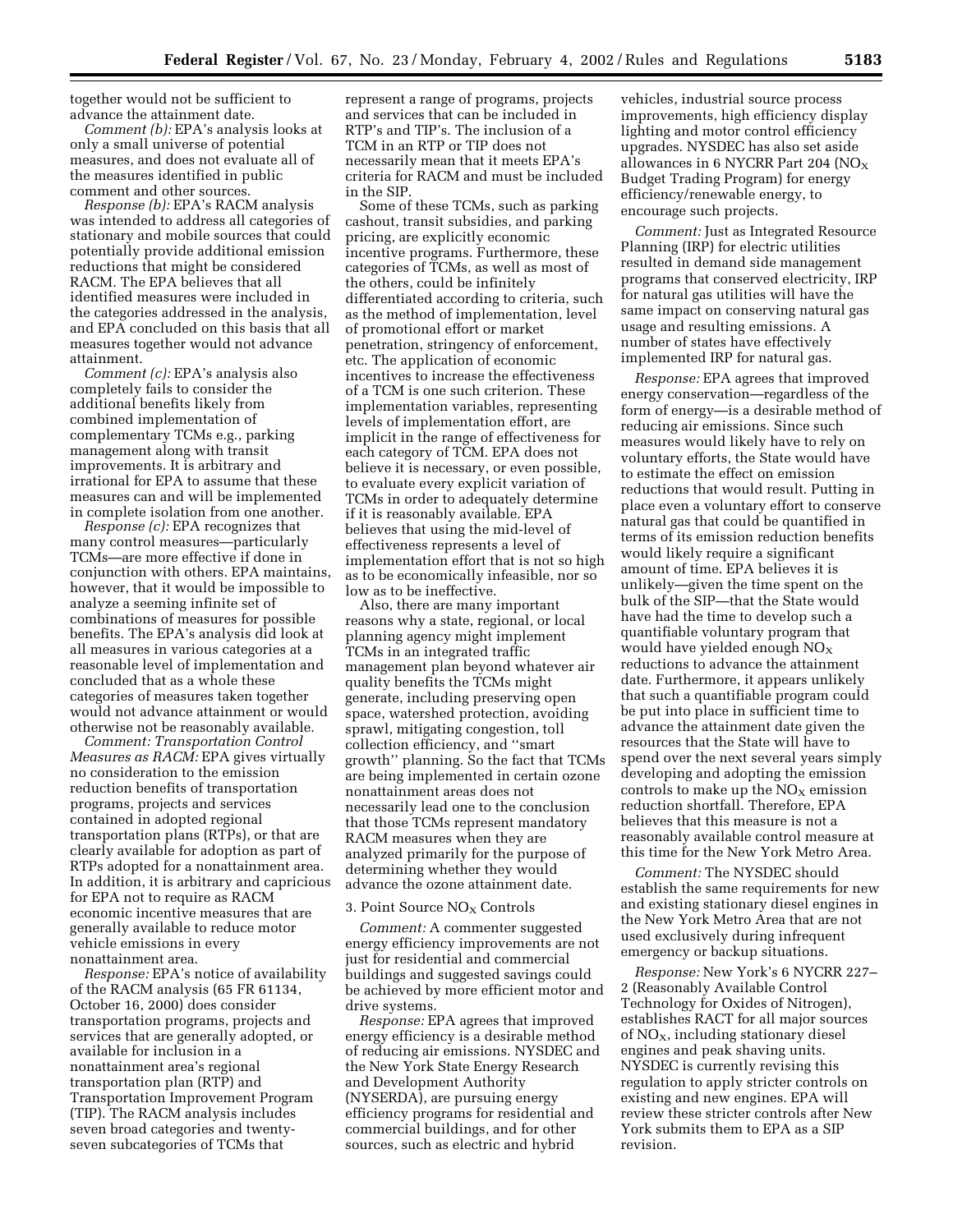together would not be sufficient to advance the attainment date.

*Comment (b):* EPA's analysis looks at only a small universe of potential measures, and does not evaluate all of the measures identified in public comment and other sources.

*Response (b):* EPA's RACM analysis was intended to address all categories of stationary and mobile sources that could potentially provide additional emission reductions that might be considered RACM. The EPA believes that all identified measures were included in the categories addressed in the analysis, and EPA concluded on this basis that all measures together would not advance attainment.

*Comment (c):* EPA's analysis also completely fails to consider the additional benefits likely from combined implementation of complementary TCMs e.g., parking management along with transit improvements. It is arbitrary and irrational for EPA to assume that these measures can and will be implemented in complete isolation from one another.

*Response (c):* EPA recognizes that many control measures—particularly TCMs—are more effective if done in conjunction with others. EPA maintains, however, that it would be impossible to analyze a seeming infinite set of combinations of measures for possible benefits. The EPA's analysis did look at all measures in various categories at a reasonable level of implementation and concluded that as a whole these categories of measures taken together would not advance attainment or would otherwise not be reasonably available.

*Comment: Transportation Control Measures as RACM:* EPA gives virtually no consideration to the emission reduction benefits of transportation programs, projects and services contained in adopted regional transportation plans (RTPs), or that are clearly available for adoption as part of RTPs adopted for a nonattainment area. In addition, it is arbitrary and capricious for EPA not to require as RACM economic incentive measures that are generally available to reduce motor vehicle emissions in every nonattainment area.

*Response:* EPA's notice of availability of the RACM analysis (65 FR 61134, October 16, 2000) does consider transportation programs, projects and services that are generally adopted, or available for inclusion in a nonattainment area's regional transportation plan (RTP) and Transportation Improvement Program (TIP). The RACM analysis includes seven broad categories and twenty-seven subcategories of TCMs that represent a range of programs, projects and services that can be included in RTP's and TIP's. The inclusion of a TCM in an RTP or TIP does not necessarily mean that it meets EPA's criteria for RACM and must be included in the SIP.

Some of these TCMs, such as parking cashout, transit subsidies, and parking pricing, are explicitly economic incentive programs. Furthermore, these categories of TCMs, as well as most of the others, could be infinitely differentiated according to criteria, such as the method of implementation, level of promotional effort or market penetration, stringency of enforcement, etc. The application of economic incentives to increase the effectiveness of a TCM is one such criterion. These implementation variables, representing levels of implementation effort, are implicit in the range of effectiveness for each category of TCM. EPA does not believe it is necessary, or even possible, to evaluate every explicit variation of TCMs in order to adequately determine if it is reasonably available. EPA believes that using the mid-level of effectiveness represents a level of implementation effort that is not so high as to be economically infeasible, nor so low as to be ineffective.

Also, there are many important reasons why a state, regional, or local planning agency might implement TCMs in an integrated traffic management plan beyond whatever air quality benefits the TCMs might generate, including preserving open space, watershed protection, avoiding sprawl, mitigating congestion, toll collection efficiency, and "smart growth" planning. So the fact that TCMs are being implemented in certain ozone nonattainment areas does not necessarily lead one to the conclusion that those TCMs represent mandatory RACM measures when they are analyzed primarily for the purpose of determining whether they would advance the ozone attainment date.

3. Point Source $NO_X$ Controls

*Comment:* A commenter suggested energy efficiency improvements are not just for residential and commercial buildings and suggested savings could be achieved by more efficient motor and drive systems.

*Response:* EPA agrees that improved energy efficiency is a desirable method of reducing air emissions. NYSDEC and the New York State Energy Research and Development Authority (NYSERDA), are pursuing energy efficiency programs for residential and commercial buildings, and for other sources, such as electric and hybrid vehicles, industrial source process improvements, high efficiency display lighting and motor control efficiency upgrades. NYSDEC has also set aside allowances in 6 NYCRR Part 204 ($NO_X$ Budget Trading Program) for energy efficiency/renewable energy, to encourage such projects.

*Comment:* Just as Integrated Resource Planning (IRP) for electric utilities resulted in demand side management programs that conserved electricity, IRP for natural gas utilities will have the same impact on conserving natural gas usage and resulting emissions. A number of states have effectively implemented IRP for natural gas.

*Response:* EPA agrees that improved energy conservation—regardless of the form of energy—is a desirable method of reducing air emissions. Since such measures would likely have to rely on voluntary efforts, the State would have to estimate the effect on emission reductions that would result. Putting in place even a voluntary effort to conserve natural gas that could be quantified in terms of its emission reduction benefits would likely require a significant amount of time. EPA believes it is unlikely—given the time spent on the bulk of the SIP—that the State would have had the time to develop such a quantifiable voluntary program that would have yielded enough $NO_X$ reductions to advance the attainment date. Furthermore, it appears unlikely that such a quantifiable program could be put into place in sufficient time to advance the attainment date given the resources that the State will have to spend over the next several years simply developing and adopting the emission controls to make up the $NO_X$ emission reduction shortfall. Therefore, EPA believes that this measure is not a reasonably available control measure at this time for the New York Metro Area.

*Comment:* The NYSDEC should establish the same requirements for new and existing stationary diesel engines in the New York Metro Area that are not used exclusively during infrequent emergency or backup situations.

*Response:* New York's 6 NYCRR 227–2 (Reasonably Available Control Technology for Oxides of Nitrogen), establishes RACT for all major sources of $NO_X$, including stationary diesel engines and peak shaving units. NYSDEC is currently revising this regulation to apply stricter controls on existing and new engines. EPA will review these stricter controls after New York submits them to EPA as a SIP revision.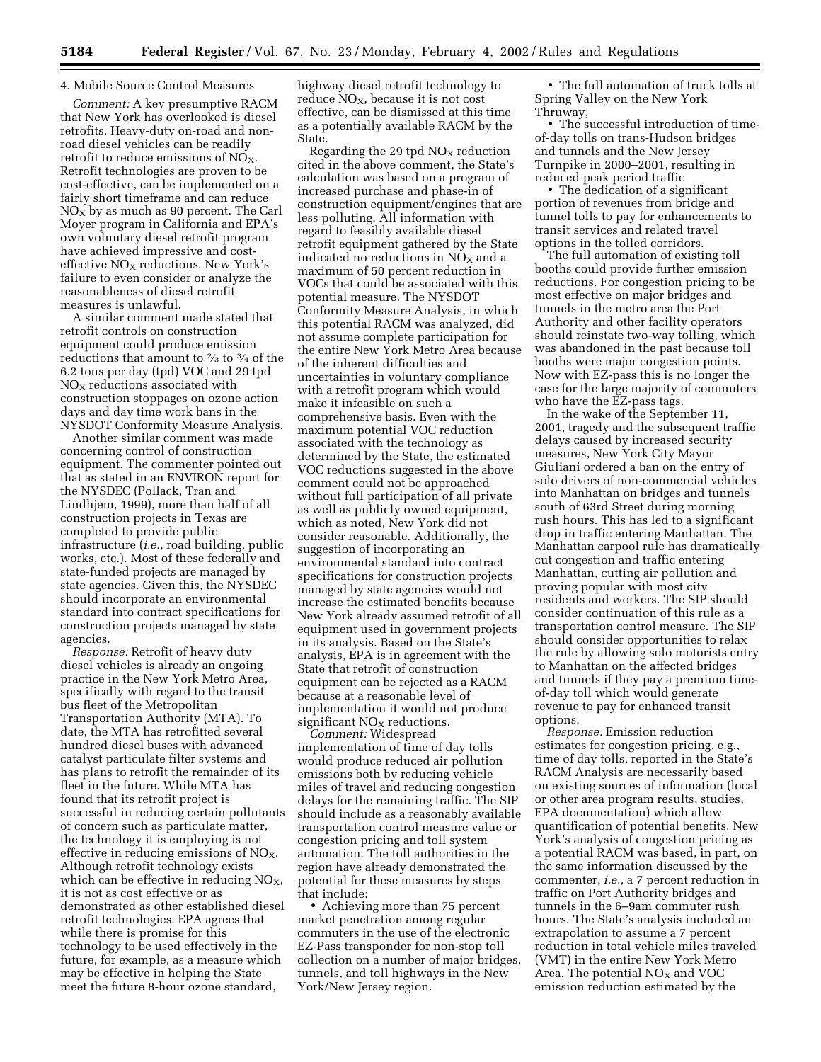4. Mobile Source Control Measures

*Comment:* A key presumptive RACM that New York has overlooked is diesel retrofits. Heavy-duty on-road and non-road diesel vehicles can be readily retrofit to reduce emissions of $NO_X$. Retrofit technologies are proven to be cost-effective, can be implemented on a fairly short timeframe and can reduce $NO_X$ by as much as 90 percent. The Carl Moyer program in California and EPA's own voluntary diesel retrofit program have achieved impressive and cost-effective $NO_X$ reductions. New York's failure to even consider or analyze the reasonableness of diesel retrofit measures is unlawful.

A similar comment made stated that retrofit controls on construction equipment could produce emission reductions that amount to ⅔ to ¾ of the 6.2 tons per day (tpd) VOC and 29 tpd $NO_X$ reductions associated with construction stoppages on ozone action days and day time work bans in the NYSDOT Conformity Measure Analysis.

Another similar comment was made concerning control of construction equipment. The commenter pointed out that as stated in an ENVIRON report for the NYSDEC (Pollack, Tran and Lindhjem, 1999), more than half of all construction projects in Texas are completed to provide public infrastructure (*i.e.*, road building, public works, etc.). Most of these federally and state-funded projects are managed by state agencies. Given this, the NYSDEC should incorporate an environmental standard into contract specifications for construction projects managed by state agencies.

*Response:* Retrofit of heavy duty diesel vehicles is already an ongoing practice in the New York Metro Area, specifically with regard to the transit bus fleet of the Metropolitan Transportation Authority (MTA). To date, the MTA has retrofitted several hundred diesel buses with advanced catalyst particulate filter systems and has plans to retrofit the remainder of its fleet in the future. While MTA has found that its retrofit project is successful in reducing certain pollutants of concern such as particulate matter, the technology it is employing is not effective in reducing emissions of $NO_X$. Although retrofit technology exists which can be effective in reducing $NO_X$, it is not as cost effective or as demonstrated as other established diesel retrofit technologies. EPA agrees that while there is promise for this technology to be used effectively in the future, for example, as a measure which may be effective in helping the State meet the future 8-hour ozone standard, highway diesel retrofit technology to reduce $NO_X$, because it is not cost effective, can be dismissed at this time as a potentially available RACM by the State.

Regarding the 29 tpd $NO_X$ reduction cited in the above comment, the State's calculation was based on a program of increased purchase and phase-in of construction equipment/engines that are less polluting. All information with regard to feasibly available diesel retrofit equipment gathered by the State indicated no reductions in $NO_X$ and a maximum of 50 percent reduction in VOCs that could be associated with this potential measure. The NYSDOT Conformity Measure Analysis, in which this potential RACM was analyzed, did not assume complete participation for the entire New York Metro Area because of the inherent difficulties and uncertainties in voluntary compliance with a retrofit program which would make it infeasible on such a comprehensive basis. Even with the maximum potential VOC reduction associated with the technology as determined by the State, the estimated VOC reductions suggested in the above comment could not be approached without full participation of all private as well as publicly owned equipment, which as noted, New York did not consider reasonable. Additionally, the suggestion of incorporating an environmental standard into contract specifications for construction projects managed by state agencies would not increase the estimated benefits because New York already assumed retrofit of all equipment used in government projects in its analysis. Based on the State's analysis, EPA is in agreement with the State that retrofit of construction equipment can be rejected as a RACM because at a reasonable level of implementation it would not produce significant $NO_X$ reductions.

*Comment:* Widespread implementation of time of day tolls would produce reduced air pollution emissions both by reducing vehicle miles of travel and reducing congestion delays for the remaining traffic. The SIP should include as a reasonably available transportation control measure value or congestion pricing and toll system automation. The toll authorities in the region have already demonstrated the potential for these measures by steps that include:

- Achieving more than 75 percent market penetration among regular commuters in the use of the electronic EZ-Pass transponder for non-stop toll collection on a number of major bridges, tunnels, and toll highways in the New York/New Jersey region.
- The full automation of truck tolls at Spring Valley on the New York Thruway,
- The successful introduction of time-of-day tolls on trans-Hudson bridges and tunnels and the New Jersey Turnpike in 2000–2001, resulting in reduced peak period traffic
- The dedication of a significant portion of revenues from bridge and tunnel tolls to pay for enhancements to transit services and related travel options in the tolled corridors.

The full automation of existing toll booths could provide further emission reductions. For congestion pricing to be most effective on major bridges and tunnels in the metro area the Port Authority and other facility operators should reinstate two-way tolling, which was abandoned in the past because toll booths were major congestion points. Now with EZ-pass this is no longer the case for the large majority of commuters who have the EZ-pass tags.

In the wake of the September 11, 2001, tragedy and the subsequent traffic delays caused by increased security measures, New York City Mayor Giuliani ordered a ban on the entry of solo drivers of non-commercial vehicles into Manhattan on bridges and tunnels south of 63rd Street during morning rush hours. This has led to a significant drop in traffic entering Manhattan. The Manhattan carpool rule has dramatically cut congestion and traffic entering Manhattan, cutting air pollution and proving popular with most city residents and workers. The SIP should consider continuation of this rule as a transportation control measure. The SIP should consider opportunities to relax the rule by allowing solo motorists entry to Manhattan on the affected bridges and tunnels if they pay a premium time-of-day toll which would generate revenue to pay for enhanced transit options.

*Response:* Emission reduction estimates for congestion pricing, e.g., time of day tolls, reported in the State's RACM Analysis are necessarily based on existing sources of information (local or other area program results, studies, EPA documentation) which allow quantification of potential benefits. New York's analysis of congestion pricing as a potential RACM was based, in part, on the same information discussed by the commenter, *i.e.,* a 7 percent reduction in traffic on Port Authority bridges and tunnels in the 6–9am commuter rush hours. The State's analysis included an extrapolation to assume a 7 percent reduction in total vehicle miles traveled (VMT) in the entire New York Metro Area. The potential $NO_X$ and VOC emission reduction estimated by the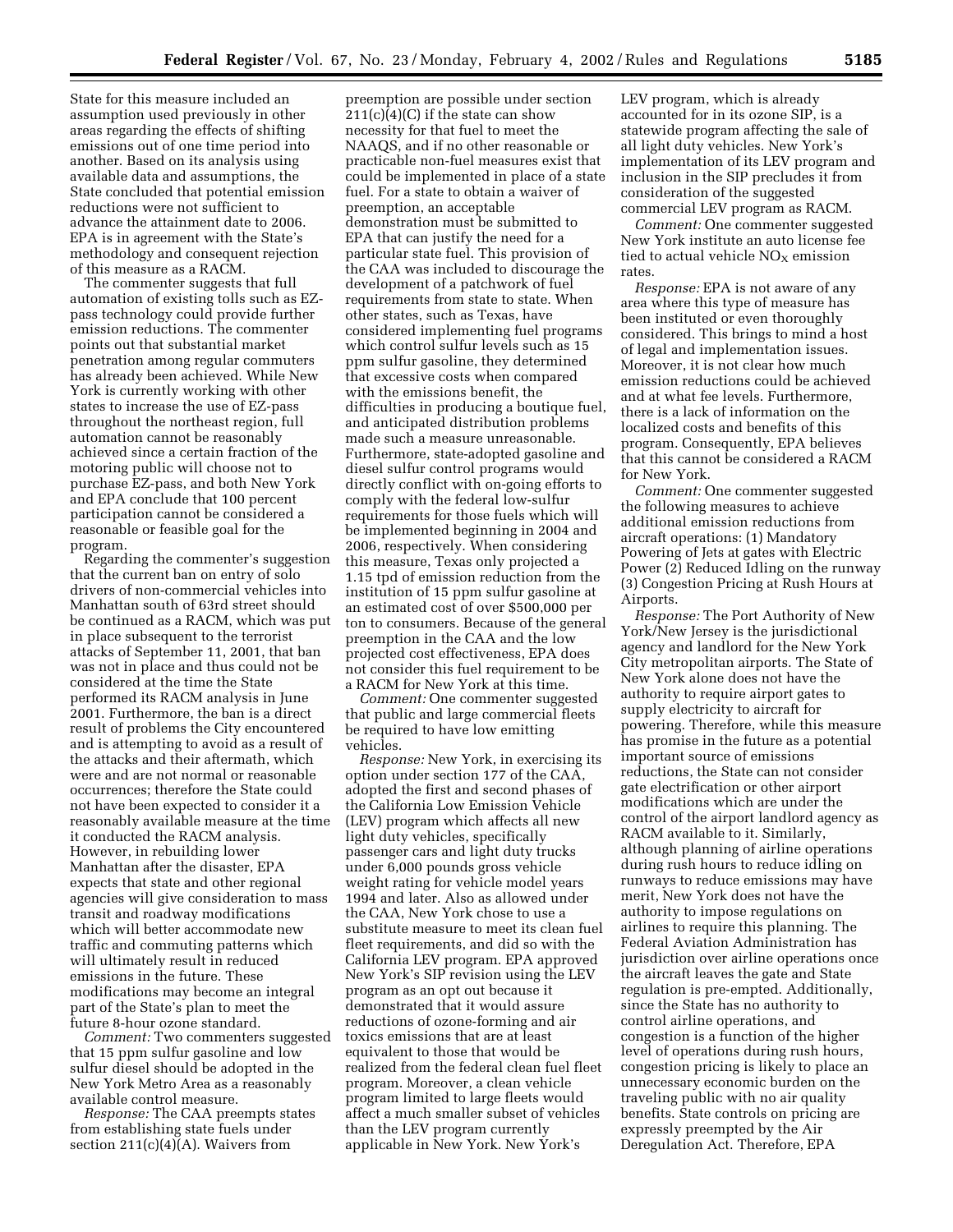State for this measure included an assumption used previously in other areas regarding the effects of shifting emissions out of one time period into another. Based on its analysis using available data and assumptions, the State concluded that potential emission reductions were not sufficient to advance the attainment date to 2006. EPA is in agreement with the State's methodology and consequent rejection of this measure as a RACM.

The commenter suggests that full automation of existing tolls such as EZ-pass technology could provide further emission reductions. The commenter points out that substantial market penetration among regular commuters has already been achieved. While New York is currently working with other states to increase the use of EZ-pass throughout the northeast region, full automation cannot be reasonably achieved since a certain fraction of the motoring public will choose not to purchase EZ-pass, and both New York and EPA conclude that 100 percent participation cannot be considered a reasonable or feasible goal for the program.

Regarding the commenter's suggestion that the current ban on entry of solo drivers of non-commercial vehicles into Manhattan south of 63rd street should be continued as a RACM, which was put in place subsequent to the terrorist attacks of September 11, 2001, that ban was not in place and thus could not be considered at the time the State performed its RACM analysis in June 2001. Furthermore, the ban is a direct result of problems the City encountered and is attempting to avoid as a result of the attacks and their aftermath, which were and are not normal or reasonable occurrences; therefore the State could not have been expected to consider it a reasonably available measure at the time it conducted the RACM analysis. However, in rebuilding lower Manhattan after the disaster, EPA expects that state and other regional agencies will give consideration to mass transit and roadway modifications which will better accommodate new traffic and commuting patterns which will ultimately result in reduced emissions in the future. These modifications may become an integral part of the State's plan to meet the future 8-hour ozone standard.

*Comment:* Two commenters suggested that 15 ppm sulfur gasoline and low sulfur diesel should be adopted in the New York Metro Area as a reasonably available control measure.

*Response:* The CAA preempts states from establishing state fuels under section 211(c)(4)(A). Waivers from preemption are possible under section 211(c)(4)(C) if the state can show necessity for that fuel to meet the NAAQS, and if no other reasonable or practicable non-fuel measures exist that could be implemented in place of a state fuel. For a state to obtain a waiver of preemption, an acceptable demonstration must be submitted to EPA that can justify the need for a particular state fuel. This provision of the CAA was included to discourage the development of a patchwork of fuel requirements from state to state. When other states, such as Texas, have considered implementing fuel programs which control sulfur levels such as 15 ppm sulfur gasoline, they determined that excessive costs when compared with the emissions benefit, the difficulties in producing a boutique fuel, and anticipated distribution problems made such a measure unreasonable. Furthermore, state-adopted gasoline and diesel sulfur control programs would directly conflict with on-going efforts to comply with the federal low-sulfur requirements for those fuels which will be implemented beginning in 2004 and 2006, respectively. When considering this measure, Texas only projected a 1.15 tpd of emission reduction from the institution of 15 ppm sulfur gasoline at an estimated cost of over $500,000 per ton to consumers. Because of the general preemption in the CAA and the low projected cost effectiveness, EPA does not consider this fuel requirement to be a RACM for New York at this time.

*Comment:* One commenter suggested that public and large commercial fleets be required to have low emitting vehicles.

*Response:* New York, in exercising its option under section 177 of the CAA, adopted the first and second phases of the California Low Emission Vehicle (LEV) program which affects all new light duty vehicles, specifically passenger cars and light duty trucks under 6,000 pounds gross vehicle weight rating for vehicle model years 1994 and later. Also as allowed under the CAA, New York chose to use a substitute measure to meet its clean fuel fleet requirements, and did so with the California LEV program. EPA approved New York's SIP revision using the LEV program as an opt out because it demonstrated that it would assure reductions of ozone-forming and air toxics emissions that are at least equivalent to those that would be realized from the federal clean fuel fleet program. Moreover, a clean vehicle program limited to large fleets would affect a much smaller subset of vehicles than the LEV program currently applicable in New York. New York's LEV program, which is already accounted for in its ozone SIP, is a statewide program affecting the sale of all light duty vehicles. New York's implementation of its LEV program and inclusion in the SIP precludes it from consideration of the suggested commercial LEV program as RACM.

*Comment:* One commenter suggested New York institute an auto license fee tied to actual vehicle $NO_X$ emission rates.

*Response:* EPA is not aware of any area where this type of measure has been instituted or even thoroughly considered. This brings to mind a host of legal and implementation issues. Moreover, it is not clear how much emission reductions could be achieved and at what fee levels. Furthermore, there is a lack of information on the localized costs and benefits of this program. Consequently, EPA believes that this cannot be considered a RACM for New York.

*Comment:* One commenter suggested the following measures to achieve additional emission reductions from aircraft operations: (1) Mandatory Powering of Jets at gates with Electric Power (2) Reduced Idling on the runway (3) Congestion Pricing at Rush Hours at Airports.

*Response:* The Port Authority of New York/New Jersey is the jurisdictional agency and landlord for the New York City metropolitan airports. The State of New York alone does not have the authority to require airport gates to supply electricity to aircraft for powering. Therefore, while this measure has promise in the future as a potential important source of emissions reductions, the State can not consider gate electrification or other airport modifications which are under the control of the airport landlord agency as RACM available to it. Similarly, although planning of airline operations during rush hours to reduce idling on runways to reduce emissions may have merit, New York does not have the authority to impose regulations on airlines to require this planning. The Federal Aviation Administration has jurisdiction over airline operations once the aircraft leaves the gate and State regulation is pre-empted. Additionally, since the State has no authority to control airline operations, and congestion is a function of the higher level of operations during rush hours, congestion pricing is likely to place an unnecessary economic burden on the traveling public with no air quality benefits. State controls on pricing are expressly preempted by the Air Deregulation Act. Therefore, EPA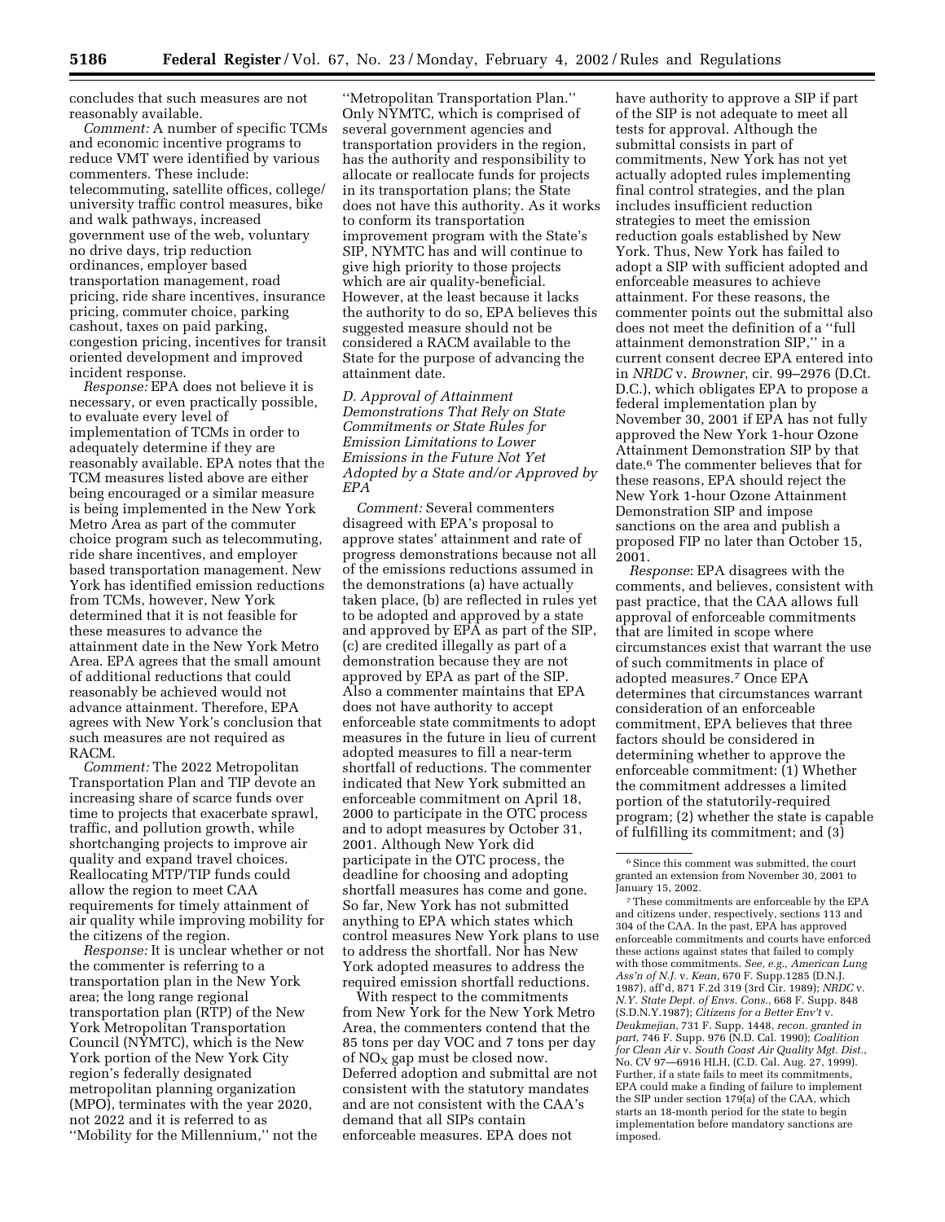concludes that such measures are not reasonably available.

*Comment:* A number of specific TCMs and economic incentive programs to reduce VMT were identified by various commenters. These include: telecommuting, satellite offices, college/university traffic control measures, bike and walk pathways, increased government use of the web, voluntary no drive days, trip reduction ordinances, employer based transportation management, road pricing, ride share incentives, insurance pricing, commuter choice, parking cashout, taxes on paid parking, congestion pricing, incentives for transit oriented development and improved incident response.

*Response:* EPA does not believe it is necessary, or even practically possible, to evaluate every level of implementation of TCMs in order to adequately determine if they are reasonably available. EPA notes that the TCM measures listed above are either being encouraged or a similar measure is being implemented in the New York Metro Area as part of the commuter choice program such as telecommuting, ride share incentives, and employer based transportation management. New York has identified emission reductions from TCMs, however, New York determined that it is not feasible for these measures to advance the attainment date in the New York Metro Area. EPA agrees that the small amount of additional reductions that could reasonably be achieved would not advance attainment. Therefore, EPA agrees with New York's conclusion that such measures are not required as RACM.

*Comment:* The 2022 Metropolitan Transportation Plan and TIP devote an increasing share of scarce funds over time to projects that exacerbate sprawl, traffic, and pollution growth, while shortchanging projects to improve air quality and expand travel choices. Reallocating MTP/TIP funds could allow the region to meet CAA requirements for timely attainment of air quality while improving mobility for the citizens of the region.

*Response:* It is unclear whether or not the commenter is referring to a transportation plan in the New York area; the long range regional transportation plan (RTP) of the New York Metropolitan Transportation Council (NYMTC), which is the New York portion of the New York City region's federally designated metropolitan planning organization (MPO), terminates with the year 2020, not 2022 and it is referred to as ''Mobility for the Millennium,'' not the ''Metropolitan Transportation Plan.'' Only NYMTC, which is comprised of several government agencies and transportation providers in the region, has the authority and responsibility to allocate or reallocate funds for projects in its transportation plans; the State does not have this authority. As it works to conform its transportation improvement program with the State's SIP, NYMTC has and will continue to give high priority to those projects which are air quality-beneficial. However, at the least because it lacks the authority to do so, EPA believes this suggested measure should not be considered a RACM available to the State for the purpose of advancing the attainment date.

### *D. Approval of Attainment Demonstrations That Rely on State Commitments or State Rules for Emission Limitations to Lower Emissions in the Future Not Yet Adopted by a State and/or Approved by EPA*

*Comment:* Several commenters disagreed with EPA's proposal to approve states' attainment and rate of progress demonstrations because not all of the emissions reductions assumed in the demonstrations (a) have actually taken place, (b) are reflected in rules yet to be adopted and approved by a state and approved by EPA as part of the SIP, (c) are credited illegally as part of a demonstration because they are not approved by EPA as part of the SIP. Also a commenter maintains that EPA does not have authority to accept enforceable state commitments to adopt measures in the future in lieu of current adopted measures to fill a near-term shortfall of reductions. The commenter indicated that New York submitted an enforceable commitment on April 18, 2000 to participate in the OTC process and to adopt measures by October 31, 2001. Although New York did participate in the OTC process, the deadline for choosing and adopting shortfall measures has come and gone. So far, New York has not submitted anything to EPA which states which control measures New York plans to use to address the shortfall. Nor has New York adopted measures to address the required emission shortfall reductions.

With respect to the commitments from New York for the New York Metro Area, the commenters contend that the 85 tons per day VOC and 7 tons per day of $NO_X$ gap must be closed now. Deferred adoption and submittal are not consistent with the statutory mandates and are not consistent with the CAA's demand that all SIPs contain enforceable measures. EPA does not have authority to approve a SIP if part of the SIP is not adequate to meet all tests for approval. Although the submittal consists in part of commitments, New York has not yet actually adopted rules implementing final control strategies, and the plan includes insufficient reduction strategies to meet the emission reduction goals established by New York. Thus, New York has failed to adopt a SIP with sufficient adopted and enforceable measures to achieve attainment. For these reasons, the commenter points out the submittal also does not meet the definition of a ''full attainment demonstration SIP,'' in a current consent decree EPA entered into in *NRDC* v. *Browner*, cir. 99–2976 (D.Ct. D.C.), which obligates EPA to propose a federal implementation plan by November 30, 2001 if EPA has not fully approved the New York 1-hour Ozone Attainment Demonstration SIP by that date.[6] The commenter believes that for these reasons, EPA should reject the New York 1-hour Ozone Attainment Demonstration SIP and impose sanctions on the area and publish a proposed FIP no later than October 15, 2001.

*Response*: EPA disagrees with the comments, and believes, consistent with past practice, that the CAA allows full approval of enforceable commitments that are limited in scope where circumstances exist that warrant the use of such commitments in place of adopted measures.[7] Once EPA determines that circumstances warrant consideration of an enforceable commitment, EPA believes that three factors should be considered in determining whether to approve the enforceable commitment: (1) Whether the commitment addresses a limited portion of the statutorily-required program; (2) whether the state is capable of fulfilling its commitment; and (3)

---

[6] Since this comment was submitted, the court granted an extension from November 30, 2001 to January 15, 2002.

[7] These commitments are enforceable by the EPA and citizens under, respectively, sections 113 and 304 of the CAA. In the past, EPA has approved enforceable commitments and courts have enforced these actions against states that failed to comply with those commitments. *See, e.g., American Lung Ass'n of N.J.* v. *Kean*, 670 F. Supp.1285 (D.N.J. 1987), aff'd, 871 F.2d 319 (3rd Cir. 1989); *NRDC* v. *N.Y. State Dept. of Envs. Cons.*, 668 F. Supp. 848 (S.D.N.Y.1987); *Citizens for a Better Env't* v. *Deukmejian*, 731 F. Supp. 1448, *recon. granted in part*, 746 F. Supp. 976 (N.D. Cal. 1990); *Coalition for Clean Air* v. *South Coast Air Quality Mgt. Dist.*, No. CV 97—6916 HLH, (C.D. Cal. Aug. 27, 1999). Further, if a state fails to meet its commitments, EPA could make a finding of failure to implement the SIP under section 179(a) of the CAA, which starts an 18-month period for the state to begin implementation before mandatory sanctions are imposed.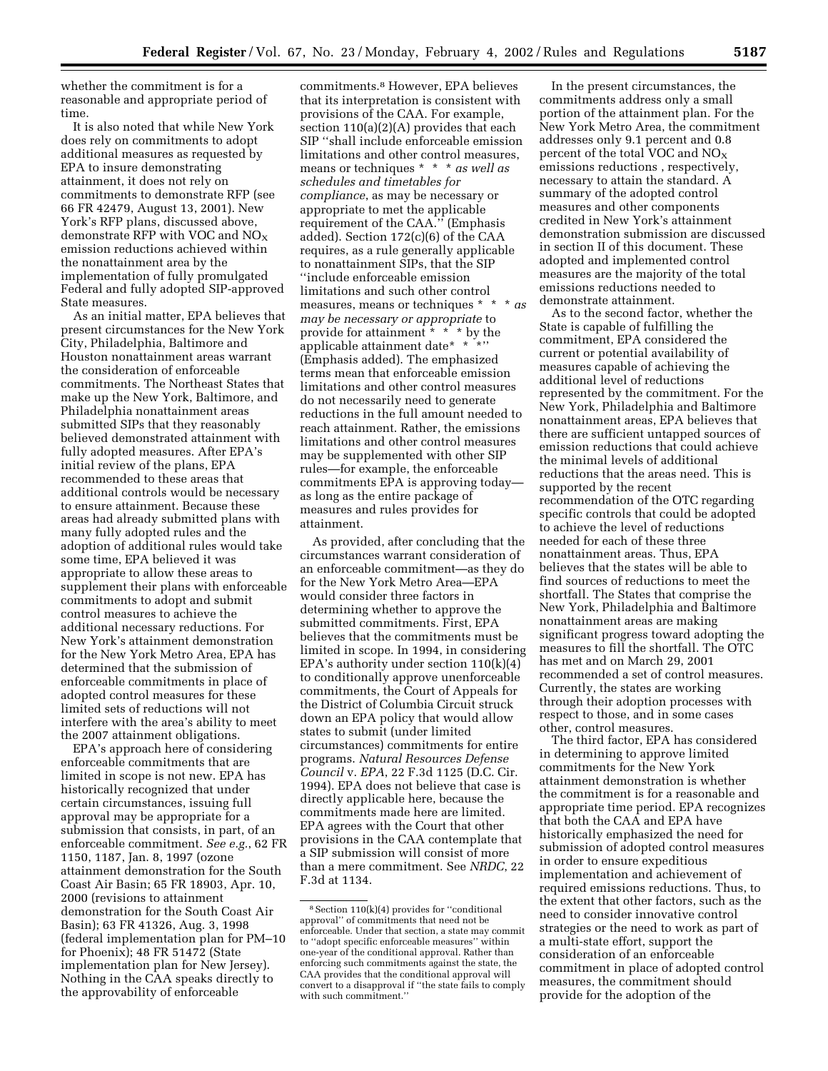whether the commitment is for a reasonable and appropriate period of time.

It is also noted that while New York does rely on commitments to adopt additional measures as requested by EPA to insure demonstrating attainment, it does not rely on commitments to demonstrate RFP (see 66 FR 42479, August 13, 2001). New York's RFP plans, discussed above, demonstrate RFP with VOC and $NO_X$ emission reductions achieved within the nonattainment area by the implementation of fully promulgated Federal and fully adopted SIP-approved State measures.

As an initial matter, EPA believes that present circumstances for the New York City, Philadelphia, Baltimore and Houston nonattainment areas warrant the consideration of enforceable commitments. The Northeast States that make up the New York, Baltimore, and Philadelphia nonattainment areas submitted SIPs that they reasonably believed demonstrated attainment with fully adopted measures. After EPA's initial review of the plans, EPA recommended to these areas that additional controls would be necessary to ensure attainment. Because these areas had already submitted plans with many fully adopted rules and the adoption of additional rules would take some time, EPA believed it was appropriate to allow these areas to supplement their plans with enforceable commitments to adopt and submit control measures to achieve the additional necessary reductions. For New York's attainment demonstration for the New York Metro Area, EPA has determined that the submission of enforceable commitments in place of adopted control measures for these limited sets of reductions will not interfere with the area's ability to meet the 2007 attainment obligations.

EPA's approach here of considering enforceable commitments that are limited in scope is not new. EPA has historically recognized that under certain circumstances, issuing full approval may be appropriate for a submission that consists, in part, of an enforceable commitment. *See e.g.*, 62 FR 1150, 1187, Jan. 8, 1997 (ozone attainment demonstration for the South Coast Air Basin; 65 FR 18903, Apr. 10, 2000 (revisions to attainment demonstration for the South Coast Air Basin); 63 FR 41326, Aug. 3, 1998 (federal implementation plan for PM–10 for Phoenix); 48 FR 51472 (State implementation plan for New Jersey). Nothing in the CAA speaks directly to the approvability of enforceable commitments.[8] However, EPA believes that its interpretation is consistent with provisions of the CAA. For example, section 110(a)(2)(A) provides that each SIP "shall include enforceable emission limitations and other control measures, means or techniques * * * *as well as schedules and timetables for compliance*, as may be necessary or appropriate to met the applicable requirement of the CAA." (Emphasis added). Section 172(c)(6) of the CAA requires, as a rule generally applicable to nonattainment SIPs, that the SIP "include enforceable emission limitations and such other control measures, means or techniques * * * *as may be necessary or appropriate* to provide for attainment * * * by the applicable attainment date* * *" (Emphasis added). The emphasized terms mean that enforceable emission limitations and other control measures do not necessarily need to generate reductions in the full amount needed to reach attainment. Rather, the emissions limitations and other control measures may be supplemented with other SIP rules—for example, the enforceable commitments EPA is approving today—as long as the entire package of measures and rules provides for attainment.

As provided, after concluding that the circumstances warrant consideration of an enforceable commitment—as they do for the New York Metro Area—EPA would consider three factors in determining whether to approve the submitted commitments. First, EPA believes that the commitments must be limited in scope. In 1994, in considering EPA's authority under section 110(k)(4) to conditionally approve unenforceable commitments, the Court of Appeals for the District of Columbia Circuit struck down an EPA policy that would allow states to submit (under limited circumstances) commitments for entire programs. *Natural Resources Defense Council* v. *EPA*, 22 F.3d 1125 (D.C. Cir. 1994). EPA does not believe that case is directly applicable here, because the commitments made here are limited. EPA agrees with the Court that other provisions in the CAA contemplate that a SIP submission will consist of more than a mere commitment. See *NRDC*, 22 F.3d at 1134.

In the present circumstances, the commitments address only a small portion of the attainment plan. For the New York Metro Area, the commitment addresses only 9.1 percent and 0.8 percent of the total VOC and $NO_X$ emissions reductions , respectively, necessary to attain the standard. A summary of the adopted control measures and other components credited in New York's attainment demonstration submission are discussed in section II of this document. These adopted and implemented control measures are the majority of the total emissions reductions needed to demonstrate attainment.

As to the second factor, whether the State is capable of fulfilling the commitment, EPA considered the current or potential availability of measures capable of achieving the additional level of reductions represented by the commitment. For the New York, Philadelphia and Baltimore nonattainment areas, EPA believes that there are sufficient untapped sources of emission reductions that could achieve the minimal levels of additional reductions that the areas need. This is supported by the recent recommendation of the OTC regarding specific controls that could be adopted to achieve the level of reductions needed for each of these three nonattainment areas. Thus, EPA believes that the states will be able to find sources of reductions to meet the shortfall. The States that comprise the New York, Philadelphia and Baltimore nonattainment areas are making significant progress toward adopting the measures to fill the shortfall. The OTC has met and on March 29, 2001 recommended a set of control measures. Currently, the states are working through their adoption processes with respect to those, and in some cases other, control measures.

The third factor, EPA has considered in determining to approve limited commitments for the New York attainment demonstration is whether the commitment is for a reasonable and appropriate time period. EPA recognizes that both the CAA and EPA have historically emphasized the need for submission of adopted control measures in order to ensure expeditious implementation and achievement of required emissions reductions. Thus, to the extent that other factors, such as the need to consider innovative control strategies or the need to work as part of a multi-state effort, support the consideration of an enforceable commitment in place of adopted control measures, the commitment should provide for the adoption of the

---

[8] Section 110(k)(4) provides for "conditional approval" of commitments that need not be enforceable. Under that section, a state may commit to "adopt specific enforceable measures" within one-year of the conditional approval. Rather than enforcing such commitments against the state, the CAA provides that the conditional approval will convert to a disapproval if "the state fails to comply with such commitment."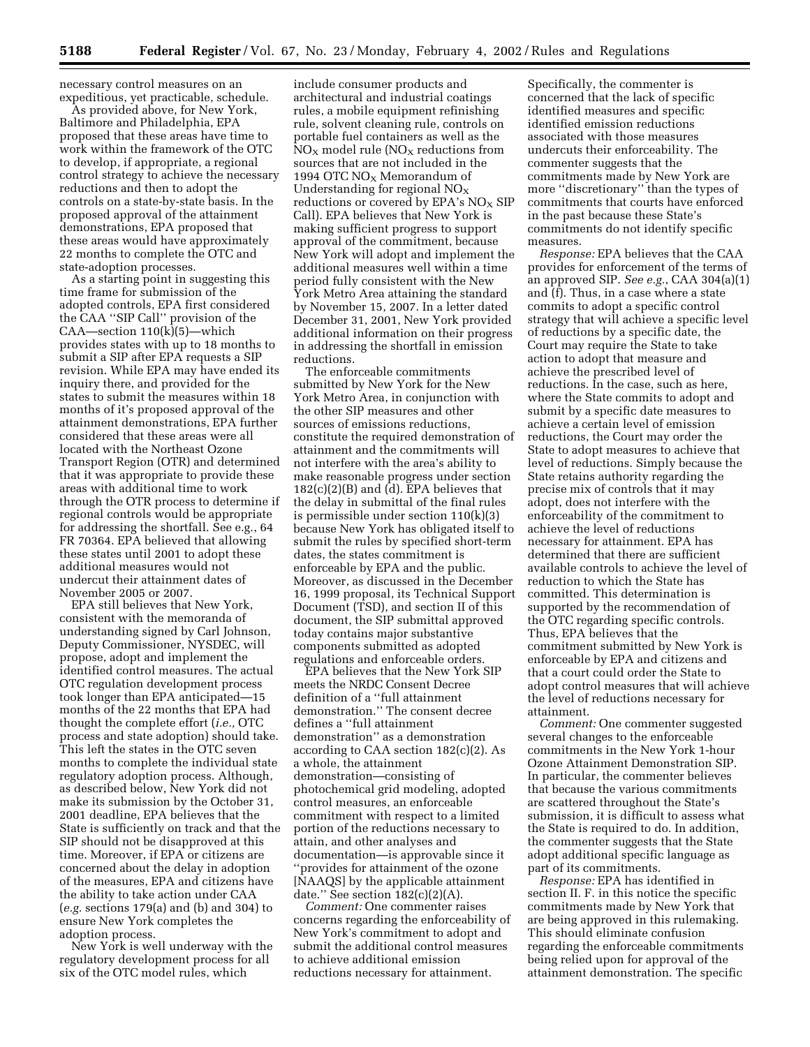necessary control measures on an expeditious, yet practicable, schedule.

As provided above, for New York, Baltimore and Philadelphia, EPA proposed that these areas have time to work within the framework of the OTC to develop, if appropriate, a regional control strategy to achieve the necessary reductions and then to adopt the controls on a state-by-state basis. In the proposed approval of the attainment demonstrations, EPA proposed that these areas would have approximately 22 months to complete the OTC and state-adoption processes.

As a starting point in suggesting this time frame for submission of the adopted controls, EPA first considered the CAA ''SIP Call'' provision of the CAA—section 110(k)(5)—which provides states with up to 18 months to submit a SIP after EPA requests a SIP revision. While EPA may have ended its inquiry there, and provided for the states to submit the measures within 18 months of it's proposed approval of the attainment demonstrations, EPA further considered that these areas were all located with the Northeast Ozone Transport Region (OTR) and determined that it was appropriate to provide these areas with additional time to work through the OTR process to determine if regional controls would be appropriate for addressing the shortfall. See e.g., 64 FR 70364. EPA believed that allowing these states until 2001 to adopt these additional measures would not undercut their attainment dates of November 2005 or 2007.

EPA still believes that New York, consistent with the memoranda of understanding signed by Carl Johnson, Deputy Commissioner, NYSDEC, will propose, adopt and implement the identified control measures. The actual OTC regulation development process took longer than EPA anticipated—15 months of the 22 months that EPA had thought the complete effort (*i.e.,* OTC process and state adoption) should take. This left the states in the OTC seven months to complete the individual state regulatory adoption process. Although, as described below, New York did not make its submission by the October 31, 2001 deadline, EPA believes that the State is sufficiently on track and that the SIP should not be disapproved at this time. Moreover, if EPA or citizens are concerned about the delay in adoption of the measures, EPA and citizens have the ability to take action under CAA (*e.g.* sections 179(a) and (b) and 304) to ensure New York completes the adoption process.

New York is well underway with the regulatory development process for all six of the OTC model rules, which include consumer products and architectural and industrial coatings rules, a mobile equipment refinishing rule, solvent cleaning rule, controls on portable fuel containers as well as the $NO_X$ model rule ($NO_X$ reductions from sources that are not included in the 1994 OTC $NO_X$ Memorandum of Understanding for regional $NO_X$ reductions or covered by EPA's $NO_X$ SIP Call). EPA believes that New York is making sufficient progress to support approval of the commitment, because New York will adopt and implement the additional measures well within a time period fully consistent with the New York Metro Area attaining the standard by November 15, 2007. In a letter dated December 31, 2001, New York provided additional information on their progress in addressing the shortfall in emission reductions.

The enforceable commitments submitted by New York for the New York Metro Area, in conjunction with the other SIP measures and other sources of emissions reductions, constitute the required demonstration of attainment and the commitments will not interfere with the area's ability to make reasonable progress under section 182(c)(2)(B) and (d). EPA believes that the delay in submittal of the final rules is permissible under section 110(k)(3) because New York has obligated itself to submit the rules by specified short-term dates, the states commitment is enforceable by EPA and the public. Moreover, as discussed in the December 16, 1999 proposal, its Technical Support Document (TSD), and section II of this document, the SIP submittal approved today contains major substantive components submitted as adopted regulations and enforceable orders.

EPA believes that the New York SIP meets the NRDC Consent Decree definition of a ''full attainment demonstration.'' The consent decree defines a ''full attainment demonstration'' as a demonstration according to CAA section 182(c)(2). As a whole, the attainment demonstration—consisting of photochemical grid modeling, adopted control measures, an enforceable commitment with respect to a limited portion of the reductions necessary to attain, and other analyses and documentation—is approvable since it ''provides for attainment of the ozone [NAAQS] by the applicable attainment date.'' See section 182(c)(2)(A).

*Comment:* One commenter raises concerns regarding the enforceability of New York's commitment to adopt and submit the additional control measures to achieve additional emission reductions necessary for attainment. Specifically, the commenter is concerned that the lack of specific identified measures and specific identified emission reductions associated with those measures undercuts their enforceability. The commenter suggests that the commitments made by New York are more ''discretionary'' than the types of commitments that courts have enforced in the past because these State's commitments do not identify specific measures.

*Response:* EPA believes that the CAA provides for enforcement of the terms of an approved SIP. *See e.g.,* CAA 304(a)(1) and (f). Thus, in a case where a state commits to adopt a specific control strategy that will achieve a specific level of reductions by a specific date, the Court may require the State to take action to adopt that measure and achieve the prescribed level of reductions. In the case, such as here, where the State commits to adopt and submit by a specific date measures to achieve a certain level of emission reductions, the Court may order the State to adopt measures to achieve that level of reductions. Simply because the State retains authority regarding the precise mix of controls that it may adopt, does not interfere with the enforceability of the commitment to achieve the level of reductions necessary for attainment. EPA has determined that there are sufficient available controls to achieve the level of reduction to which the State has committed. This determination is supported by the recommendation of the OTC regarding specific controls. Thus, EPA believes that the commitment submitted by New York is enforceable by EPA and citizens and that a court could order the State to adopt control measures that will achieve the level of reductions necessary for attainment.

*Comment:* One commenter suggested several changes to the enforceable commitments in the New York 1-hour Ozone Attainment Demonstration SIP. In particular, the commenter believes that because the various commitments are scattered throughout the State's submission, it is difficult to assess what the State is required to do. In addition, the commenter suggests that the State adopt additional specific language as part of its commitments.

*Response:* EPA has identified in section II. F. in this notice the specific commitments made by New York that are being approved in this rulemaking. This should eliminate confusion regarding the enforceable commitments being relied upon for approval of the attainment demonstration. The specific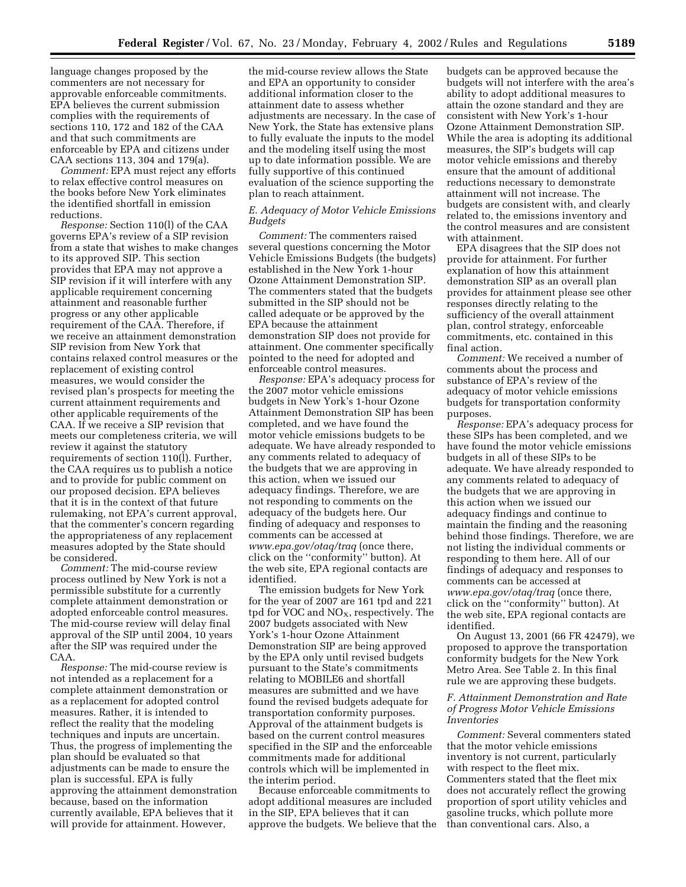language changes proposed by the commenters are not necessary for approvable enforceable commitments. EPA believes the current submission complies with the requirements of sections 110, 172 and 182 of the CAA and that such commitments are enforceable by EPA and citizens under CAA sections 113, 304 and 179(a).

*Comment:* EPA must reject any efforts to relax effective control measures on the books before New York eliminates the identified shortfall in emission reductions.

*Response:* Section 110(l) of the CAA governs EPA's review of a SIP revision from a state that wishes to make changes to its approved SIP. This section provides that EPA may not approve a SIP revision if it will interfere with any applicable requirement concerning attainment and reasonable further progress or any other applicable requirement of the CAA. Therefore, if we receive an attainment demonstration SIP revision from New York that contains relaxed control measures or the replacement of existing control measures, we would consider the revised plan's prospects for meeting the current attainment requirements and other applicable requirements of the CAA. If we receive a SIP revision that meets our completeness criteria, we will review it against the statutory requirements of section 110(l). Further, the CAA requires us to publish a notice and to provide for public comment on our proposed decision. EPA believes that it is in the context of that future rulemaking, not EPA's current approval, that the commenter's concern regarding the appropriateness of any replacement measures adopted by the State should be considered.

*Comment:* The mid-course review process outlined by New York is not a permissible substitute for a currently complete attainment demonstration or adopted enforceable control measures. The mid-course review will delay final approval of the SIP until 2004, 10 years after the SIP was required under the CAA.

*Response:* The mid-course review is not intended as a replacement for a complete attainment demonstration or as a replacement for adopted control measures. Rather, it is intended to reflect the reality that the modeling techniques and inputs are uncertain. Thus, the progress of implementing the plan should be evaluated so that adjustments can be made to ensure the plan is successful. EPA is fully approving the attainment demonstration because, based on the information currently available, EPA believes that it will provide for attainment. However, the mid-course review allows the State and EPA an opportunity to consider additional information closer to the attainment date to assess whether adjustments are necessary. In the case of New York, the State has extensive plans to fully evaluate the inputs to the model and the modeling itself using the most up to date information possible. We are fully supportive of this continued evaluation of the science supporting the plan to reach attainment.

### E. Adequacy of Motor Vehicle Emissions Budgets

*Comment:* The commenters raised several questions concerning the Motor Vehicle Emissions Budgets (the budgets) established in the New York 1-hour Ozone Attainment Demonstration SIP. The commenters stated that the budgets submitted in the SIP should not be called adequate or be approved by the EPA because the attainment demonstration SIP does not provide for attainment. One commenter specifically pointed to the need for adopted and enforceable control measures.

*Response:* EPA's adequacy process for the 2007 motor vehicle emissions budgets in New York's 1-hour Ozone Attainment Demonstration SIP has been completed, and we have found the motor vehicle emissions budgets to be adequate. We have already responded to any comments related to adequacy of the budgets that we are approving in this action, when we issued our adequacy findings. Therefore, we are not responding to comments on the adequacy of the budgets here. Our finding of adequacy and responses to comments can be accessed at *www.epa.gov/otaq/traq* (once there, click on the ''conformity'' button). At the web site, EPA regional contacts are identified.

The emission budgets for New York for the year of 2007 are 161 tpd and 221 tpd for VOC and $NO_X$, respectively. The 2007 budgets associated with New York's 1-hour Ozone Attainment Demonstration SIP are being approved by the EPA only until revised budgets pursuant to the State's commitments relating to MOBILE6 and shortfall measures are submitted and we have found the revised budgets adequate for transportation conformity purposes. Approval of the attainment budgets is based on the current control measures specified in the SIP and the enforceable commitments made for additional controls which will be implemented in the interim period.

Because enforceable commitments to adopt additional measures are included in the SIP, EPA believes that it can approve the budgets. We believe that the budgets can be approved because the budgets will not interfere with the area's ability to adopt additional measures to attain the ozone standard and they are consistent with New York's 1-hour Ozone Attainment Demonstration SIP. While the area is adopting its additional measures, the SIP's budgets will cap motor vehicle emissions and thereby ensure that the amount of additional reductions necessary to demonstrate attainment will not increase. The budgets are consistent with, and clearly related to, the emissions inventory and the control measures and are consistent with attainment.

EPA disagrees that the SIP does not provide for attainment. For further explanation of how this attainment demonstration SIP as an overall plan provides for attainment please see other responses directly relating to the sufficiency of the overall attainment plan, control strategy, enforceable commitments, etc. contained in this final action.

*Comment:* We received a number of comments about the process and substance of EPA's review of the adequacy of motor vehicle emissions budgets for transportation conformity purposes.

*Response:* EPA's adequacy process for these SIPs has been completed, and we have found the motor vehicle emissions budgets in all of these SIPs to be adequate. We have already responded to any comments related to adequacy of the budgets that we are approving in this action when we issued our adequacy findings and continue to maintain the finding and the reasoning behind those findings. Therefore, we are not listing the individual comments or responding to them here. All of our findings of adequacy and responses to comments can be accessed at *www.epa.gov/otaq/traq* (once there, click on the ''conformity'' button). At the web site, EPA regional contacts are identified.

On August 13, 2001 (66 FR 42479), we proposed to approve the transportation conformity budgets for the New York Metro Area. See Table 2. In this final rule we are approving these budgets.

### F. Attainment Demonstration and Rate of Progress Motor Vehicle Emissions Inventories

*Comment:* Several commenters stated that the motor vehicle emissions inventory is not current, particularly with respect to the fleet mix. Commenters stated that the fleet mix does not accurately reflect the growing proportion of sport utility vehicles and gasoline trucks, which pollute more than conventional cars. Also, a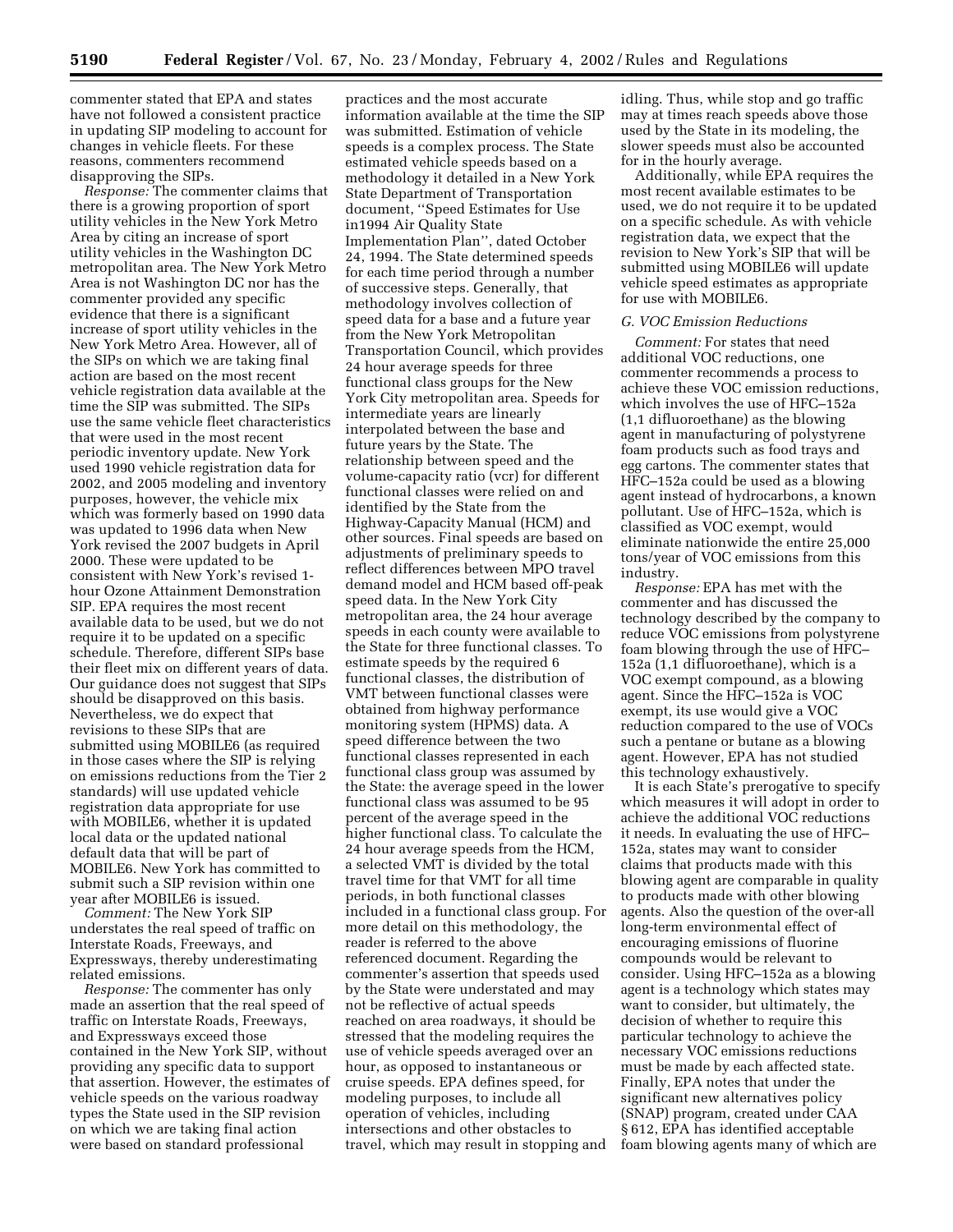commenter stated that EPA and states have not followed a consistent practice in updating SIP modeling to account for changes in vehicle fleets. For these reasons, commenters recommend disapproving the SIPs.

*Response:* The commenter claims that there is a growing proportion of sport utility vehicles in the New York Metro Area by citing an increase of sport utility vehicles in the Washington DC metropolitan area. The New York Metro Area is not Washington DC nor has the commenter provided any specific evidence that there is a significant increase of sport utility vehicles in the New York Metro Area. However, all of the SIPs on which we are taking final action are based on the most recent vehicle registration data available at the time the SIP was submitted. The SIPs use the same vehicle fleet characteristics that were used in the most recent periodic inventory update. New York used 1990 vehicle registration data for 2002, and 2005 modeling and inventory purposes, however, the vehicle mix which was formerly based on 1990 data was updated to 1996 data when New York revised the 2007 budgets in April 2000. These were updated to be consistent with New York's revised 1-hour Ozone Attainment Demonstration SIP. EPA requires the most recent available data to be used, but we do not require it to be updated on a specific schedule. Therefore, different SIPs base their fleet mix on different years of data. Our guidance does not suggest that SIPs should be disapproved on this basis. Nevertheless, we do expect that revisions to these SIPs that are submitted using MOBILE6 (as required in those cases where the SIP is relying on emissions reductions from the Tier 2 standards) will use updated vehicle registration data appropriate for use with MOBILE6, whether it is updated local data or the updated national default data that will be part of MOBILE6. New York has committed to submit such a SIP revision within one year after MOBILE6 is issued.

*Comment:* The New York SIP understates the real speed of traffic on Interstate Roads, Freeways, and Expressways, thereby underestimating related emissions.

*Response:* The commenter has only made an assertion that the real speed of traffic on Interstate Roads, Freeways, and Expressways exceed those contained in the New York SIP, without providing any specific data to support that assertion. However, the estimates of vehicle speeds on the various roadway types the State used in the SIP revision on which we are taking final action were based on standard professional practices and the most accurate information available at the time the SIP was submitted. Estimation of vehicle speeds is a complex process. The State estimated vehicle speeds based on a methodology it detailed in a New York State Department of Transportation document, "Speed Estimates for Use in1994 Air Quality State Implementation Plan", dated October 24, 1994. The State determined speeds for each time period through a number of successive steps. Generally, that methodology involves collection of speed data for a base and a future year from the New York Metropolitan Transportation Council, which provides 24 hour average speeds for three functional class groups for the New York City metropolitan area. Speeds for intermediate years are linearly interpolated between the base and future years by the State. The relationship between speed and the volume-capacity ratio (vcr) for different functional classes were relied on and identified by the State from the Highway-Capacity Manual (HCM) and other sources. Final speeds are based on adjustments of preliminary speeds to reflect differences between MPO travel demand model and HCM based off-peak speed data. In the New York City metropolitan area, the 24 hour average speeds in each county were available to the State for three functional classes. To estimate speeds by the required 6 functional classes, the distribution of VMT between functional classes were obtained from highway performance monitoring system (HPMS) data. A speed difference between the two functional classes represented in each functional class group was assumed by the State: the average speed in the lower functional class was assumed to be 95 percent of the average speed in the higher functional class. To calculate the 24 hour average speeds from the HCM, a selected VMT is divided by the total travel time for that VMT for all time periods, in both functional classes included in a functional class group. For more detail on this methodology, the reader is referred to the above referenced document. Regarding the commenter's assertion that speeds used by the State were understated and may not be reflective of actual speeds reached on area roadways, it should be stressed that the modeling requires the use of vehicle speeds averaged over an hour, as opposed to instantaneous or cruise speeds. EPA defines speed, for modeling purposes, to include all operation of vehicles, including intersections and other obstacles to travel, which may result in stopping and idling. Thus, while stop and go traffic may at times reach speeds above those used by the State in its modeling, the slower speeds must also be accounted for in the hourly average.

Additionally, while EPA requires the most recent available estimates to be used, we do not require it to be updated on a specific schedule. As with vehicle registration data, we expect that the revision to New York's SIP that will be submitted using MOBILE6 will update vehicle speed estimates as appropriate for use with MOBILE6.

*G. VOC Emission Reductions*

*Comment:* For states that need additional VOC reductions, one commenter recommends a process to achieve these VOC emission reductions, which involves the use of HFC–152a (1,1 difluoroethane) as the blowing agent in manufacturing of polystyrene foam products such as food trays and egg cartons. The commenter states that HFC–152a could be used as a blowing agent instead of hydrocarbons, a known pollutant. Use of HFC–152a, which is classified as VOC exempt, would eliminate nationwide the entire 25,000 tons/year of VOC emissions from this industry.

*Response:* EPA has met with the commenter and has discussed the technology described by the company to reduce VOC emissions from polystyrene foam blowing through the use of HFC–152a (1,1 difluoroethane), which is a VOC exempt compound, as a blowing agent. Since the HFC–152a is VOC exempt, its use would give a VOC reduction compared to the use of VOCs such a pentane or butane as a blowing agent. However, EPA has not studied this technology exhaustively.

It is each State's prerogative to specify which measures it will adopt in order to achieve the additional VOC reductions it needs. In evaluating the use of HFC–152a, states may want to consider claims that products made with this blowing agent are comparable in quality to products made with other blowing agents. Also the question of the over-all long-term environmental effect of encouraging emissions of fluorine compounds would be relevant to consider. Using HFC–152a as a blowing agent is a technology which states may want to consider, but ultimately, the decision of whether to require this particular technology to achieve the necessary VOC emissions reductions must be made by each affected state. Finally, EPA notes that under the significant new alternatives policy (SNAP) program, created under CAA § 612, EPA has identified acceptable foam blowing agents many of which are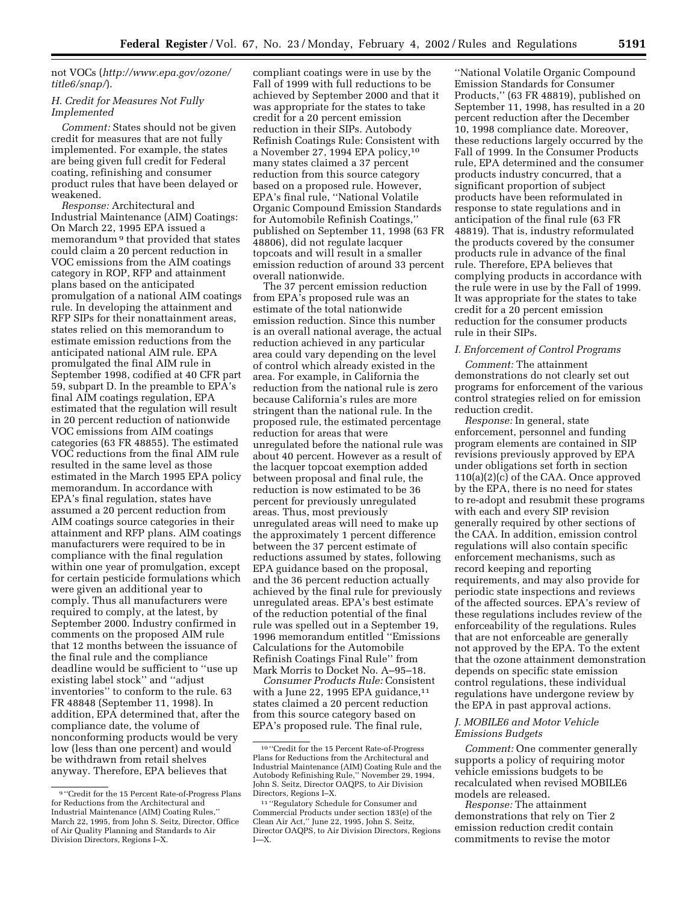not VOCs (*http://www.epa.gov/ozone/title6/snap/*).

### H. Credit for Measures Not Fully Implemented

*Comment:* States should not be given credit for measures that are not fully implemented. For example, the states are being given full credit for Federal coating, refinishing and consumer product rules that have been delayed or weakened.

*Response:* Architectural and Industrial Maintenance (AIM) Coatings: On March 22, 1995 EPA issued a memorandum [9] that provided that states could claim a 20 percent reduction in VOC emissions from the AIM coatings category in ROP, RFP and attainment plans based on the anticipated promulgation of a national AIM coatings rule. In developing the attainment and RFP SIPs for their nonattainment areas, states relied on this memorandum to estimate emission reductions from the anticipated national AIM rule. EPA promulgated the final AIM rule in September 1998, codified at 40 CFR part 59, subpart D. In the preamble to EPA's final AIM coatings regulation, EPA estimated that the regulation will result in 20 percent reduction of nationwide VOC emissions from AIM coatings categories (63 FR 48855). The estimated VOC reductions from the final AIM rule resulted in the same level as those estimated in the March 1995 EPA policy memorandum. In accordance with EPA's final regulation, states have assumed a 20 percent reduction from AIM coatings source categories in their attainment and RFP plans. AIM coatings manufacturers were required to be in compliance with the final regulation within one year of promulgation, except for certain pesticide formulations which were given an additional year to comply. Thus all manufacturers were required to comply, at the latest, by September 2000. Industry confirmed in comments on the proposed AIM rule that 12 months between the issuance of the final rule and the compliance deadline would be sufficient to "use up existing label stock" and "adjust inventories" to conform to the rule. 63 FR 48848 (September 11, 1998). In addition, EPA determined that, after the compliance date, the volume of nonconforming products would be very low (less than one percent) and would be withdrawn from retail shelves anyway. Therefore, EPA believes that compliant coatings were in use by the Fall of 1999 with full reductions to be achieved by September 2000 and that it was appropriate for the states to take credit for a 20 percent emission reduction in their SIPs. Autobody Refinish Coatings Rule: Consistent with a November 27, 1994 EPA policy,[10] many states claimed a 37 percent reduction from this source category based on a proposed rule. However, EPA's final rule, "National Volatile Organic Compound Emission Standards for Automobile Refinish Coatings," published on September 11, 1998 (63 FR 48806), did not regulate lacquer topcoats and will result in a smaller emission reduction of around 33 percent overall nationwide.

The 37 percent emission reduction from EPA's proposed rule was an estimate of the total nationwide emission reduction. Since this number is an overall national average, the actual reduction achieved in any particular area could vary depending on the level of control which already existed in the area. For example, in California the reduction from the national rule is zero because California's rules are more stringent than the national rule. In the proposed rule, the estimated percentage reduction for areas that were unregulated before the national rule was about 40 percent. However as a result of the lacquer topcoat exemption added between proposal and final rule, the reduction is now estimated to be 36 percent for previously unregulated areas. Thus, most previously unregulated areas will need to make up the approximately 1 percent difference between the 37 percent estimate of reductions assumed by states, following EPA guidance based on the proposal, and the 36 percent reduction actually achieved by the final rule for previously unregulated areas. EPA's best estimate of the reduction potential of the final rule was spelled out in a September 19, 1996 memorandum entitled "Emissions Calculations for the Automobile Refinish Coatings Final Rule" from Mark Morris to Docket No. A–95–18.

*Consumer Products Rule:* Consistent with a June 22, 1995 EPA guidance,[11] states claimed a 20 percent reduction from this source category based on EPA's proposed rule. The final rule, "National Volatile Organic Compound Emission Standards for Consumer Products," (63 FR 48819), published on September 11, 1998, has resulted in a 20 percent reduction after the December 10, 1998 compliance date. Moreover, these reductions largely occurred by the Fall of 1999. In the Consumer Products rule, EPA determined and the consumer products industry concurred, that a significant proportion of subject products have been reformulated in response to state regulations and in anticipation of the final rule (63 FR 48819). That is, industry reformulated the products covered by the consumer products rule in advance of the final rule. Therefore, EPA believes that complying products in accordance with the rule were in use by the Fall of 1999. It was appropriate for the states to take credit for a 20 percent emission reduction for the consumer products rule in their SIPs.

### I. Enforcement of Control Programs

*Comment:* The attainment demonstrations do not clearly set out programs for enforcement of the various control strategies relied on for emission reduction credit.

*Response:* In general, state enforcement, personnel and funding program elements are contained in SIP revisions previously approved by EPA under obligations set forth in section 110(a)(2)(c) of the CAA. Once approved by the EPA, there is no need for states to re-adopt and resubmit these programs with each and every SIP revision generally required by other sections of the CAA. In addition, emission control regulations will also contain specific enforcement mechanisms, such as record keeping and reporting requirements, and may also provide for periodic state inspections and reviews of the affected sources. EPA's review of these regulations includes review of the enforceability of the regulations. Rules that are not enforceable are generally not approved by the EPA. To the extent that the ozone attainment demonstration depends on specific state emission control regulations, these individual regulations have undergone review by the EPA in past approval actions.

### J. MOBILE6 and Motor Vehicle Emissions Budgets

*Comment:* One commenter generally supports a policy of requiring motor vehicle emissions budgets to be recalculated when revised MOBILE6 models are released.

*Response:* The attainment demonstrations that rely on Tier 2 emission reduction credit contain commitments to revise the motor

---

[9] "Credit for the 15 Percent Rate-of-Progress Plans for Reductions from the Architectural and Industrial Maintenance (AIM) Coating Rules," March 22, 1995, from John S. Seitz, Director, Office of Air Quality Planning and Standards to Air Division Directors, Regions I–X.

[10] "Credit for the 15 Percent Rate-of-Progress Plans for Reductions from the Architectural and Industrial Maintenance (AIM) Coating Rule and the Autobody Refinishing Rule," November 29, 1994, John S. Seitz, Director OAQPS, to Air Division Directors, Regions I–X.

[11] "Regulatory Schedule for Consumer and Commercial Products under section 183(e) of the Clean Air Act," June 22, 1995, John S. Seitz, Director OAQPS, to Air Division Directors, Regions I—X.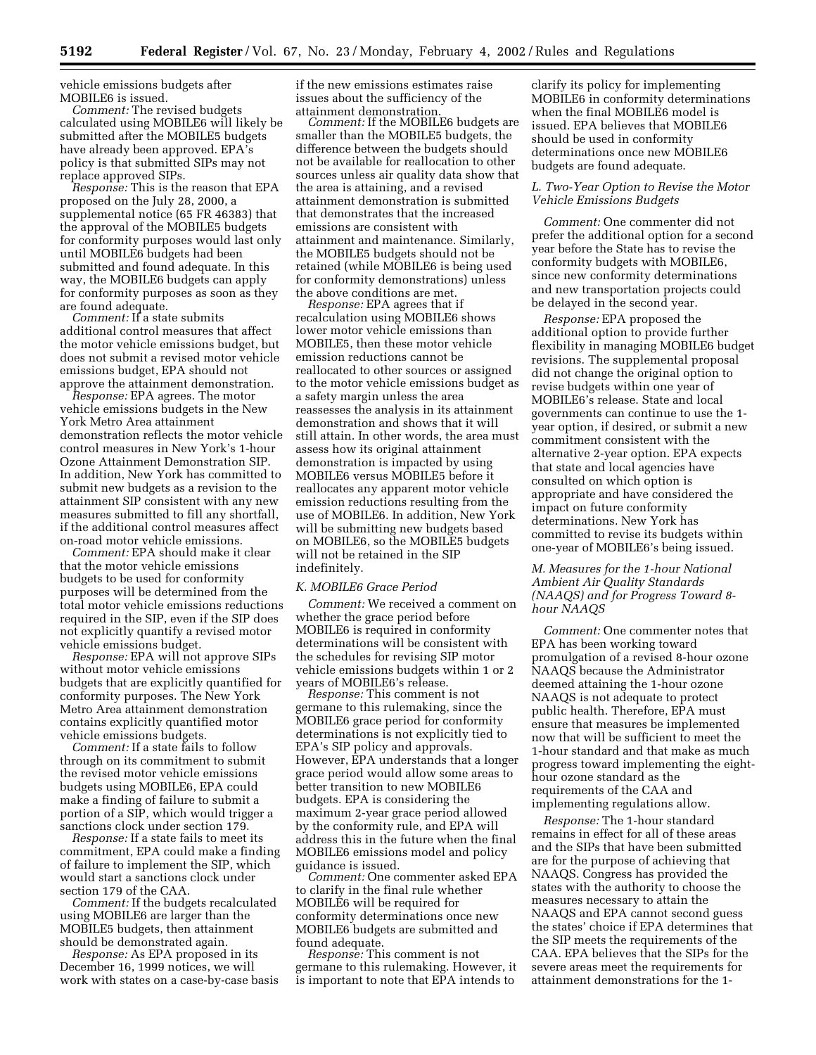vehicle emissions budgets after MOBILE6 is issued.

*Comment:* The revised budgets calculated using MOBILE6 will likely be submitted after the MOBILE5 budgets have already been approved. EPA's policy is that submitted SIPs may not replace approved SIPs.

*Response:* This is the reason that EPA proposed on the July 28, 2000, a supplemental notice (65 FR 46383) that the approval of the MOBILE5 budgets for conformity purposes would last only until MOBILE6 budgets had been submitted and found adequate. In this way, the MOBILE6 budgets can apply for conformity purposes as soon as they are found adequate.

*Comment:* If a state submits additional control measures that affect the motor vehicle emissions budget, but does not submit a revised motor vehicle emissions budget, EPA should not approve the attainment demonstration.

*Response:* EPA agrees. The motor vehicle emissions budgets in the New York Metro Area attainment demonstration reflects the motor vehicle control measures in New York's 1-hour Ozone Attainment Demonstration SIP. In addition, New York has committed to submit new budgets as a revision to the attainment SIP consistent with any new measures submitted to fill any shortfall, if the additional control measures affect on-road motor vehicle emissions.

*Comment:* EPA should make it clear that the motor vehicle emissions budgets to be used for conformity purposes will be determined from the total motor vehicle emissions reductions required in the SIP, even if the SIP does not explicitly quantify a revised motor vehicle emissions budget.

*Response:* EPA will not approve SIPs without motor vehicle emissions budgets that are explicitly quantified for conformity purposes. The New York Metro Area attainment demonstration contains explicitly quantified motor vehicle emissions budgets.

*Comment:* If a state fails to follow through on its commitment to submit the revised motor vehicle emissions budgets using MOBILE6, EPA could make a finding of failure to submit a portion of a SIP, which would trigger a sanctions clock under section 179.

*Response:* If a state fails to meet its commitment, EPA could make a finding of failure to implement the SIP, which would start a sanctions clock under section 179 of the CAA.

*Comment:* If the budgets recalculated using MOBILE6 are larger than the MOBILE5 budgets, then attainment should be demonstrated again.

*Response:* As EPA proposed in its December 16, 1999 notices, we will work with states on a case-by-case basis if the new emissions estimates raise issues about the sufficiency of the attainment demonstration.

*Comment:* If the MOBILE6 budgets are smaller than the MOBILE5 budgets, the difference between the budgets should not be available for reallocation to other sources unless air quality data show that the area is attaining, and a revised attainment demonstration is submitted that demonstrates that the increased emissions are consistent with attainment and maintenance. Similarly, the MOBILE5 budgets should not be retained (while MOBILE6 is being used for conformity demonstrations) unless the above conditions are met.

*Response:* EPA agrees that if recalculation using MOBILE6 shows lower motor vehicle emissions than MOBILE5, then these motor vehicle emission reductions cannot be reallocated to other sources or assigned to the motor vehicle emissions budget as a safety margin unless the area reassesses the analysis in its attainment demonstration and shows that it will still attain. In other words, the area must assess how its original attainment demonstration is impacted by using MOBILE6 versus MOBILE5 before it reallocates any apparent motor vehicle emission reductions resulting from the use of MOBILE6. In addition, New York will be submitting new budgets based on MOBILE6, so the MOBILE5 budgets will not be retained in the SIP indefinitely.

### *K. MOBILE6 Grace Period*

*Comment:* We received a comment on whether the grace period before MOBILE6 is required in conformity determinations will be consistent with the schedules for revising SIP motor vehicle emissions budgets within 1 or 2 years of MOBILE6's release.

*Response:* This comment is not germane to this rulemaking, since the MOBILE6 grace period for conformity determinations is not explicitly tied to EPA's SIP policy and approvals. However, EPA understands that a longer grace period would allow some areas to better transition to new MOBILE6 budgets. EPA is considering the maximum 2-year grace period allowed by the conformity rule, and EPA will address this in the future when the final MOBILE6 emissions model and policy guidance is issued.

*Comment:* One commenter asked EPA to clarify in the final rule whether MOBILE6 will be required for conformity determinations once new MOBILE6 budgets are submitted and found adequate.

*Response:* This comment is not germane to this rulemaking. However, it is important to note that EPA intends to clarify its policy for implementing MOBILE6 in conformity determinations when the final MOBILE6 model is issued. EPA believes that MOBILE6 should be used in conformity determinations once new MOBILE6 budgets are found adequate.

### *L. Two-Year Option to Revise the Motor Vehicle Emissions Budgets*

*Comment:* One commenter did not prefer the additional option for a second year before the State has to revise the conformity budgets with MOBILE6, since new conformity determinations and new transportation projects could be delayed in the second year.

*Response:* EPA proposed the additional option to provide further flexibility in managing MOBILE6 budget revisions. The supplemental proposal did not change the original option to revise budgets within one year of MOBILE6's release. State and local governments can continue to use the 1-year option, if desired, or submit a new commitment consistent with the alternative 2-year option. EPA expects that state and local agencies have consulted on which option is appropriate and have considered the impact on future conformity determinations. New York has committed to revise its budgets within one-year of MOBILE6's being issued.

### *M. Measures for the 1-hour National Ambient Air Quality Standards (NAAQS) and for Progress Toward 8-hour NAAQS*

*Comment:* One commenter notes that EPA has been working toward promulgation of a revised 8-hour ozone NAAQS because the Administrator deemed attaining the 1-hour ozone NAAQS is not adequate to protect public health. Therefore, EPA must ensure that measures be implemented now that will be sufficient to meet the 1-hour standard and that make as much progress toward implementing the eight-hour ozone standard as the requirements of the CAA and implementing regulations allow.

*Response:* The 1-hour standard remains in effect for all of these areas and the SIPs that have been submitted are for the purpose of achieving that NAAQS. Congress has provided the states with the authority to choose the measures necessary to attain the NAAQS and EPA cannot second guess the states' choice if EPA determines that the SIP meets the requirements of the CAA. EPA believes that the SIPs for the severe areas meet the requirements for attainment demonstrations for the 1-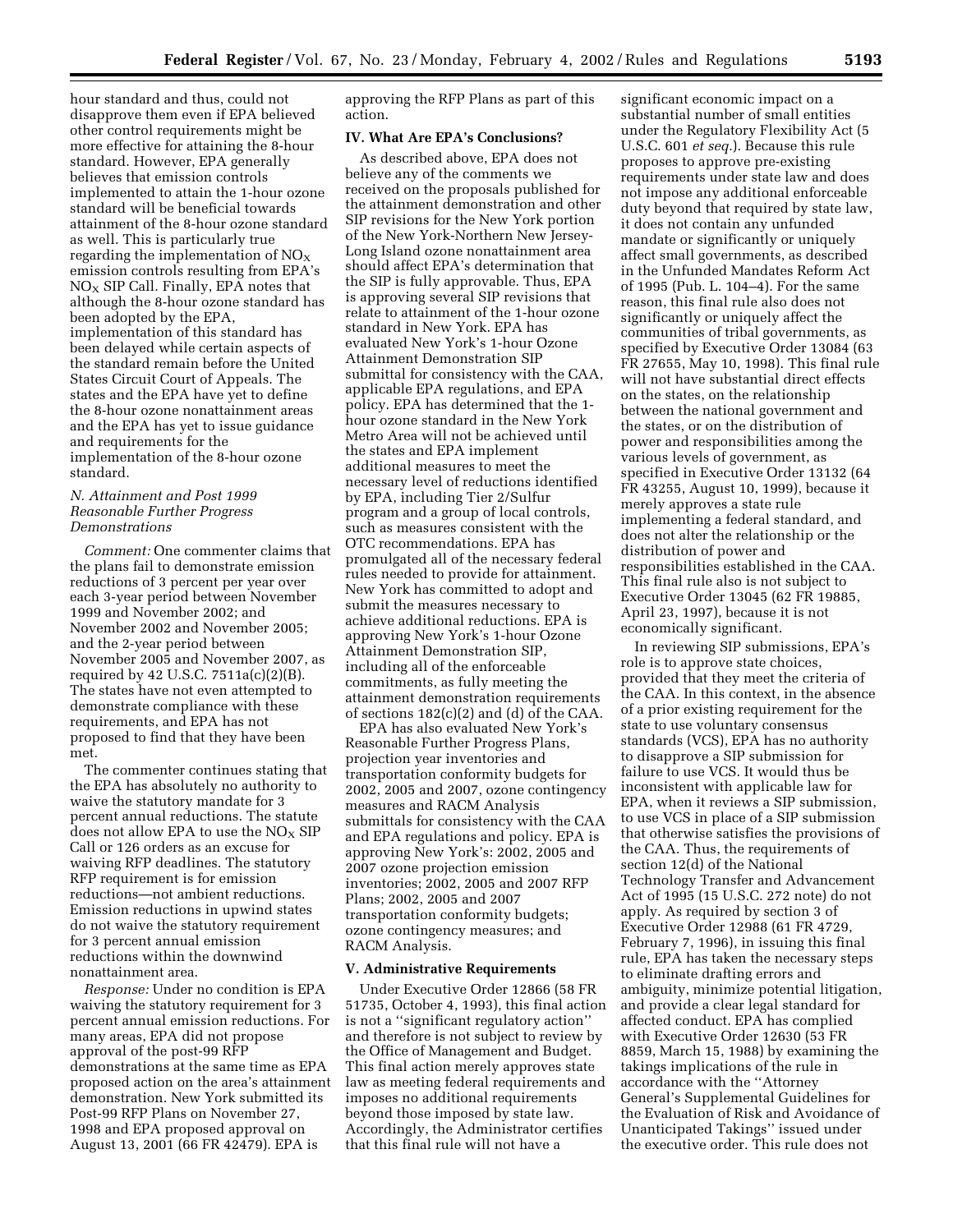hour standard and thus, could not disapprove them even if EPA believed other control requirements might be more effective for attaining the 8-hour standard. However, EPA generally believes that emission controls implemented to attain the 1-hour ozone standard will be beneficial towards attainment of the 8-hour ozone standard as well. This is particularly true regarding the implementation of $NO_X$ emission controls resulting from EPA's $NO_X$ SIP Call. Finally, EPA notes that although the 8-hour ozone standard has been adopted by the EPA, implementation of this standard has been delayed while certain aspects of the standard remain before the United States Circuit Court of Appeals. The states and the EPA have yet to define the 8-hour ozone nonattainment areas and the EPA has yet to issue guidance and requirements for the implementation of the 8-hour ozone standard.

### *N. Attainment and Post 1999 Reasonable Further Progress Demonstrations*

*Comment:* One commenter claims that the plans fail to demonstrate emission reductions of 3 percent per year over each 3-year period between November 1999 and November 2002; and November 2002 and November 2005; and the 2-year period between November 2005 and November 2007, as required by 42 U.S.C. 7511a(c)(2)(B). The states have not even attempted to demonstrate compliance with these requirements, and EPA has not proposed to find that they have been met.

The commenter continues stating that the EPA has absolutely no authority to waive the statutory mandate for 3 percent annual reductions. The statute does not allow EPA to use the $NO_X$ SIP Call or 126 orders as an excuse for waiving RFP deadlines. The statutory RFP requirement is for emission reductions—not ambient reductions. Emission reductions in upwind states do not waive the statutory requirement for 3 percent annual emission reductions within the downwind nonattainment area.

*Response:* Under no condition is EPA waiving the statutory requirement for 3 percent annual emission reductions. For many areas, EPA did not propose approval of the post-99 RFP demonstrations at the same time as EPA proposed action on the area's attainment demonstration. New York submitted its Post-99 RFP Plans on November 27, 1998 and EPA proposed approval on August 13, 2001 (66 FR 42479). EPA is approving the RFP Plans as part of this action.

## IV. What Are EPA's Conclusions?

As described above, EPA does not believe any of the comments we received on the proposals published for the attainment demonstration and other SIP revisions for the New York portion of the New York-Northern New Jersey-Long Island ozone nonattainment area should affect EPA's determination that the SIP is fully approvable. Thus, EPA is approving several SIP revisions that relate to attainment of the 1-hour ozone standard in New York. EPA has evaluated New York's 1-hour Ozone Attainment Demonstration SIP submittal for consistency with the CAA, applicable EPA regulations, and EPA policy. EPA has determined that the 1-hour ozone standard in the New York Metro Area will not be achieved until the states and EPA implement additional measures to meet the necessary level of reductions identified by EPA, including Tier 2/Sulfur program and a group of local controls, such as measures consistent with the OTC recommendations. EPA has promulgated all of the necessary federal rules needed to provide for attainment. New York has committed to adopt and submit the measures necessary to achieve additional reductions. EPA is approving New York's 1-hour Ozone Attainment Demonstration SIP, including all of the enforceable commitments, as fully meeting the attainment demonstration requirements of sections 182(c)(2) and (d) of the CAA.

EPA has also evaluated New York's Reasonable Further Progress Plans, projection year inventories and transportation conformity budgets for 2002, 2005 and 2007, ozone contingency measures and RACM Analysis submittals for consistency with the CAA and EPA regulations and policy. EPA is approving New York's: 2002, 2005 and 2007 ozone projection emission inventories; 2002, 2005 and 2007 RFP Plans; 2002, 2005 and 2007 transportation conformity budgets; ozone contingency measures; and RACM Analysis.

## V. Administrative Requirements

Under Executive Order 12866 (58 FR 51735, October 4, 1993), this final action is not a ''significant regulatory action'' and therefore is not subject to review by the Office of Management and Budget. This final action merely approves state law as meeting federal requirements and imposes no additional requirements beyond those imposed by state law. Accordingly, the Administrator certifies that this final rule will not have a significant economic impact on a substantial number of small entities under the Regulatory Flexibility Act (5 U.S.C. 601 *et seq.*). Because this rule proposes to approve pre-existing requirements under state law and does not impose any additional enforceable duty beyond that required by state law, it does not contain any unfunded mandate or significantly or uniquely affect small governments, as described in the Unfunded Mandates Reform Act of 1995 (Pub. L. 104–4). For the same reason, this final rule also does not significantly or uniquely affect the communities of tribal governments, as specified by Executive Order 13084 (63 FR 27655, May 10, 1998). This final rule will not have substantial direct effects on the states, on the relationship between the national government and the states, or on the distribution of power and responsibilities among the various levels of government, as specified in Executive Order 13132 (64 FR 43255, August 10, 1999), because it merely approves a state rule implementing a federal standard, and does not alter the relationship or the distribution of power and responsibilities established in the CAA. This final rule also is not subject to Executive Order 13045 (62 FR 19885, April 23, 1997), because it is not economically significant.

In reviewing SIP submissions, EPA's role is to approve state choices, provided that they meet the criteria of the CAA. In this context, in the absence of a prior existing requirement for the state to use voluntary consensus standards (VCS), EPA has no authority to disapprove a SIP submission for failure to use VCS. It would thus be inconsistent with applicable law for EPA, when it reviews a SIP submission, to use VCS in place of a SIP submission that otherwise satisfies the provisions of the CAA. Thus, the requirements of section 12(d) of the National Technology Transfer and Advancement Act of 1995 (15 U.S.C. 272 note) do not apply. As required by section 3 of Executive Order 12988 (61 FR 4729, February 7, 1996), in issuing this final rule, EPA has taken the necessary steps to eliminate drafting errors and ambiguity, minimize potential litigation, and provide a clear legal standard for affected conduct. EPA has complied with Executive Order 12630 (53 FR 8859, March 15, 1988) by examining the takings implications of the rule in accordance with the ''Attorney General's Supplemental Guidelines for the Evaluation of Risk and Avoidance of Unanticipated Takings'' issued under the executive order. This rule does not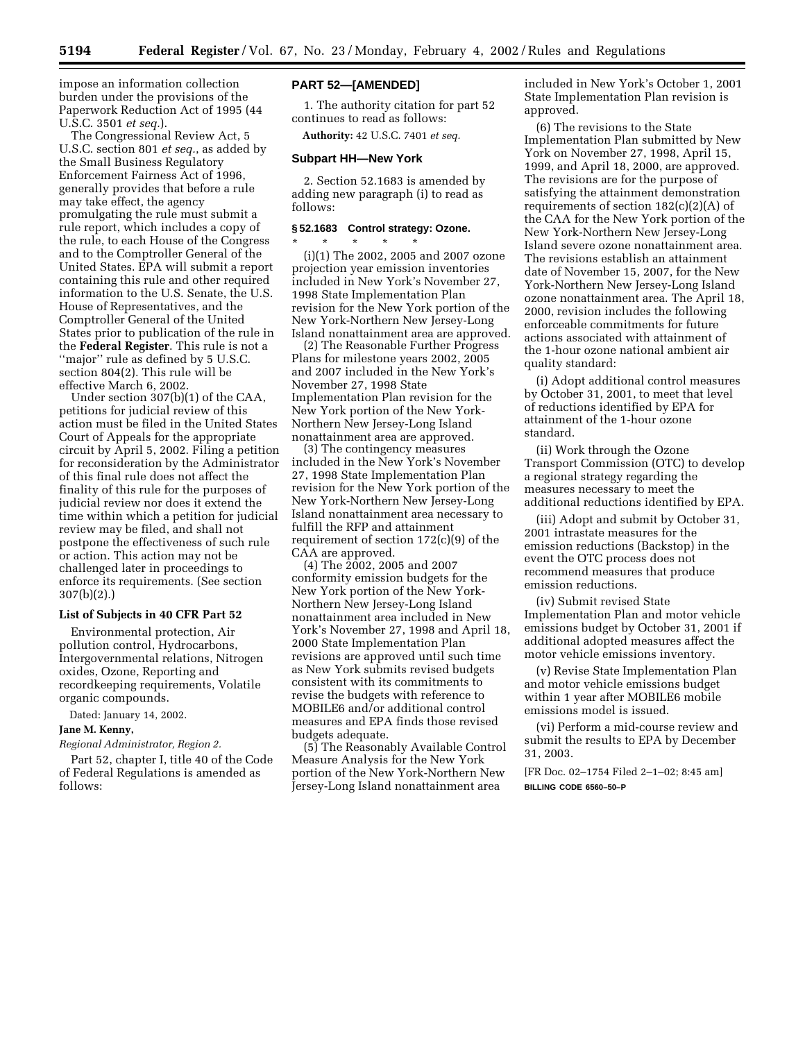impose an information collection burden under the provisions of the Paperwork Reduction Act of 1995 (44 U.S.C. 3501 *et seq.*).

The Congressional Review Act, 5 U.S.C. section 801 *et seq.*, as added by the Small Business Regulatory Enforcement Fairness Act of 1996, generally provides that before a rule may take effect, the agency promulgating the rule must submit a rule report, which includes a copy of the rule, to each House of the Congress and to the Comptroller General of the United States. EPA will submit a report containing this rule and other required information to the U.S. Senate, the U.S. House of Representatives, and the Comptroller General of the United States prior to publication of the rule in the **Federal Register**. This rule is not a ''major'' rule as defined by 5 U.S.C. section 804(2). This rule will be effective March 6, 2002.

Under section 307(b)(1) of the CAA, petitions for judicial review of this action must be filed in the United States Court of Appeals for the appropriate circuit by April 5, 2002. Filing a petition for reconsideration by the Administrator of this final rule does not affect the finality of this rule for the purposes of judicial review nor does it extend the time within which a petition for judicial review may be filed, and shall not postpone the effectiveness of such rule or action. This action may not be challenged later in proceedings to enforce its requirements. (See section 307(b)(2).)

### List of Subjects in 40 CFR Part 52

Environmental protection, Air pollution control, Hydrocarbons, Intergovernmental relations, Nitrogen oxides, Ozone, Reporting and recordkeeping requirements, Volatile organic compounds.

Dated: January 14, 2002.

**Jane M. Kenny,**

*Regional Administrator, Region 2.*

Part 52, chapter I, title 40 of the Code of Federal Regulations is amended as follows:

## PART 52—[AMENDED]

1. The authority citation for part 52 continues to read as follows:

**Authority:** 42 U.S.C. 7401 *et seq.*

## Subpart HH—New York

2. Section 52.1683 is amended by adding new paragraph (i) to read as follows:

### § 52.1683 Control strategy: Ozone.

\* \* \* \* \*

(i)(1) The 2002, 2005 and 2007 ozone projection year emission inventories included in New York's November 27, 1998 State Implementation Plan revision for the New York portion of the New York-Northern New Jersey-Long Island nonattainment area are approved.

(2) The Reasonable Further Progress Plans for milestone years 2002, 2005 and 2007 included in the New York's November 27, 1998 State Implementation Plan revision for the New York portion of the New York-Northern New Jersey-Long Island nonattainment area are approved.

(3) The contingency measures included in the New York's November 27, 1998 State Implementation Plan revision for the New York portion of the New York-Northern New Jersey-Long Island nonattainment area necessary to fulfill the RFP and attainment requirement of section 172(c)(9) of the CAA are approved.

(4) The 2002, 2005 and 2007 conformity emission budgets for the New York portion of the New York-Northern New Jersey-Long Island nonattainment area included in New York's November 27, 1998 and April 18, 2000 State Implementation Plan revisions are approved until such time as New York submits revised budgets consistent with its commitments to revise the budgets with reference to MOBILE6 and/or additional control measures and EPA finds those revised budgets adequate.

(5) The Reasonably Available Control Measure Analysis for the New York portion of the New York-Northern New Jersey-Long Island nonattainment area included in New York's October 1, 2001 State Implementation Plan revision is approved.

(6) The revisions to the State Implementation Plan submitted by New York on November 27, 1998, April 15, 1999, and April 18, 2000, are approved. The revisions are for the purpose of satisfying the attainment demonstration requirements of section 182(c)(2)(A) of the CAA for the New York portion of the New York-Northern New Jersey-Long Island severe ozone nonattainment area. The revisions establish an attainment date of November 15, 2007, for the New York-Northern New Jersey-Long Island ozone nonattainment area. The April 18, 2000, revision includes the following enforceable commitments for future actions associated with attainment of the 1-hour ozone national ambient air quality standard:

(i) Adopt additional control measures by October 31, 2001, to meet that level of reductions identified by EPA for attainment of the 1-hour ozone standard.

(ii) Work through the Ozone Transport Commission (OTC) to develop a regional strategy regarding the measures necessary to meet the additional reductions identified by EPA.

(iii) Adopt and submit by October 31, 2001 intrastate measures for the emission reductions (Backstop) in the event the OTC process does not recommend measures that produce emission reductions.

(iv) Submit revised State Implementation Plan and motor vehicle emissions budget by October 31, 2001 if additional adopted measures affect the motor vehicle emissions inventory.

(v) Revise State Implementation Plan and motor vehicle emissions budget within 1 year after MOBILE6 mobile emissions model is issued.

(vi) Perform a mid-course review and submit the results to EPA by December 31, 2003.

[FR Doc. 02–1754 Filed 2–1–02; 8:45 am]

**BILLING CODE 6560–50–P**